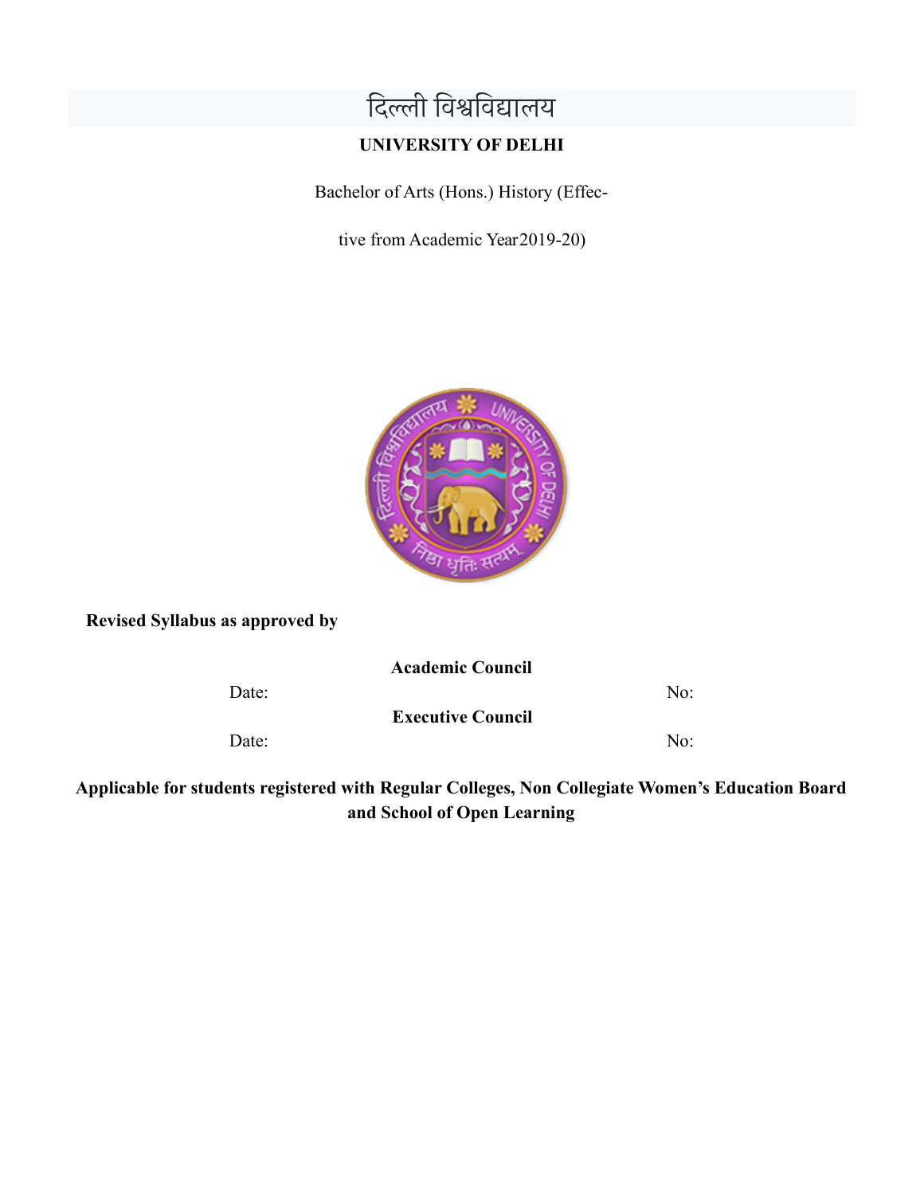# दिल्ली विश्वविद्यालय

**UNIVERSITY OF DELHI**

Bachelor of Arts (Hons.) History (Effective from Academic Year 2019-20)

**Revised Syllabus as approved by**

**Academic Council**

Date: No:

**Executive Council**

Date: No:

**Applicable for students registered with Regular Colleges, Non Collegiate Women's Education Board and School of Open Learning**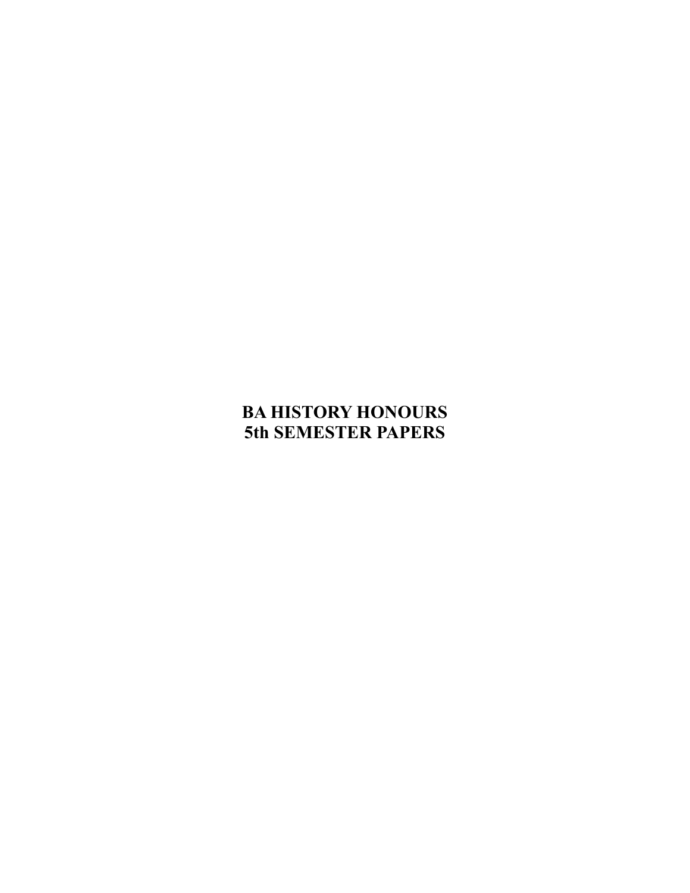# BA HISTORY HONOURS
# 5th SEMESTER PAPERS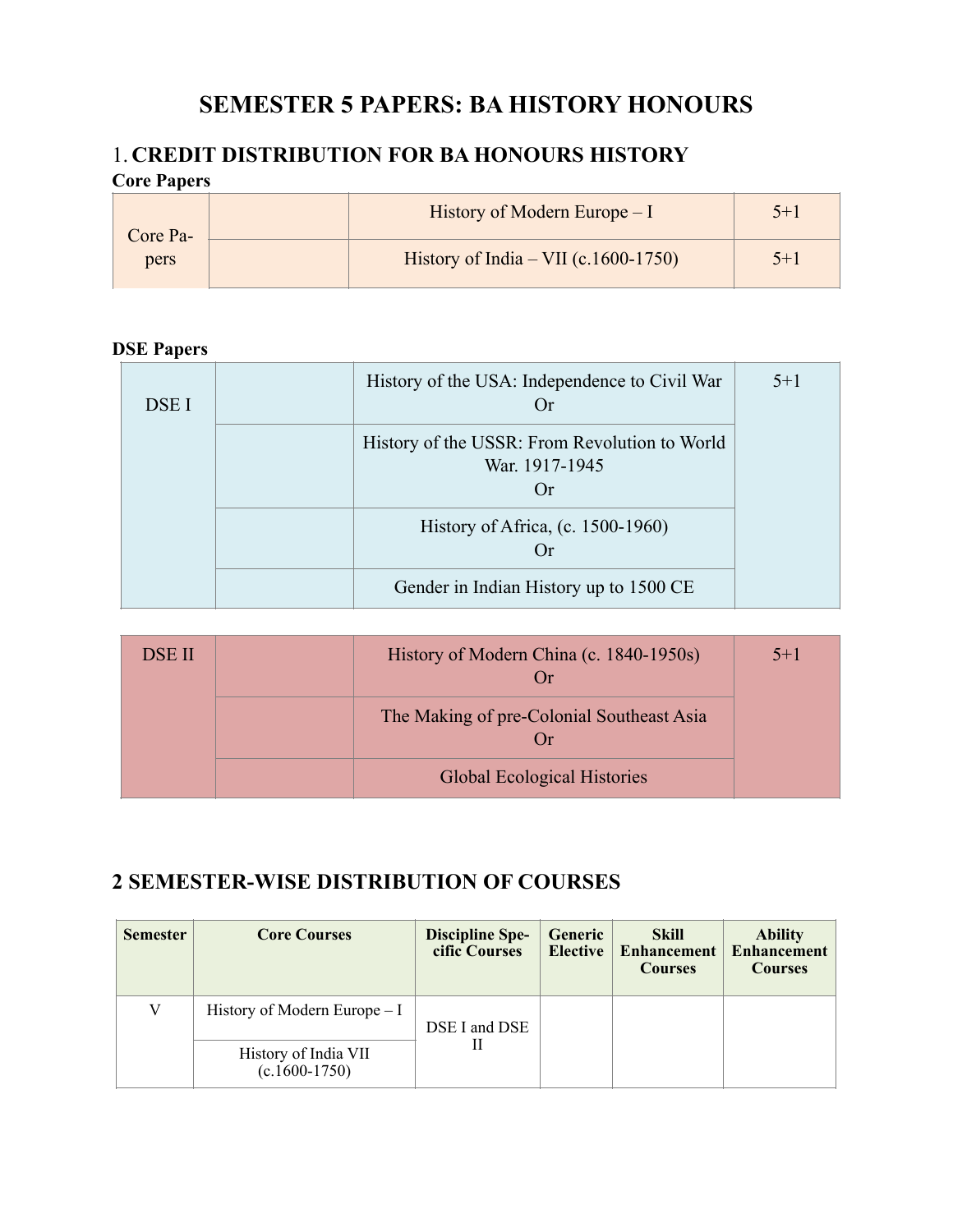# SEMESTER 5 PAPERS: BA HISTORY HONOURS

## 1. CREDIT DISTRIBUTION FOR BA HONOURS HISTORY

**Core Papers**

| | | | |
|---|---|---|---|
| Core Papers | | History of Modern Europe – I | 5+1 |
| | | History of India – VII (c.1600-1750) | 5+1 |

**DSE Papers**

| | | | |
|---|---|---|---|
| DSE I | | History of the USA: Independence to Civil War Or | 5+1 |
| | | History of the USSR: From Revolution to World War. 1917-1945 Or | |
| | | History of Africa, (c. 1500-1960) Or | |
| | | Gender in Indian History up to 1500 CE | |

| | | | |
|---|---|---|---|
| DSE II | | History of Modern China (c. 1840-1950s) Or | 5+1 |
| | | The Making of pre-Colonial Southeast Asia Or | |
| | | Global Ecological Histories | |

## 2 SEMESTER-WISE DISTRIBUTION OF COURSES

| Semester | Core Courses | Discipline Specific Courses | Generic Elective | Skill Enhancement Courses | Ability Enhancement Courses |
|---|---|---|---|---|---|
| V | History of Modern Europe – I | DSE I and DSE II | | | |
| | History of India VII (c.1600-1750) | | | | |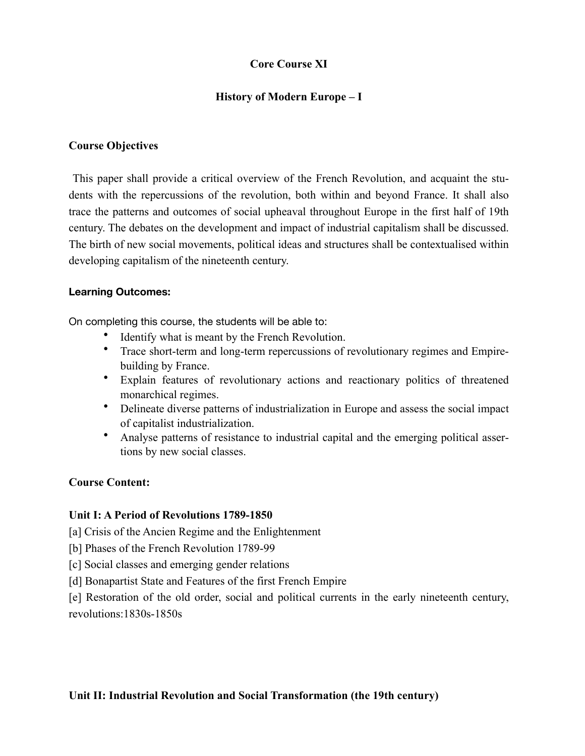**Core Course XI**

**History of Modern Europe – I**

**Course Objectives**

This paper shall provide a critical overview of the French Revolution, and acquaint the students with the repercussions of the revolution, both within and beyond France. It shall also trace the patterns and outcomes of social upheaval throughout Europe in the first half of 19th century. The debates on the development and impact of industrial capitalism shall be discussed. The birth of new social movements, political ideas and structures shall be contextualised within developing capitalism of the nineteenth century.

**Learning Outcomes:**

On completing this course, the students will be able to:

- Identify what is meant by the French Revolution.
- Trace short-term and long-term repercussions of revolutionary regimes and Empire-building by France.
- Explain features of revolutionary actions and reactionary politics of threatened monarchical regimes.
- Delineate diverse patterns of industrialization in Europe and assess the social impact of capitalist industrialization.
- Analyse patterns of resistance to industrial capital and the emerging political assertions by new social classes.

**Course Content:**

**Unit I: A Period of Revolutions 1789-1850**

[a] Crisis of the Ancien Regime and the Enlightenment

[b] Phases of the French Revolution 1789-99

[c] Social classes and emerging gender relations

[d] Bonapartist State and Features of the first French Empire

[e] Restoration of the old order, social and political currents in the early nineteenth century, revolutions:1830s-1850s

**Unit II: Industrial Revolution and Social Transformation (the 19th century)**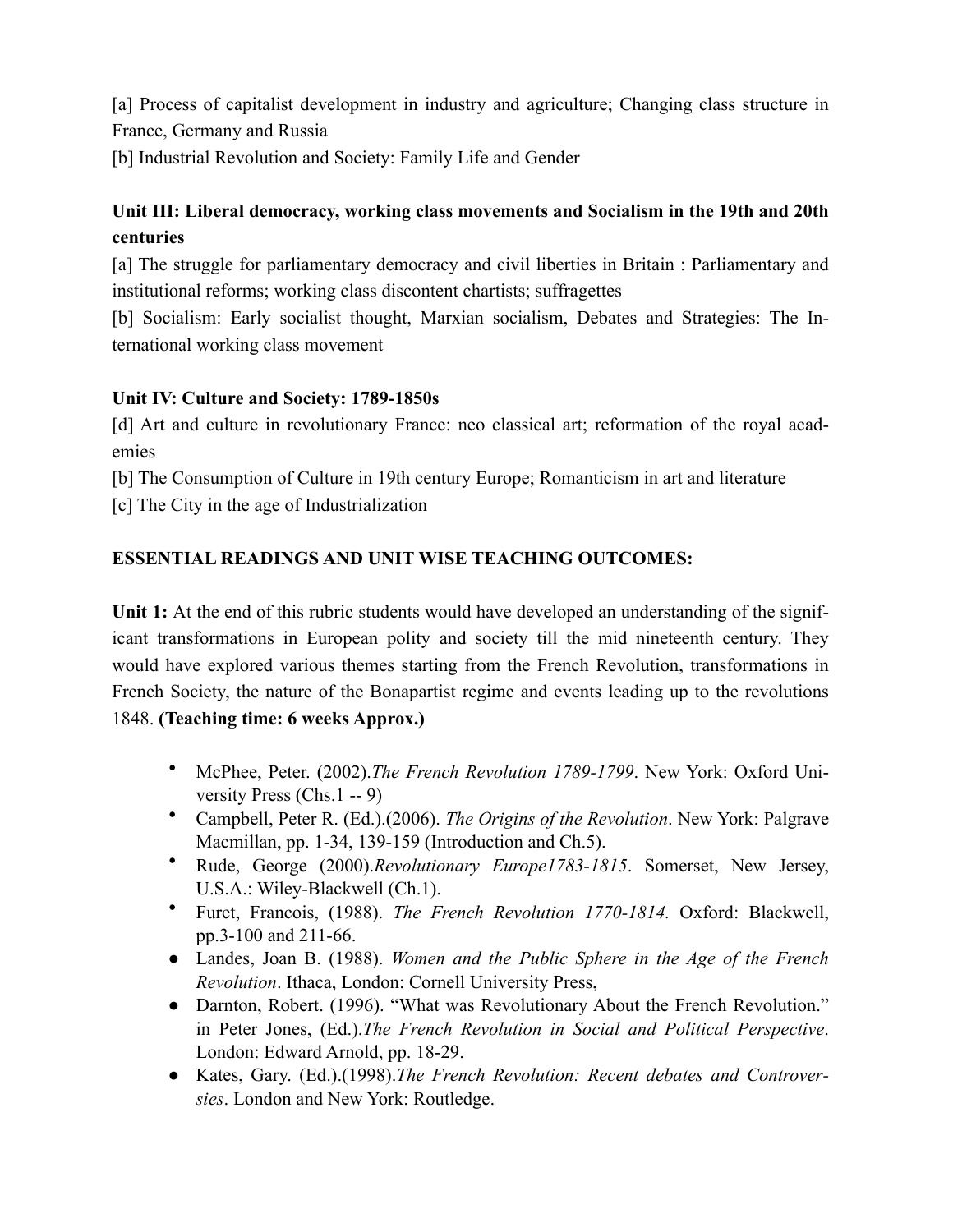[a] Process of capitalist development in industry and agriculture; Changing class structure in France, Germany and Russia

[b] Industrial Revolution and Society: Family Life and Gender

**Unit III: Liberal democracy, working class movements and Socialism in the 19th and 20th centuries**

[a] The struggle for parliamentary democracy and civil liberties in Britain : Parliamentary and institutional reforms; working class discontent chartists; suffragettes

[b] Socialism: Early socialist thought, Marxian socialism, Debates and Strategies: The International working class movement

**Unit IV: Culture and Society: 1789-1850s**

[d] Art and culture in revolutionary France: neo classical art; reformation of the royal academies

[b] The Consumption of Culture in 19th century Europe; Romanticism in art and literature

[c] The City in the age of Industrialization

**ESSENTIAL READINGS AND UNIT WISE TEACHING OUTCOMES:**

**Unit 1:** At the end of this rubric students would have developed an understanding of the significant transformations in European polity and society till the mid nineteenth century. They would have explored various themes starting from the French Revolution, transformations in French Society, the nature of the Bonapartist regime and events leading up to the revolutions 1848. **(Teaching time: 6 weeks Approx.)**

- McPhee, Peter. (2002).*The French Revolution 1789-1799*. New York: Oxford University Press (Chs.1 -- 9)
- Campbell, Peter R. (Ed.).(2006). *The Origins of the Revolution*. New York: Palgrave Macmillan, pp. 1-34, 139-159 (Introduction and Ch.5).
- Rude, George (2000).*Revolutionary Europe1783-1815*. Somerset, New Jersey, U.S.A.: Wiley-Blackwell (Ch.1).
- Furet, Francois, (1988). *The French Revolution 1770-1814*. Oxford: Blackwell, pp.3-100 and 211-66.
- Landes, Joan B. (1988). *Women and the Public Sphere in the Age of the French Revolution*. Ithaca, London: Cornell University Press,
- Darnton, Robert. (1996). "What was Revolutionary About the French Revolution." in Peter Jones, (Ed.).*The French Revolution in Social and Political Perspective*. London: Edward Arnold, pp. 18-29.
- Kates, Gary. (Ed.).(1998).*The French Revolution: Recent debates and Controversies*. London and New York: Routledge.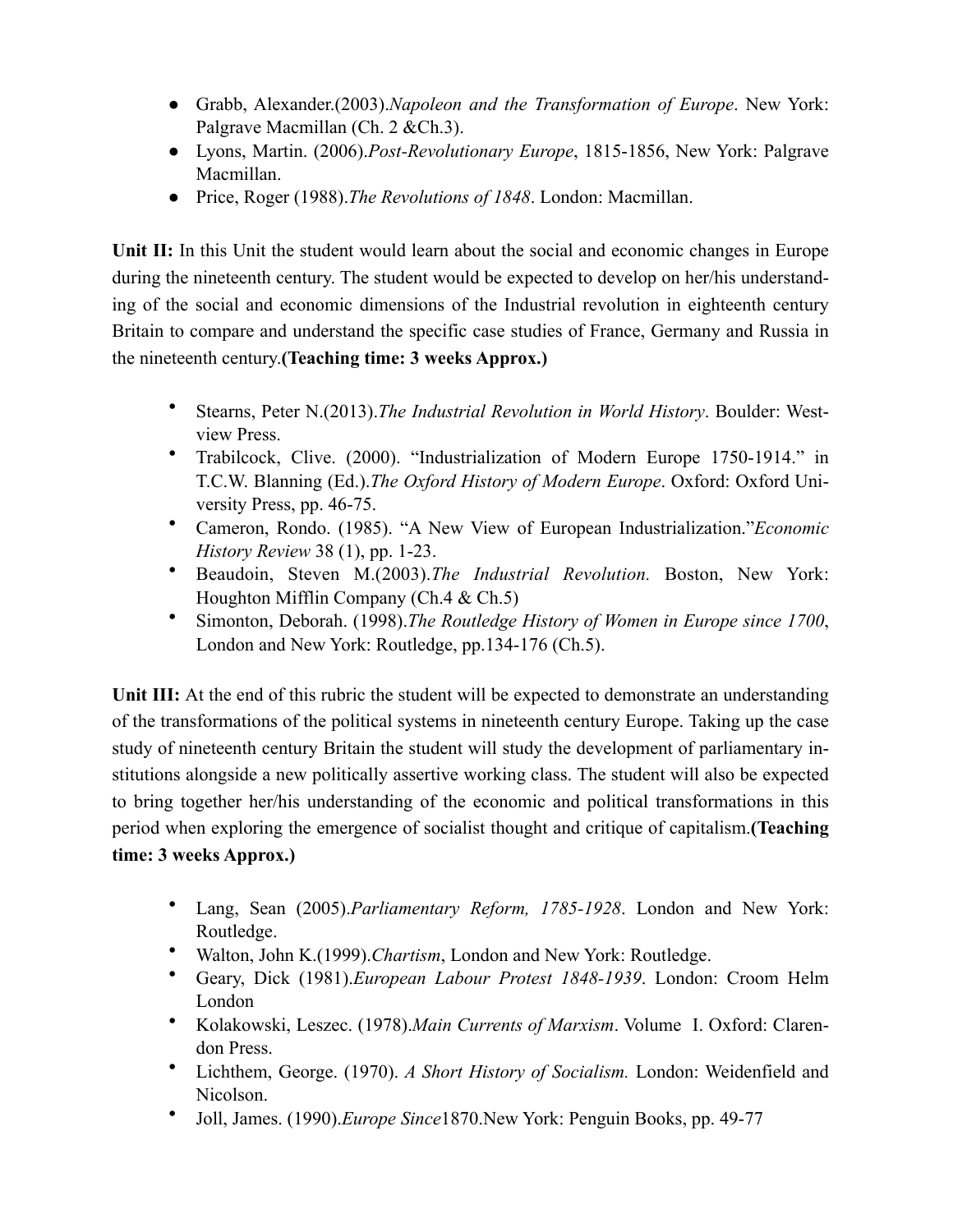- Grabb, Alexander.(2003).*Napoleon and the Transformation of Europe*. New York: Palgrave Macmillan (Ch. 2 &Ch.3).
- Lyons, Martin. (2006).*Post-Revolutionary Europe*, 1815-1856, New York: Palgrave Macmillan.
- Price, Roger (1988).*The Revolutions of 1848*. London: Macmillan.

**Unit II:** In this Unit the student would learn about the social and economic changes in Europe during the nineteenth century. The student would be expected to develop on her/his understanding of the social and economic dimensions of the Industrial revolution in eighteenth century Britain to compare and understand the specific case studies of France, Germany and Russia in the nineteenth century.**(Teaching time: 3 weeks Approx.)**

- Stearns, Peter N.(2013).*The Industrial Revolution in World History*. Boulder: Westview Press.
- Trabilcock, Clive. (2000). "Industrialization of Modern Europe 1750-1914." in T.C.W. Blanning (Ed.).*The Oxford History of Modern Europe*. Oxford: Oxford University Press, pp. 46-75.
- Cameron, Rondo. (1985). "A New View of European Industrialization."*Economic History Review* 38 (1), pp. 1-23.
- Beaudoin, Steven M.(2003).*The Industrial Revolution.* Boston, New York: Houghton Mifflin Company (Ch.4 & Ch.5)
- Simonton, Deborah. (1998).*The Routledge History of Women in Europe since 1700*, London and New York: Routledge, pp.134-176 (Ch.5).

**Unit III:** At the end of this rubric the student will be expected to demonstrate an understanding of the transformations of the political systems in nineteenth century Europe. Taking up the case study of nineteenth century Britain the student will study the development of parliamentary institutions alongside a new politically assertive working class. The student will also be expected to bring together her/his understanding of the economic and political transformations in this period when exploring the emergence of socialist thought and critique of capitalism.**(Teaching time: 3 weeks Approx.)**

- Lang, Sean (2005).*Parliamentary Reform, 1785-1928*. London and New York: Routledge.
- Walton, John K.(1999).*Chartism*, London and New York: Routledge.
- Geary, Dick (1981).*European Labour Protest 1848-1939*. London: Croom Helm London
- Kolakowski, Leszec. (1978).*Main Currents of Marxism*. Volume I. Oxford: Clarendon Press.
- Lichthem, George. (1970). *A Short History of Socialism.* London: Weidenfield and Nicolson.
- Joll, James. (1990).*Europe Since*1870.New York: Penguin Books, pp. 49-77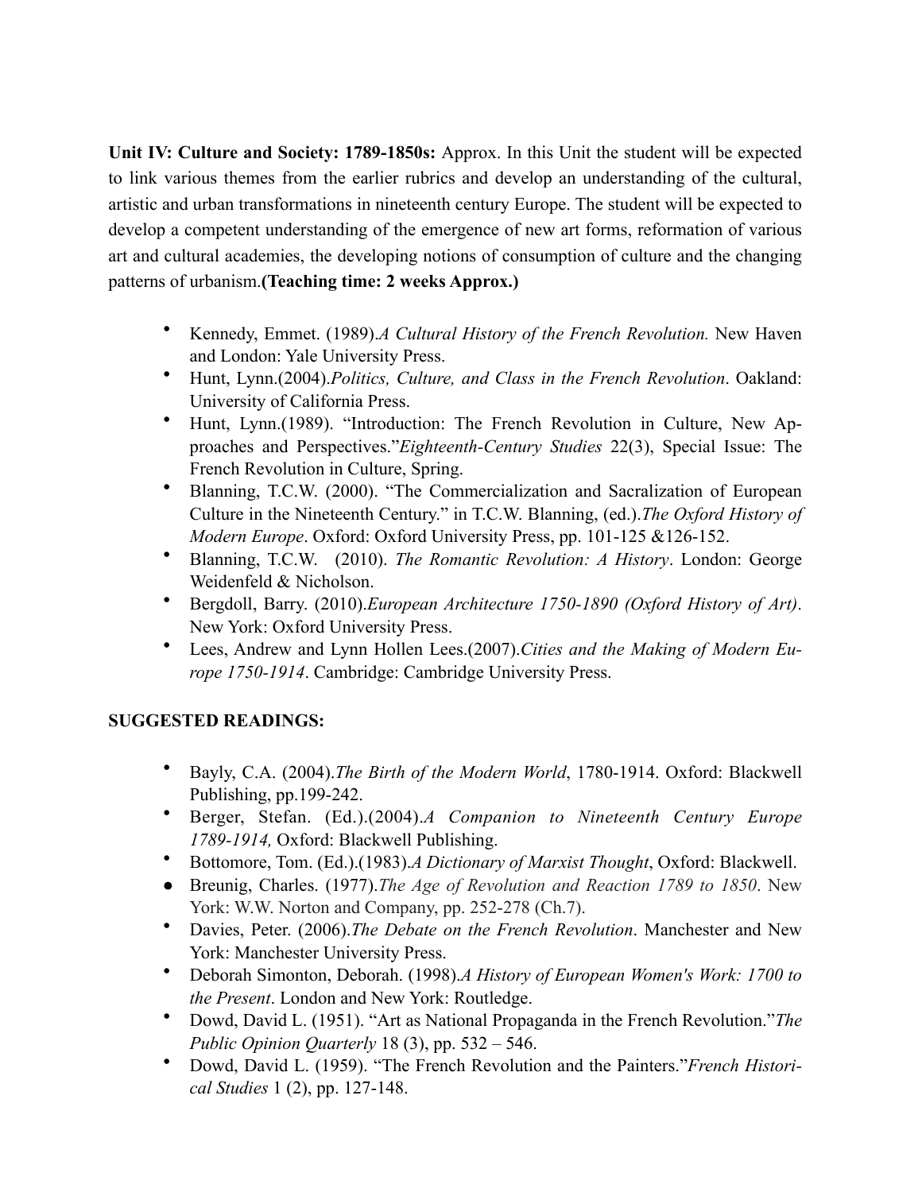**Unit IV: Culture and Society: 1789-1850s:** Approx. In this Unit the student will be expected to link various themes from the earlier rubrics and develop an understanding of the cultural, artistic and urban transformations in nineteenth century Europe. The student will be expected to develop a competent understanding of the emergence of new art forms, reformation of various art and cultural academies, the developing notions of consumption of culture and the changing patterns of urbanism.**(Teaching time: 2 weeks Approx.)**

- Kennedy, Emmet. (1989).*A Cultural History of the French Revolution.* New Haven and London: Yale University Press.
- Hunt, Lynn.(2004).*Politics, Culture, and Class in the French Revolution*. Oakland: University of California Press.
- Hunt, Lynn.(1989). "Introduction: The French Revolution in Culture, New Approaches and Perspectives."*Eighteenth-Century Studies* 22(3), Special Issue: The French Revolution in Culture, Spring.
- Blanning, T.C.W. (2000). "The Commercialization and Sacralization of European Culture in the Nineteenth Century." in T.C.W. Blanning, (ed.).*The Oxford History of Modern Europe*. Oxford: Oxford University Press, pp. 101-125 &126-152.
- Blanning, T.C.W. (2010). *The Romantic Revolution: A History*. London: George Weidenfeld & Nicholson.
- Bergdoll, Barry. (2010).*European Architecture 1750-1890 (Oxford History of Art)*. New York: Oxford University Press.
- Lees, Andrew and Lynn Hollen Lees.(2007).*Cities and the Making of Modern Europe 1750-1914*. Cambridge: Cambridge University Press.

**SUGGESTED READINGS:**

- Bayly, C.A. (2004).*The Birth of the Modern World*, 1780-1914. Oxford: Blackwell Publishing, pp.199-242.
- Berger, Stefan. (Ed.).(2004).*A Companion to Nineteenth Century Europe 1789-1914,* Oxford: Blackwell Publishing.
- Bottomore, Tom. (Ed.).(1983).*A Dictionary of Marxist Thought*, Oxford: Blackwell.
- Breunig, Charles. (1977).*The Age of Revolution and Reaction 1789 to 1850*. New York: W.W. Norton and Company, pp. 252-278 (Ch.7).
- Davies, Peter. (2006).*The Debate on the French Revolution*. Manchester and New York: Manchester University Press.
- Deborah Simonton, Deborah. (1998).*A History of European Women's Work: 1700 to the Present*. London and New York: Routledge.
- Dowd, David L. (1951). "Art as National Propaganda in the French Revolution."*The Public Opinion Quarterly* 18 (3), pp. 532 – 546.
- Dowd, David L. (1959). "The French Revolution and the Painters."*French Historical Studies* 1 (2), pp. 127-148.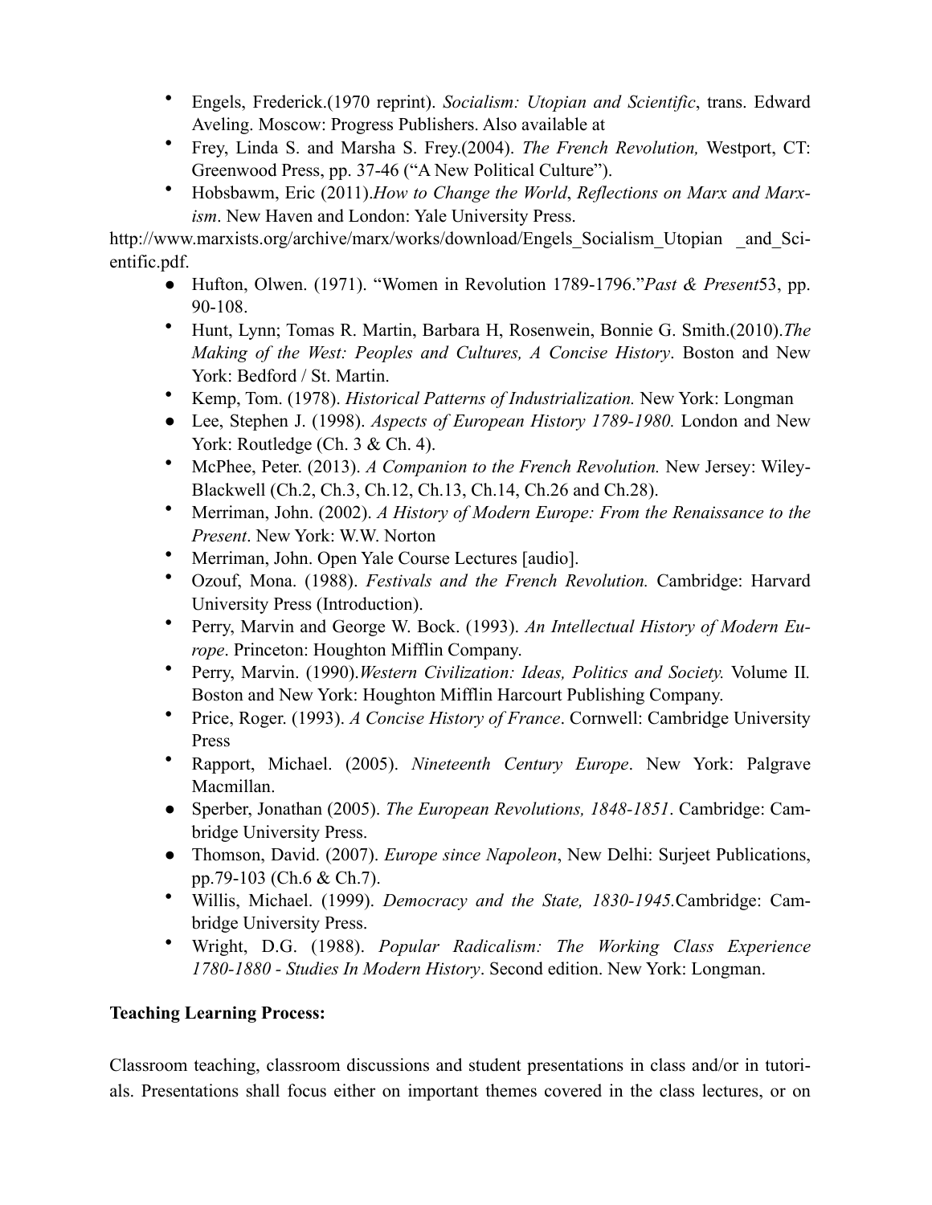- Engels, Frederick.(1970 reprint). *Socialism: Utopian and Scientific*, trans. Edward Aveling. Moscow: Progress Publishers. Also available at
- Frey, Linda S. and Marsha S. Frey.(2004). *The French Revolution,* Westport, CT: Greenwood Press, pp. 37-46 ("A New Political Culture").
- Hobsbawm, Eric (2011).*How to Change the World*, *Reflections on Marx and Marxism*. New Haven and London: Yale University Press.

http://www.marxists.org/archive/marx/works/download/Engels_Socialism_Utopian _and_Scientific.pdf.

- Hufton, Olwen. (1971). "Women in Revolution 1789-1796."*Past & Present*53, pp. 90-108.
- Hunt, Lynn; Tomas R. Martin, Barbara H, Rosenwein, Bonnie G. Smith.(2010).*The Making of the West: Peoples and Cultures, A Concise History*. Boston and New York: Bedford / St. Martin.
- Kemp, Tom. (1978). *Historical Patterns of Industrialization.* New York: Longman
- Lee, Stephen J. (1998). *Aspects of European History 1789-1980.* London and New York: Routledge (Ch. 3 & Ch. 4).
- McPhee, Peter. (2013). *A Companion to the French Revolution.* New Jersey: Wiley-Blackwell (Ch.2, Ch.3, Ch.12, Ch.13, Ch.14, Ch.26 and Ch.28).
- Merriman, John. (2002). *A History of Modern Europe: From the Renaissance to the Present*. New York: W.W. Norton
- Merriman, John. Open Yale Course Lectures [audio].
- Ozouf, Mona. (1988). *Festivals and the French Revolution.* Cambridge: Harvard University Press (Introduction).
- Perry, Marvin and George W. Bock. (1993). *An Intellectual History of Modern Europe*. Princeton: Houghton Mifflin Company.
- Perry, Marvin. (1990).*Western Civilization: Ideas, Politics and Society.* Volume II. Boston and New York: Houghton Mifflin Harcourt Publishing Company.
- Price, Roger. (1993). *A Concise History of France*. Cornwell: Cambridge University Press
- Rapport, Michael. (2005). *Nineteenth Century Europe*. New York: Palgrave Macmillan.
- Sperber, Jonathan (2005). *The European Revolutions, 1848-1851*. Cambridge: Cambridge University Press.
- Thomson, David. (2007). *Europe since Napoleon*, New Delhi: Surjeet Publications, pp.79-103 (Ch.6 & Ch.7).
- Willis, Michael. (1999). *Democracy and the State, 1830-1945.*Cambridge: Cambridge University Press.
- Wright, D.G. (1988). *Popular Radicalism: The Working Class Experience 1780-1880 - Studies In Modern History*. Second edition. New York: Longman.

**Teaching Learning Process:**

Classroom teaching, classroom discussions and student presentations in class and/or in tutorials. Presentations shall focus either on important themes covered in the class lectures, or on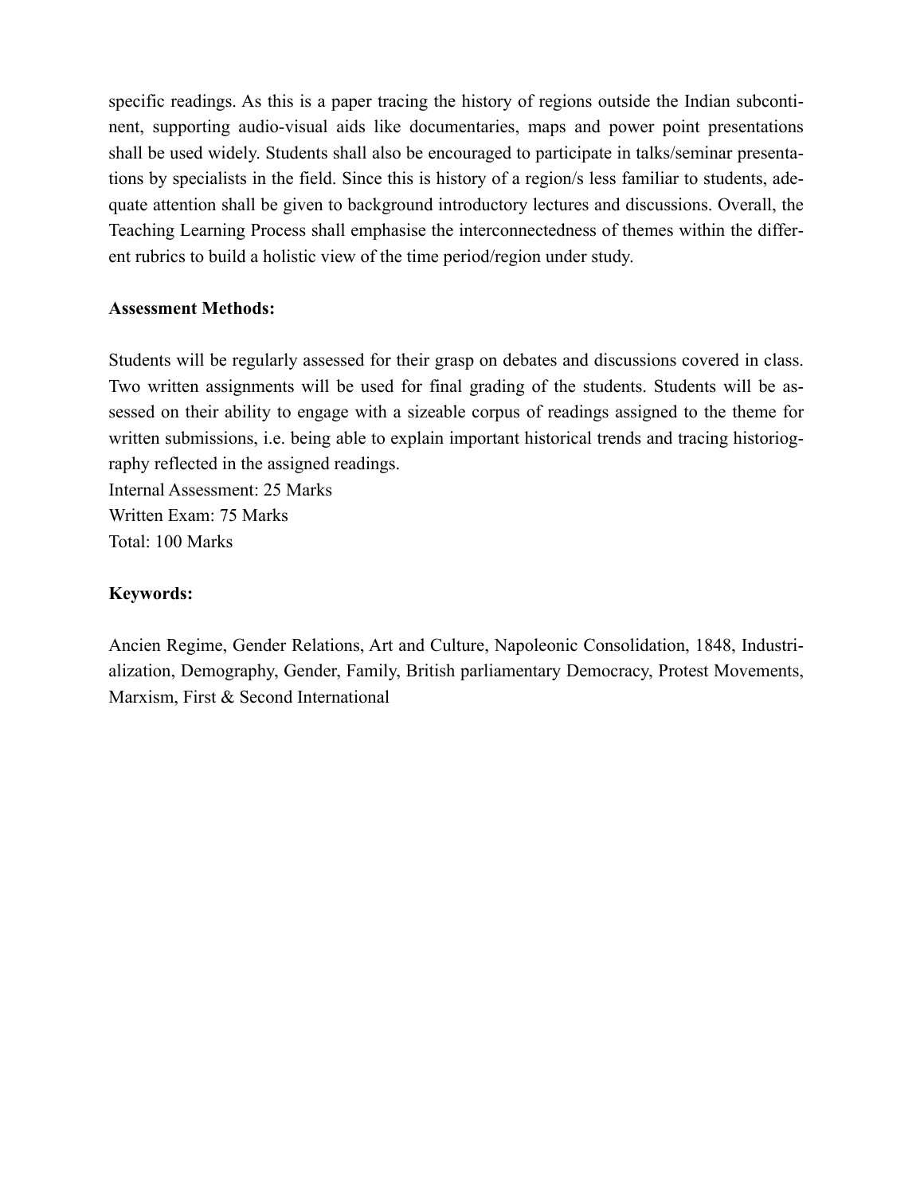specific readings. As this is a paper tracing the history of regions outside the Indian subcontinent, supporting audio-visual aids like documentaries, maps and power point presentations shall be used widely. Students shall also be encouraged to participate in talks/seminar presentations by specialists in the field. Since this is history of a region/s less familiar to students, adequate attention shall be given to background introductory lectures and discussions. Overall, the Teaching Learning Process shall emphasise the interconnectedness of themes within the different rubrics to build a holistic view of the time period/region under study.

**Assessment Methods:**

Students will be regularly assessed for their grasp on debates and discussions covered in class. Two written assignments will be used for final grading of the students. Students will be assessed on their ability to engage with a sizeable corpus of readings assigned to the theme for written submissions, i.e. being able to explain important historical trends and tracing historiography reflected in the assigned readings.
Internal Assessment: 25 Marks
Written Exam: 75 Marks
Total: 100 Marks

**Keywords:**

Ancien Regime, Gender Relations, Art and Culture, Napoleonic Consolidation, 1848, Industrialization, Demography, Gender, Family, British parliamentary Democracy, Protest Movements, Marxism, First & Second International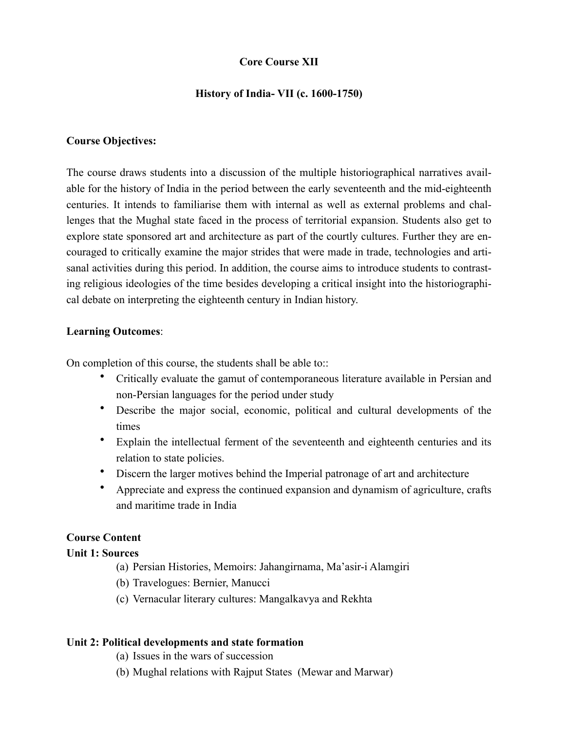**Core Course XII**

**History of India- VII (c. 1600-1750)**

**Course Objectives:**

The course draws students into a discussion of the multiple historiographical narratives available for the history of India in the period between the early seventeenth and the mid-eighteenth centuries. It intends to familiarise them with internal as well as external problems and challenges that the Mughal state faced in the process of territorial expansion. Students also get to explore state sponsored art and architecture as part of the courtly cultures. Further they are encouraged to critically examine the major strides that were made in trade, technologies and artisanal activities during this period. In addition, the course aims to introduce students to contrasting religious ideologies of the time besides developing a critical insight into the historiographical debate on interpreting the eighteenth century in Indian history.

**Learning Outcomes**:

On completion of this course, the students shall be able to::

- Critically evaluate the gamut of contemporaneous literature available in Persian and non-Persian languages for the period under study
- Describe the major social, economic, political and cultural developments of the times
- Explain the intellectual ferment of the seventeenth and eighteenth centuries and its relation to state policies.
- Discern the larger motives behind the Imperial patronage of art and architecture
- Appreciate and express the continued expansion and dynamism of agriculture, crafts and maritime trade in India

**Course Content**

**Unit 1: Sources**

(a) Persian Histories, Memoirs: Jahangirnama, Ma'asir-i Alamgiri
(b) Travelogues: Bernier, Manucci
(c) Vernacular literary cultures: Mangalkavya and Rekhta

**Unit 2: Political developments and state formation**

(a) Issues in the wars of succession
(b) Mughal relations with Rajput States (Mewar and Marwar)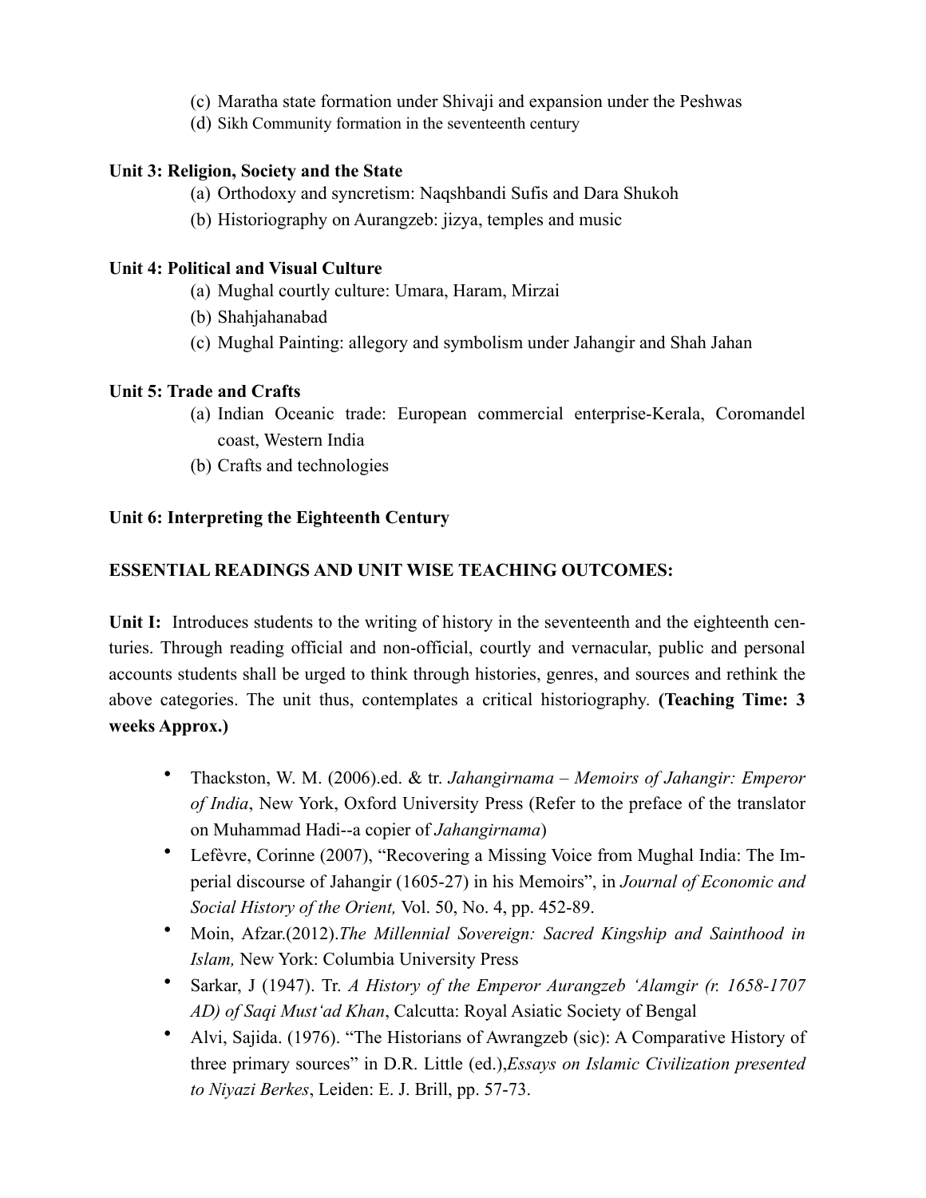(c) Maratha state formation under Shivaji and expansion under the Peshwas
(d) Sikh Community formation in the seventeenth century

**Unit 3: Religion, Society and the State**

(a) Orthodoxy and syncretism: Naqshbandi Sufis and Dara Shukoh
(b) Historiography on Aurangzeb: jizya, temples and music

**Unit 4: Political and Visual Culture**

(a) Mughal courtly culture: Umara, Haram, Mirzai
(b) Shahjahanabad
(c) Mughal Painting: allegory and symbolism under Jahangir and Shah Jahan

**Unit 5: Trade and Crafts**

(a) Indian Oceanic trade: European commercial enterprise-Kerala, Coromandel coast, Western India
(b) Crafts and technologies

**Unit 6: Interpreting the Eighteenth Century**

**ESSENTIAL READINGS AND UNIT WISE TEACHING OUTCOMES:**

**Unit I:** Introduces students to the writing of history in the seventeenth and the eighteenth centuries. Through reading official and non-official, courtly and vernacular, public and personal accounts students shall be urged to think through histories, genres, and sources and rethink the above categories. The unit thus, contemplates a critical historiography. **(Teaching Time: 3 weeks Approx.)**

- Thackston, W. M. (2006).ed. & tr. *Jahangirnama – Memoirs of Jahangir: Emperor of India*, New York, Oxford University Press (Refer to the preface of the translator on Muhammad Hadi--a copier of *Jahangirnama*)
- Lefèvre, Corinne (2007), "Recovering a Missing Voice from Mughal India: The Imperial discourse of Jahangir (1605-27) in his Memoirs", in *Journal of Economic and Social History of the Orient,* Vol. 50, No. 4, pp. 452-89.
- Moin, Afzar.(2012).*The Millennial Sovereign: Sacred Kingship and Sainthood in Islam,* New York: Columbia University Press
- Sarkar, J (1947). Tr. *A History of the Emperor Aurangzeb 'Alamgir (r. 1658-1707 AD) of Saqi Must'ad Khan*, Calcutta: Royal Asiatic Society of Bengal
- Alvi, Sajida. (1976). "The Historians of Awrangzeb (sic): A Comparative History of three primary sources" in D.R. Little (ed.),*Essays on Islamic Civilization presented to Niyazi Berkes*, Leiden: E. J. Brill, pp. 57-73.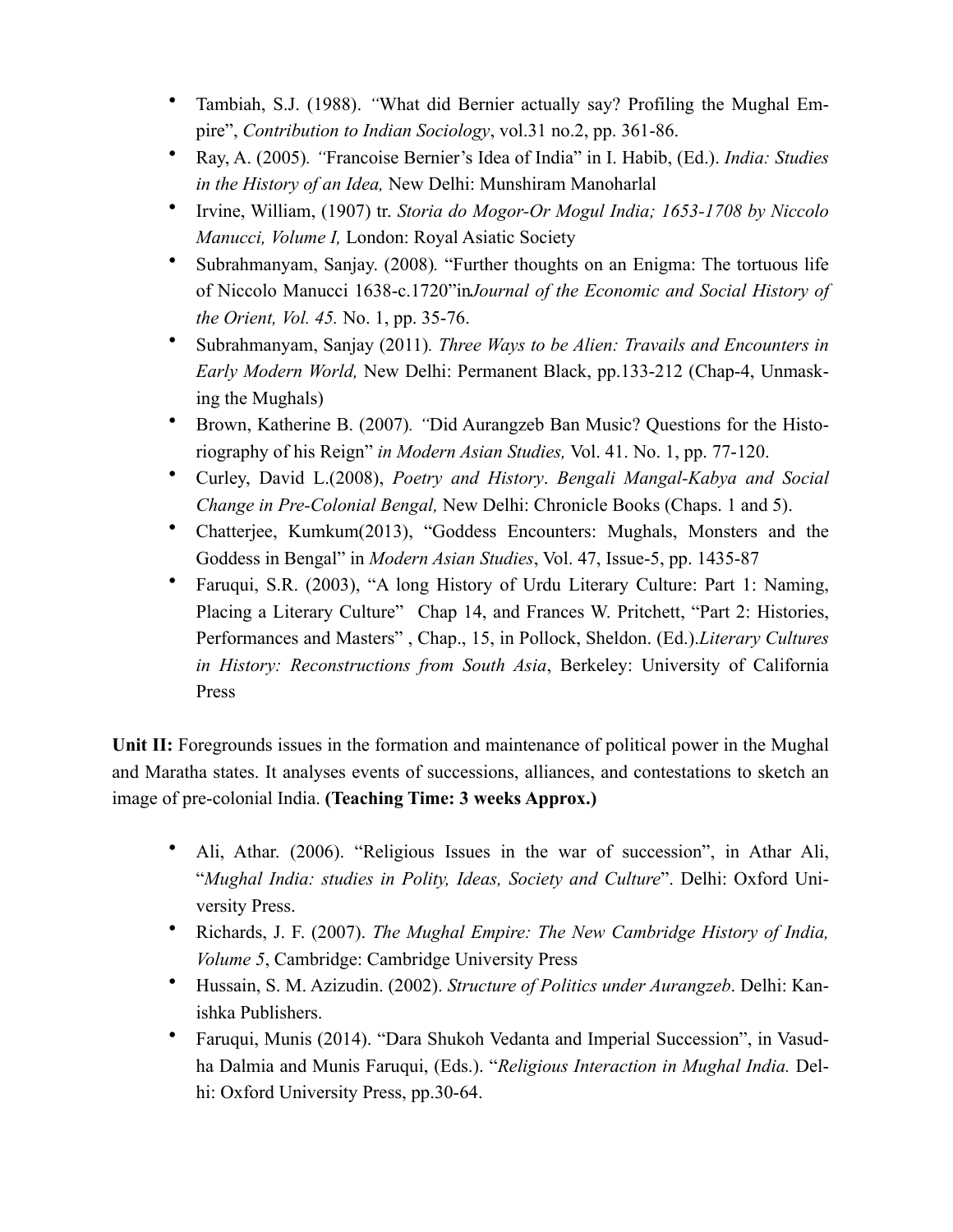- Tambiah, S.J. (1988). *"*What did Bernier actually say? Profiling the Mughal Empire", *Contribution to Indian Sociology*, vol.31 no.2, pp. 361-86.
- Ray, A. (2005)*. "*Francoise Bernier's Idea of India" in I. Habib, (Ed.). *India: Studies in the History of an Idea,* New Delhi: Munshiram Manoharlal
- Irvine, William, (1907) tr. *Storia do Mogor-Or Mogul India; 1653-1708 by Niccolo Manucci, Volume I,* London: Royal Asiatic Society
- Subrahmanyam, Sanjay. (2008)*.* "Further thoughts on an Enigma: The tortuous life of Niccolo Manucci 1638-c.1720"in*Journal of the Economic and Social History of the Orient, Vol. 45.* No. 1, pp. 35-76.
- Subrahmanyam, Sanjay (2011)*. Three Ways to be Alien: Travails and Encounters in Early Modern World,* New Delhi: Permanent Black, pp.133-212 (Chap-4, Unmasking the Mughals)
- Brown, Katherine B. (2007)*. "*Did Aurangzeb Ban Music? Questions for the Historiography of his Reign" *in Modern Asian Studies,* Vol. 41. No. 1, pp. 77-120.
- Curley, David L.(2008), *Poetry and History*. *Bengali Mangal-Kabya and Social Change in Pre-Colonial Bengal,* New Delhi: Chronicle Books (Chaps. 1 and 5).
- Chatterjee, Kumkum(2013), "Goddess Encounters: Mughals, Monsters and the Goddess in Bengal" in *Modern Asian Studies*, Vol. 47, Issue-5, pp. 1435-87
- Faruqui, S.R. (2003), "A long History of Urdu Literary Culture: Part 1: Naming, Placing a Literary Culture" Chap 14, and Frances W. Pritchett, "Part 2: Histories, Performances and Masters" , Chap., 15, in Pollock, Sheldon. (Ed.).*Literary Cultures in History: Reconstructions from South Asia*, Berkeley: University of California Press

**Unit II:** Foregrounds issues in the formation and maintenance of political power in the Mughal and Maratha states. It analyses events of successions, alliances, and contestations to sketch an image of pre-colonial India. **(Teaching Time: 3 weeks Approx.)**

- Ali, Athar. (2006). "Religious Issues in the war of succession", in Athar Ali, "*Mughal India: studies in Polity, Ideas, Society and Culture*". Delhi: Oxford University Press.
- Richards, J. F. (2007). *The Mughal Empire: The New Cambridge History of India, Volume 5*, Cambridge: Cambridge University Press
- Hussain, S. M. Azizudin. (2002). *Structure of Politics under Aurangzeb*. Delhi: Kanishka Publishers.
- Faruqui, Munis (2014). "Dara Shukoh Vedanta and Imperial Succession", in Vasudha Dalmia and Munis Faruqui, (Eds.). "*Religious Interaction in Mughal India.* Delhi: Oxford University Press, pp.30-64.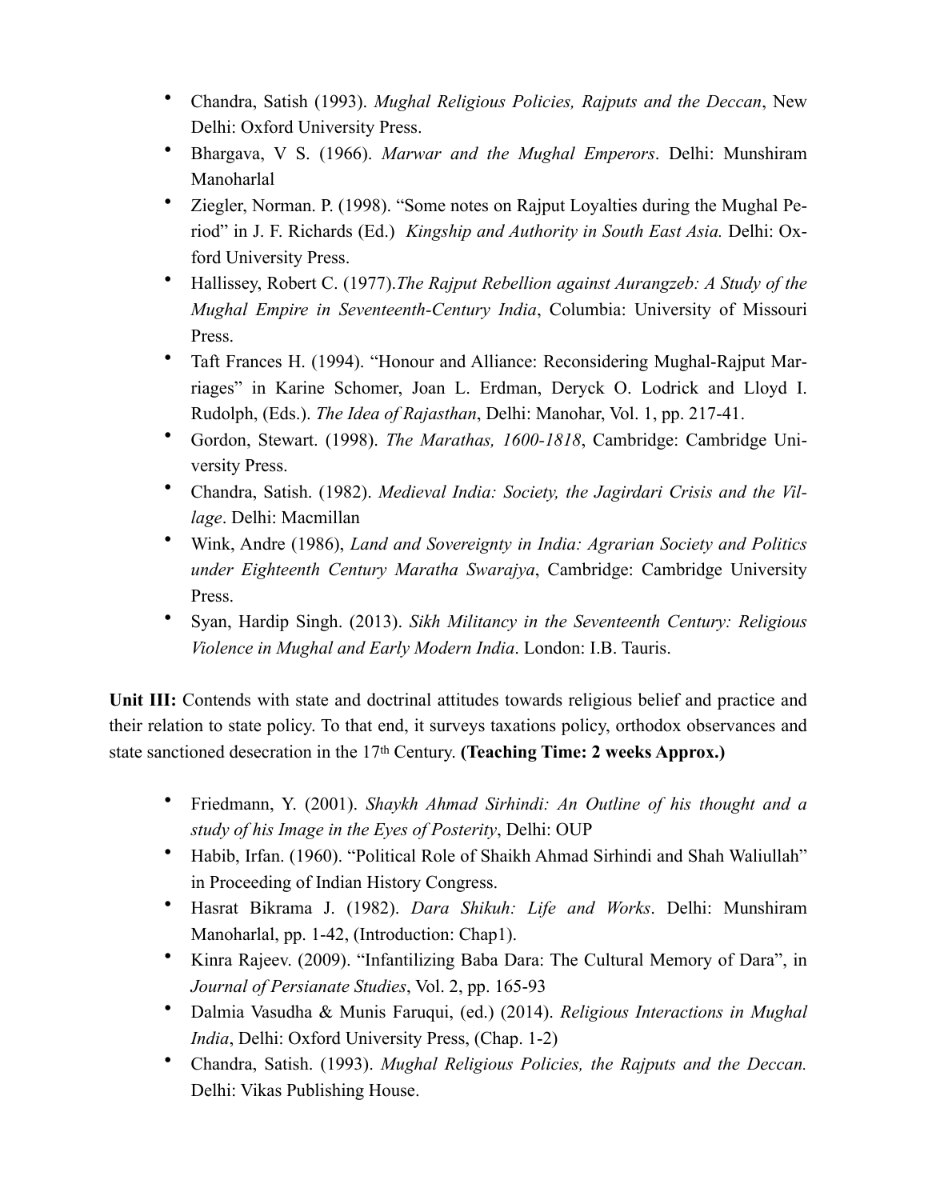- Chandra, Satish (1993). *Mughal Religious Policies, Rajputs and the Deccan*, New Delhi: Oxford University Press.
- Bhargava, V S. (1966). *Marwar and the Mughal Emperors*. Delhi: Munshiram Manoharlal
- Ziegler, Norman. P. (1998). "Some notes on Rajput Loyalties during the Mughal Period" in J. F. Richards (Ed.) *Kingship and Authority in South East Asia.* Delhi: Oxford University Press.
- Hallissey, Robert C. (1977).*The Rajput Rebellion against Aurangzeb: A Study of the Mughal Empire in Seventeenth-Century India*, Columbia: University of Missouri Press.
- Taft Frances H. (1994). "Honour and Alliance: Reconsidering Mughal-Rajput Marriages" in Karine Schomer, Joan L. Erdman, Deryck O. Lodrick and Lloyd I. Rudolph, (Eds.). *The Idea of Rajasthan*, Delhi: Manohar, Vol. 1, pp. 217-41.
- Gordon, Stewart. (1998). *The Marathas, 1600-1818*, Cambridge: Cambridge University Press.
- Chandra, Satish. (1982). *Medieval India: Society, the Jagirdari Crisis and the Village*. Delhi: Macmillan
- Wink, Andre (1986), *Land and Sovereignty in India: Agrarian Society and Politics under Eighteenth Century Maratha Swarajya*, Cambridge: Cambridge University Press.
- Syan, Hardip Singh. (2013). *Sikh Militancy in the Seventeenth Century: Religious Violence in Mughal and Early Modern India*. London: I.B. Tauris.

**Unit III:** Contends with state and doctrinal attitudes towards religious belief and practice and their relation to state policy. To that end, it surveys taxations policy, orthodox observances and state sanctioned desecration in the 17th Century. **(Teaching Time: 2 weeks Approx.)**

- Friedmann, Y. (2001). *Shaykh Ahmad Sirhindi: An Outline of his thought and a study of his Image in the Eyes of Posterity*, Delhi: OUP
- Habib, Irfan. (1960). "Political Role of Shaikh Ahmad Sirhindi and Shah Waliullah" in Proceeding of Indian History Congress.
- Hasrat Bikrama J. (1982). *Dara Shikuh: Life and Works*. Delhi: Munshiram Manoharlal, pp. 1-42, (Introduction: Chap1).
- Kinra Rajeev. (2009). "Infantilizing Baba Dara: The Cultural Memory of Dara", in *Journal of Persianate Studies*, Vol. 2, pp. 165-93
- Dalmia Vasudha & Munis Faruqui, (ed.) (2014). *Religious Interactions in Mughal India*, Delhi: Oxford University Press, (Chap. 1-2)
- Chandra, Satish. (1993). *Mughal Religious Policies, the Rajputs and the Deccan.* Delhi: Vikas Publishing House.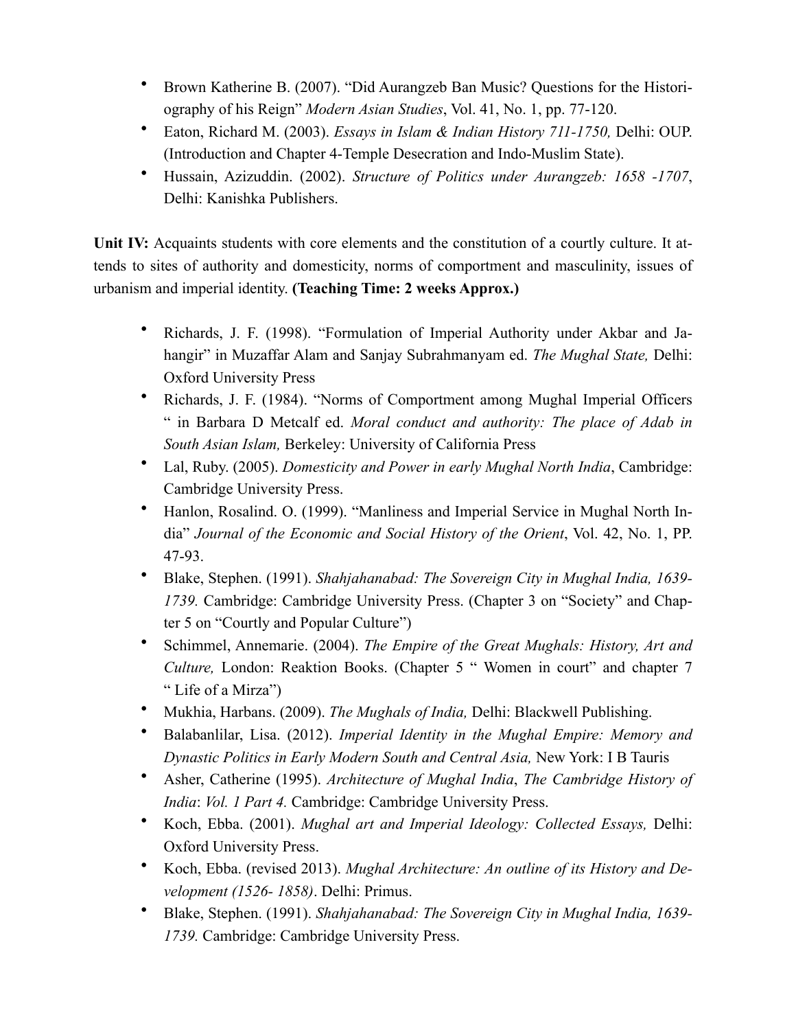- Brown Katherine B. (2007). "Did Aurangzeb Ban Music? Questions for the Historiography of his Reign" *Modern Asian Studies*, Vol. 41, No. 1, pp. 77-120.
- Eaton, Richard M. (2003). *Essays in Islam & Indian History 711-1750,* Delhi: OUP. (Introduction and Chapter 4-Temple Desecration and Indo-Muslim State).
- Hussain, Azizuddin. (2002). *Structure of Politics under Aurangzeb: 1658 -1707*, Delhi: Kanishka Publishers.

**Unit IV:** Acquaints students with core elements and the constitution of a courtly culture. It attends to sites of authority and domesticity, norms of comportment and masculinity, issues of urbanism and imperial identity. **(Teaching Time: 2 weeks Approx.)**

- Richards, J. F. (1998). "Formulation of Imperial Authority under Akbar and Jahangir" in Muzaffar Alam and Sanjay Subrahmanyam ed. *The Mughal State,* Delhi: Oxford University Press
- Richards, J. F. (1984). "Norms of Comportment among Mughal Imperial Officers " in Barbara D Metcalf ed. *Moral conduct and authority: The place of Adab in South Asian Islam,* Berkeley: University of California Press
- Lal, Ruby. (2005). *Domesticity and Power in early Mughal North India*, Cambridge: Cambridge University Press.
- Hanlon, Rosalind. O. (1999). "Manliness and Imperial Service in Mughal North India" *Journal of the Economic and Social History of the Orient*, Vol. 42, No. 1, PP. 47-93.
- Blake, Stephen. (1991). *Shahjahanabad: The Sovereign City in Mughal India, 1639-1739.* Cambridge: Cambridge University Press. (Chapter 3 on "Society" and Chapter 5 on "Courtly and Popular Culture")
- Schimmel, Annemarie. (2004). *The Empire of the Great Mughals: History, Art and Culture,* London: Reaktion Books. (Chapter 5 " Women in court" and chapter 7 " Life of a Mirza")
- Mukhia, Harbans. (2009). *The Mughals of India,* Delhi: Blackwell Publishing.
- Balabanlilar, Lisa. (2012). *Imperial Identity in the Mughal Empire: Memory and Dynastic Politics in Early Modern South and Central Asia,* New York: I B Tauris
- Asher, Catherine (1995). *Architecture of Mughal India*, *The Cambridge History of India*: *Vol. 1 Part 4.* Cambridge: Cambridge University Press.
- Koch, Ebba. (2001). *Mughal art and Imperial Ideology: Collected Essays,* Delhi: Oxford University Press.
- Koch, Ebba. (revised 2013). *Mughal Architecture: An outline of its History and Development (1526- 1858)*. Delhi: Primus.
- Blake, Stephen. (1991). *Shahjahanabad: The Sovereign City in Mughal India, 1639-1739.* Cambridge: Cambridge University Press.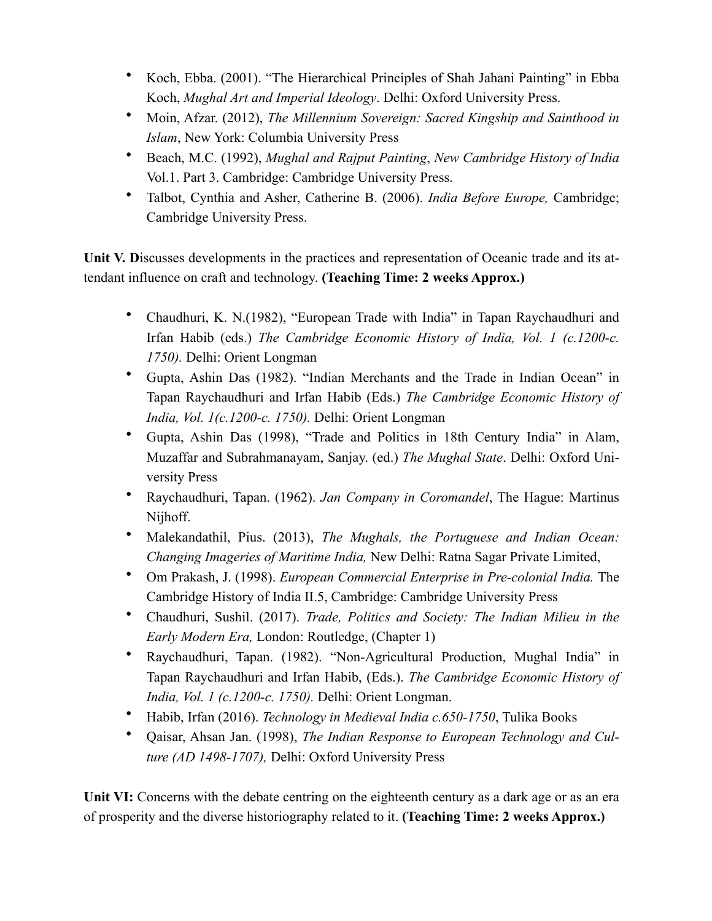- Koch, Ebba. (2001). "The Hierarchical Principles of Shah Jahani Painting" in Ebba Koch, *Mughal Art and Imperial Ideology*. Delhi: Oxford University Press.
- Moin, Afzar. (2012), *The Millennium Sovereign: Sacred Kingship and Sainthood in Islam*, New York: Columbia University Press
- Beach, M.C. (1992), *Mughal and Rajput Painting*, *New Cambridge History of India* Vol.1. Part 3. Cambridge: Cambridge University Press.
- Talbot, Cynthia and Asher, Catherine B. (2006). *India Before Europe,* Cambridge; Cambridge University Press.

**Unit V. D**iscusses developments in the practices and representation of Oceanic trade and its attendant influence on craft and technology. **(Teaching Time: 2 weeks Approx.)**

- Chaudhuri, K. N.(1982), "European Trade with India" in Tapan Raychaudhuri and Irfan Habib (eds.) *The Cambridge Economic History of India, Vol. 1 (c.1200-c. 1750).* Delhi: Orient Longman
- Gupta, Ashin Das (1982). "Indian Merchants and the Trade in Indian Ocean" in Tapan Raychaudhuri and Irfan Habib (Eds.) *The Cambridge Economic History of India, Vol. 1(c.1200-c. 1750).* Delhi: Orient Longman
- Gupta, Ashin Das (1998), "Trade and Politics in 18th Century India" in Alam, Muzaffar and Subrahmanayam, Sanjay. (ed.) *The Mughal State*. Delhi: Oxford University Press
- Raychaudhuri, Tapan. (1962). *Jan Company in Coromandel*, The Hague: Martinus Nijhoff.
- Malekandathil, Pius. (2013), *The Mughals, the Portuguese and Indian Ocean: Changing Imageries of Maritime India,* New Delhi: Ratna Sagar Private Limited,
- Om Prakash, J. (1998). *European Commercial Enterprise in Pre-colonial India.* The Cambridge History of India II.5, Cambridge: Cambridge University Press
- Chaudhuri, Sushil. (2017). *Trade, Politics and Society: The Indian Milieu in the Early Modern Era,* London: Routledge, (Chapter 1)
- Raychaudhuri, Tapan. (1982). "Non-Agricultural Production, Mughal India" in Tapan Raychaudhuri and Irfan Habib, (Eds.). *The Cambridge Economic History of India, Vol. 1 (c.1200-c. 1750).* Delhi: Orient Longman.
- Habib, Irfan (2016). *Technology in Medieval India c.650-1750*, Tulika Books
- Qaisar, Ahsan Jan. (1998), *The Indian Response to European Technology and Culture (AD 1498-1707),* Delhi: Oxford University Press

**Unit VI:** Concerns with the debate centring on the eighteenth century as a dark age or as an era of prosperity and the diverse historiography related to it. **(Teaching Time: 2 weeks Approx.)**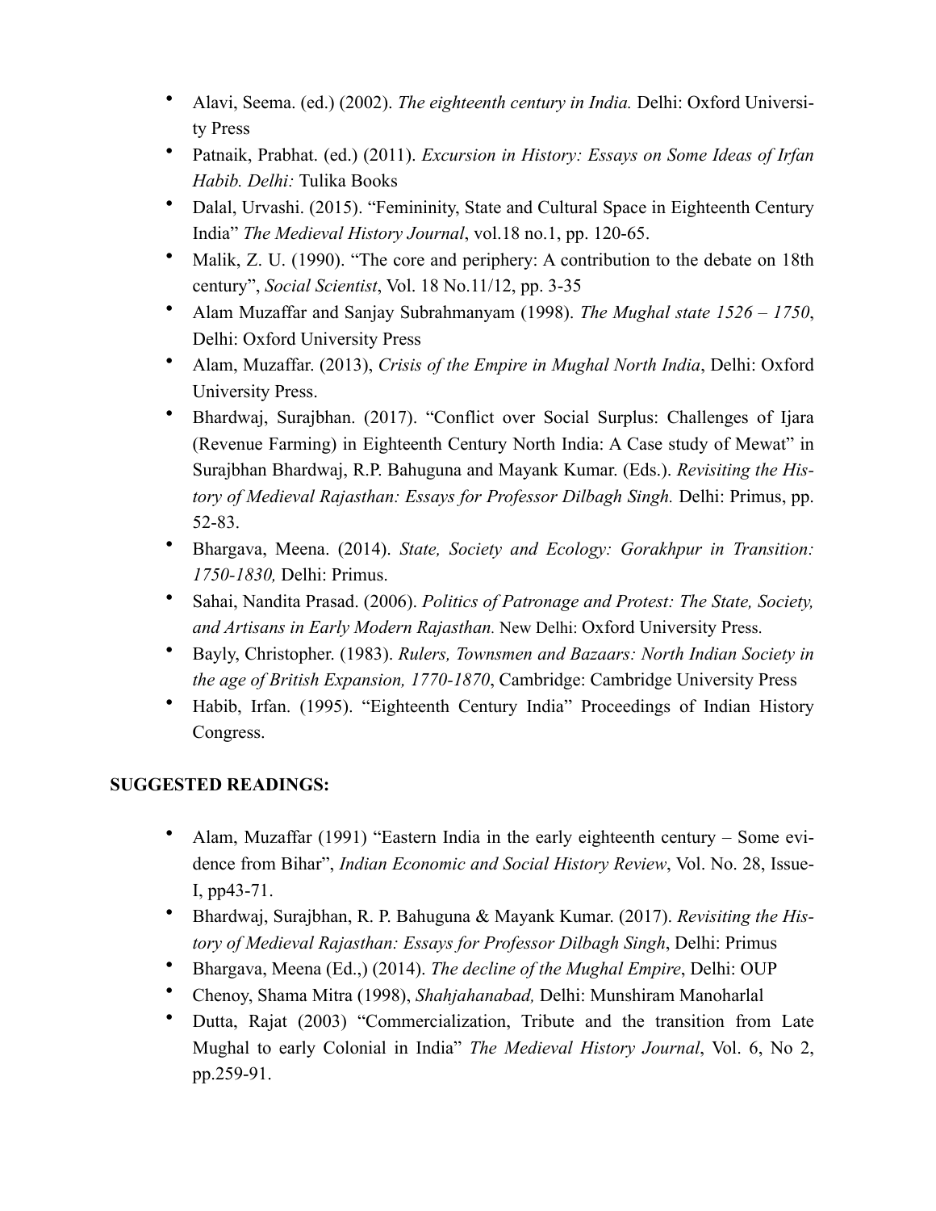- Alavi, Seema. (ed.) (2002). *The eighteenth century in India.* Delhi: Oxford University Press
- Patnaik, Prabhat. (ed.) (2011). *Excursion in History: Essays on Some Ideas of Irfan Habib. Delhi:* Tulika Books
- Dalal, Urvashi. (2015). "Femininity, State and Cultural Space in Eighteenth Century India" *The Medieval History Journal*, vol.18 no.1, pp. 120-65.
- Malik, Z. U. (1990). "The core and periphery: A contribution to the debate on 18th century", *Social Scientist*, Vol. 18 No.11/12, pp. 3-35
- Alam Muzaffar and Sanjay Subrahmanyam (1998). *The Mughal state 1526 – 1750*, Delhi: Oxford University Press
- Alam, Muzaffar. (2013), *Crisis of the Empire in Mughal North India*, Delhi: Oxford University Press.
- Bhardwaj, Surajbhan. (2017). "Conflict over Social Surplus: Challenges of Ijara (Revenue Farming) in Eighteenth Century North India: A Case study of Mewat" in Surajbhan Bhardwaj, R.P. Bahuguna and Mayank Kumar. (Eds.). *Revisiting the History of Medieval Rajasthan: Essays for Professor Dilbagh Singh.* Delhi: Primus, pp. 52-83.
- Bhargava, Meena. (2014). *State, Society and Ecology: Gorakhpur in Transition: 1750-1830,* Delhi: Primus.
- Sahai, Nandita Prasad. (2006). *Politics of Patronage and Protest: The State, Society, and Artisans in Early Modern Rajasthan.* New Delhi: Oxford University Press.
- Bayly, Christopher. (1983). *Rulers, Townsmen and Bazaars: North Indian Society in the age of British Expansion, 1770-1870*, Cambridge: Cambridge University Press
- Habib, Irfan. (1995). "Eighteenth Century India" Proceedings of Indian History Congress.

**SUGGESTED READINGS:**

- Alam, Muzaffar (1991) "Eastern India in the early eighteenth century – Some evidence from Bihar", *Indian Economic and Social History Review*, Vol. No. 28, Issue-I, pp43-71.
- Bhardwaj, Surajbhan, R. P. Bahuguna & Mayank Kumar. (2017). *Revisiting the History of Medieval Rajasthan: Essays for Professor Dilbagh Singh*, Delhi: Primus
- Bhargava, Meena (Ed.,) (2014). *The decline of the Mughal Empire*, Delhi: OUP
- Chenoy, Shama Mitra (1998), *Shahjahanabad,* Delhi: Munshiram Manoharlal
- Dutta, Rajat (2003) "Commercialization, Tribute and the transition from Late Mughal to early Colonial in India" *The Medieval History Journal*, Vol. 6, No 2, pp.259-91.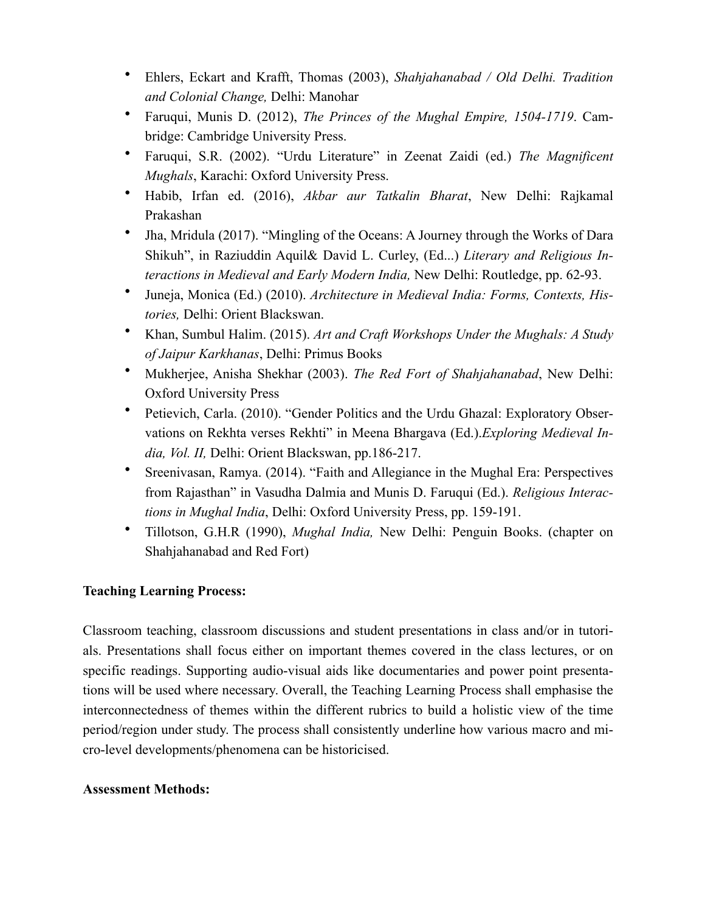- Ehlers, Eckart and Krafft, Thomas (2003), *Shahjahanabad / Old Delhi. Tradition and Colonial Change,* Delhi: Manohar
- Faruqui, Munis D. (2012), *The Princes of the Mughal Empire, 1504-1719*. Cambridge: Cambridge University Press.
- Faruqui, S.R. (2002). "Urdu Literature" in Zeenat Zaidi (ed.) *The Magnificent Mughals*, Karachi: Oxford University Press.
- Habib, Irfan ed. (2016), *Akbar aur Tatkalin Bharat*, New Delhi: Rajkamal Prakashan
- Jha, Mridula (2017). "Mingling of the Oceans: A Journey through the Works of Dara Shikuh", in Raziuddin Aquil& David L. Curley, (Ed...) *Literary and Religious Interactions in Medieval and Early Modern India,* New Delhi: Routledge, pp. 62-93.
- Juneja, Monica (Ed.) (2010). *Architecture in Medieval India: Forms, Contexts, Histories,* Delhi: Orient Blackswan.
- Khan, Sumbul Halim. (2015). *Art and Craft Workshops Under the Mughals: A Study of Jaipur Karkhanas*, Delhi: Primus Books
- Mukherjee, Anisha Shekhar (2003). *The Red Fort of Shahjahanabad*, New Delhi: Oxford University Press
- Petievich, Carla. (2010). "Gender Politics and the Urdu Ghazal: Exploratory Observations on Rekhta verses Rekhti" in Meena Bhargava (Ed.).*Exploring Medieval India, Vol. II,* Delhi: Orient Blackswan, pp.186-217.
- Sreenivasan, Ramya. (2014). "Faith and Allegiance in the Mughal Era: Perspectives from Rajasthan" in Vasudha Dalmia and Munis D. Faruqui (Ed.). *Religious Interactions in Mughal India*, Delhi: Oxford University Press, pp. 159-191.
- Tillotson, G.H.R (1990), *Mughal India,* New Delhi: Penguin Books. (chapter on Shahjahanabad and Red Fort)

**Teaching Learning Process:**

Classroom teaching, classroom discussions and student presentations in class and/or in tutorials. Presentations shall focus either on important themes covered in the class lectures, or on specific readings. Supporting audio-visual aids like documentaries and power point presentations will be used where necessary. Overall, the Teaching Learning Process shall emphasise the interconnectedness of themes within the different rubrics to build a holistic view of the time period/region under study. The process shall consistently underline how various macro and micro-level developments/phenomena can be historicised.

**Assessment Methods:**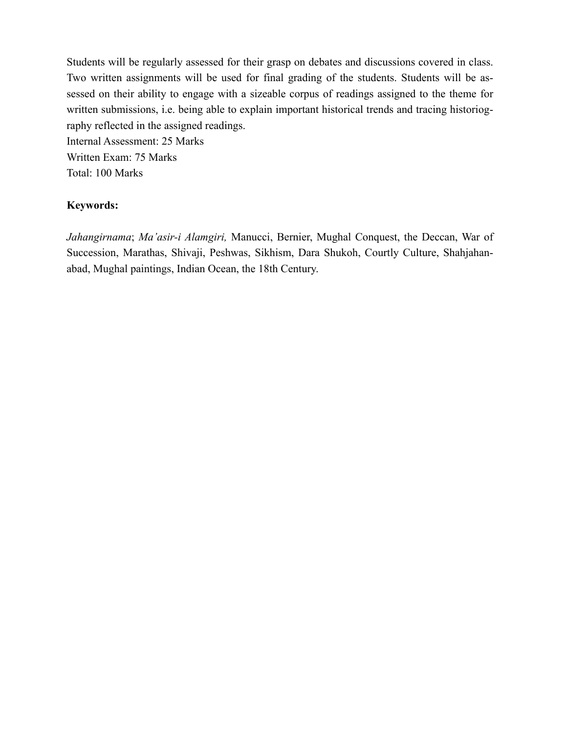Students will be regularly assessed for their grasp on debates and discussions covered in class. Two written assignments will be used for final grading of the students. Students will be assessed on their ability to engage with a sizeable corpus of readings assigned to the theme for written submissions, i.e. being able to explain important historical trends and tracing historiography reflected in the assigned readings.
Internal Assessment: 25 Marks
Written Exam: 75 Marks
Total: 100 Marks

**Keywords:**

*Jahangirnama*; *Ma'asir-i Alamgiri,* Manucci, Bernier, Mughal Conquest, the Deccan, War of Succession, Marathas, Shivaji, Peshwas, Sikhism, Dara Shukoh, Courtly Culture, Shahjahanabad, Mughal paintings, Indian Ocean, the 18th Century.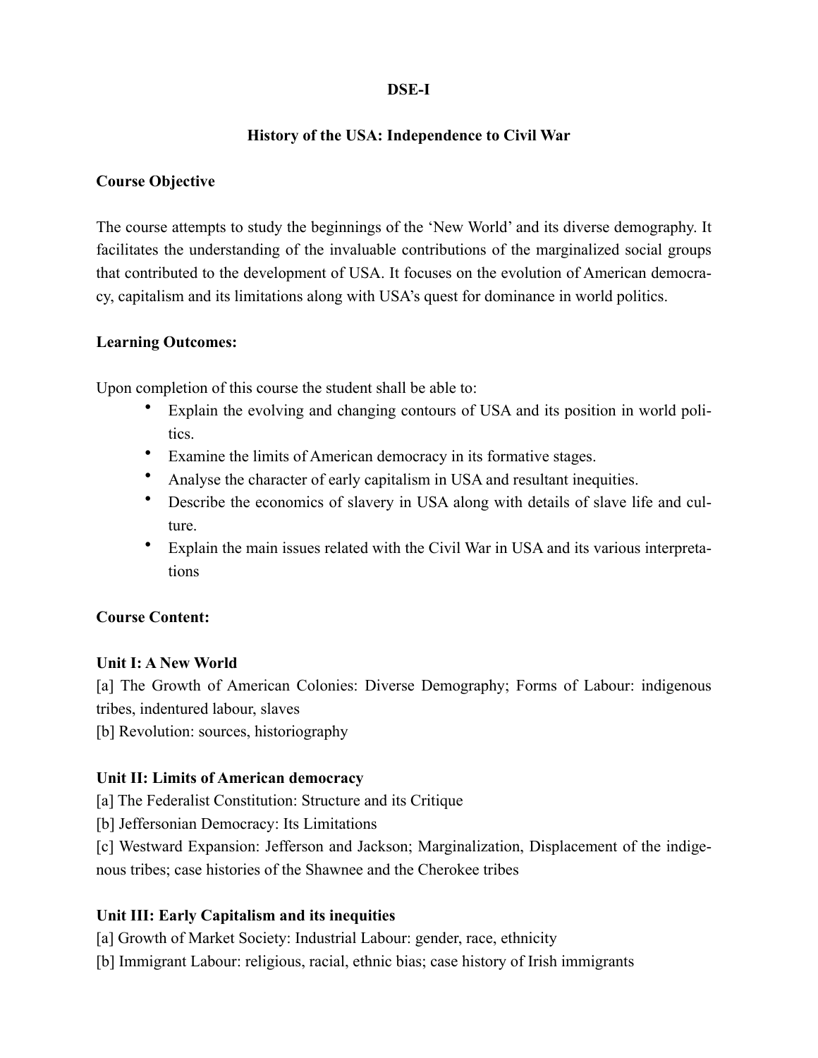**DSE-I**

**History of the USA: Independence to Civil War**

**Course Objective**

The course attempts to study the beginnings of the 'New World' and its diverse demography. It facilitates the understanding of the invaluable contributions of the marginalized social groups that contributed to the development of USA. It focuses on the evolution of American democracy, capitalism and its limitations along with USA's quest for dominance in world politics.

**Learning Outcomes:**

Upon completion of this course the student shall be able to:

- Explain the evolving and changing contours of USA and its position in world politics.
- Examine the limits of American democracy in its formative stages.
- Analyse the character of early capitalism in USA and resultant inequities.
- Describe the economics of slavery in USA along with details of slave life and culture.
- Explain the main issues related with the Civil War in USA and its various interpretations

**Course Content:**

**Unit I: A New World**

[a] The Growth of American Colonies: Diverse Demography; Forms of Labour: indigenous tribes, indentured labour, slaves

[b] Revolution: sources, historiography

**Unit II: Limits of American democracy**

[a] The Federalist Constitution: Structure and its Critique

[b] Jeffersonian Democracy: Its Limitations

[c] Westward Expansion: Jefferson and Jackson; Marginalization, Displacement of the indigenous tribes; case histories of the Shawnee and the Cherokee tribes

**Unit III: Early Capitalism and its inequities**

[a] Growth of Market Society: Industrial Labour: gender, race, ethnicity

[b] Immigrant Labour: religious, racial, ethnic bias; case history of Irish immigrants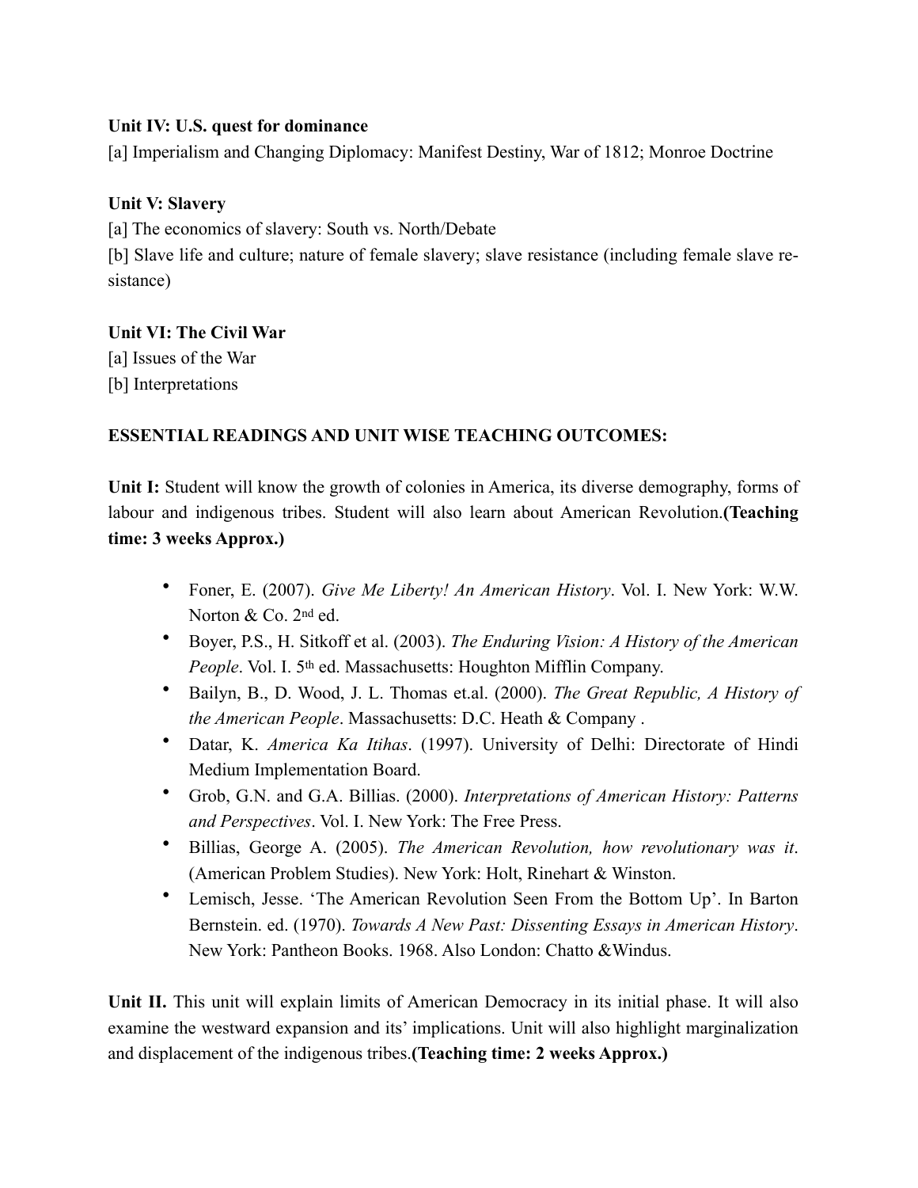**Unit IV: U.S. quest for dominance**

[a] Imperialism and Changing Diplomacy: Manifest Destiny, War of 1812; Monroe Doctrine

**Unit V: Slavery**

[a] The economics of slavery: South vs. North/Debate

[b] Slave life and culture; nature of female slavery; slave resistance (including female slave resistance)

**Unit VI: The Civil War**

[a] Issues of the War

[b] Interpretations

**ESSENTIAL READINGS AND UNIT WISE TEACHING OUTCOMES:**

**Unit I:** Student will know the growth of colonies in America, its diverse demography, forms of labour and indigenous tribes. Student will also learn about American Revolution.**(Teaching time: 3 weeks Approx.)**

- Foner, E. (2007). *Give Me Liberty! An American History*. Vol. I. New York: W.W. Norton & Co. 2nd ed.
- Boyer, P.S., H. Sitkoff et al. (2003). *The Enduring Vision: A History of the American People*. Vol. I. 5th ed. Massachusetts: Houghton Mifflin Company.
- Bailyn, B., D. Wood, J. L. Thomas et.al. (2000). *The Great Republic, A History of the American People*. Massachusetts: D.C. Heath & Company .
- Datar, K. *America Ka Itihas*. (1997). University of Delhi: Directorate of Hindi Medium Implementation Board.
- Grob, G.N. and G.A. Billias. (2000). *Interpretations of American History: Patterns and Perspectives*. Vol. I. New York: The Free Press.
- Billias, George A. (2005). *The American Revolution, how revolutionary was it*. (American Problem Studies). New York: Holt, Rinehart & Winston.
- Lemisch, Jesse. 'The American Revolution Seen From the Bottom Up'. In Barton Bernstein. ed. (1970). *Towards A New Past: Dissenting Essays in American History*. New York: Pantheon Books. 1968. Also London: Chatto &Windus.

**Unit II.** This unit will explain limits of American Democracy in its initial phase. It will also examine the westward expansion and its' implications. Unit will also highlight marginalization and displacement of the indigenous tribes.**(Teaching time: 2 weeks Approx.)**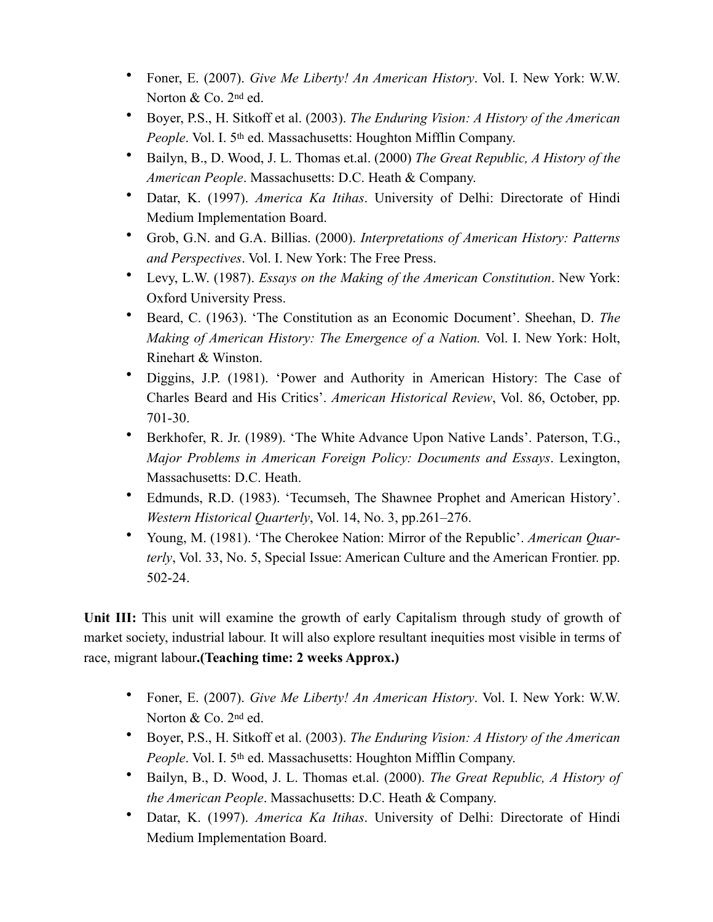- Foner, E. (2007). *Give Me Liberty! An American History*. Vol. I. New York: W.W. Norton & Co. 2nd ed.
- Boyer, P.S., H. Sitkoff et al. (2003). *The Enduring Vision: A History of the American People*. Vol. I. 5th ed. Massachusetts: Houghton Mifflin Company.
- Bailyn, B., D. Wood, J. L. Thomas et.al. (2000) *The Great Republic, A History of the American People*. Massachusetts: D.C. Heath & Company.
- Datar, K. (1997). *America Ka Itihas*. University of Delhi: Directorate of Hindi Medium Implementation Board.
- Grob, G.N. and G.A. Billias. (2000). *Interpretations of American History: Patterns and Perspectives*. Vol. I. New York: The Free Press.
- Levy, L.W. (1987). *Essays on the Making of the American Constitution*. New York: Oxford University Press.
- Beard, C. (1963). 'The Constitution as an Economic Document'. Sheehan, D. *The Making of American History: The Emergence of a Nation.* Vol. I. New York: Holt, Rinehart & Winston.
- Diggins, J.P. (1981). 'Power and Authority in American History: The Case of Charles Beard and His Critics'. *American Historical Review*, Vol. 86, October, pp. 701-30.
- Berkhofer, R. Jr. (1989). 'The White Advance Upon Native Lands'. Paterson, T.G., *Major Problems in American Foreign Policy: Documents and Essays*. Lexington, Massachusetts: D.C. Heath.
- Edmunds, R.D. (1983). 'Tecumseh, The Shawnee Prophet and American History'. *Western Historical Quarterly*, Vol. 14, No. 3, pp.261–276.
- Young, M. (1981). 'The Cherokee Nation: Mirror of the Republic'. *American Quarterly*, Vol. 33, No. 5, Special Issue: American Culture and the American Frontier. pp. 502-24.

**Unit III:** This unit will examine the growth of early Capitalism through study of growth of market society, industrial labour. It will also explore resultant inequities most visible in terms of race, migrant labour**.(Teaching time: 2 weeks Approx.)**

- Foner, E. (2007). *Give Me Liberty! An American History*. Vol. I. New York: W.W. Norton & Co. 2nd ed.
- Boyer, P.S., H. Sitkoff et al. (2003). *The Enduring Vision: A History of the American People*. Vol. I. 5th ed. Massachusetts: Houghton Mifflin Company.
- Bailyn, B., D. Wood, J. L. Thomas et.al. (2000). *The Great Republic, A History of the American People*. Massachusetts: D.C. Heath & Company.
- Datar, K. (1997). *America Ka Itihas*. University of Delhi: Directorate of Hindi Medium Implementation Board.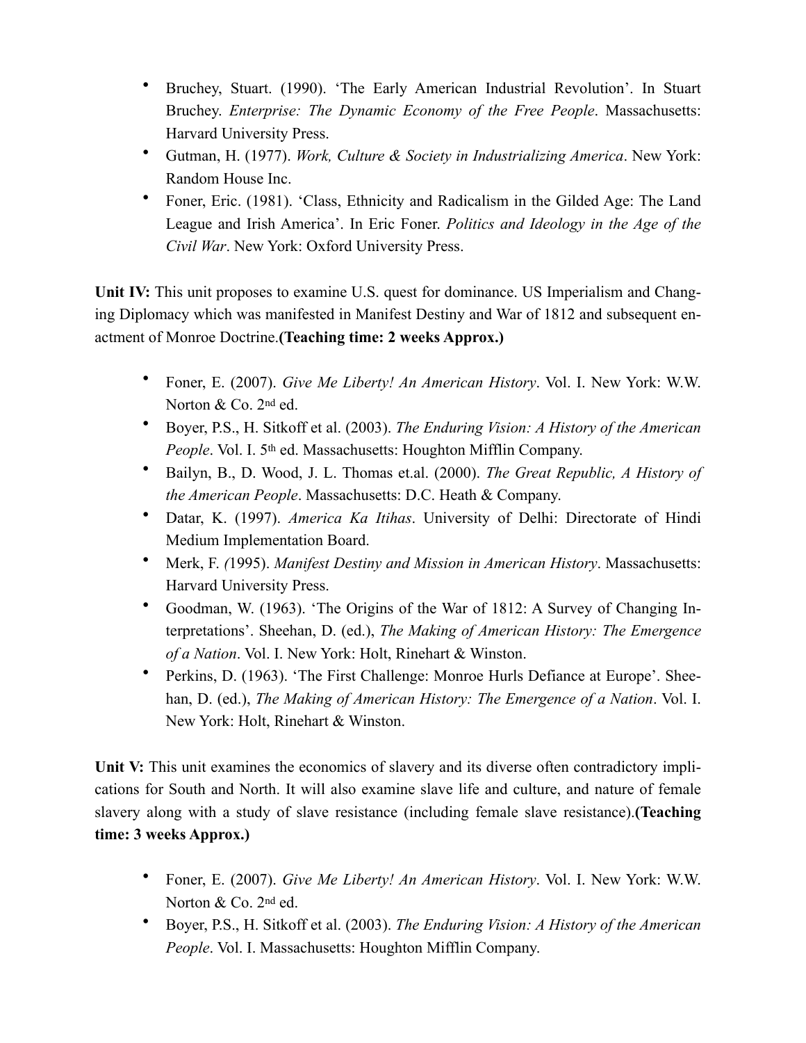- Bruchey, Stuart. (1990). 'The Early American Industrial Revolution'. In Stuart Bruchey. *Enterprise: The Dynamic Economy of the Free People*. Massachusetts: Harvard University Press.
- Gutman, H. (1977). *Work, Culture & Society in Industrializing America*. New York: Random House Inc.
- Foner, Eric. (1981). 'Class, Ethnicity and Radicalism in the Gilded Age: The Land League and Irish America'. In Eric Foner. *Politics and Ideology in the Age of the Civil War*. New York: Oxford University Press.

**Unit IV:** This unit proposes to examine U.S. quest for dominance. US Imperialism and Changing Diplomacy which was manifested in Manifest Destiny and War of 1812 and subsequent enactment of Monroe Doctrine.**(Teaching time: 2 weeks Approx.)**

- Foner, E. (2007). *Give Me Liberty! An American History*. Vol. I. New York: W.W. Norton & Co. 2nd ed.
- Boyer, P.S., H. Sitkoff et al. (2003). *The Enduring Vision: A History of the American People*. Vol. I. 5th ed. Massachusetts: Houghton Mifflin Company.
- Bailyn, B., D. Wood, J. L. Thomas et.al. (2000). *The Great Republic, A History of the American People*. Massachusetts: D.C. Heath & Company.
- Datar, K. (1997). *America Ka Itihas*. University of Delhi: Directorate of Hindi Medium Implementation Board.
- Merk, F. *(*1995). *Manifest Destiny and Mission in American History*. Massachusetts: Harvard University Press.
- Goodman, W. (1963). 'The Origins of the War of 1812: A Survey of Changing Interpretations'. Sheehan, D. (ed.), *The Making of American History: The Emergence of a Nation*. Vol. I. New York: Holt, Rinehart & Winston.
- Perkins, D. (1963). 'The First Challenge: Monroe Hurls Defiance at Europe'. Sheehan, D. (ed.), *The Making of American History: The Emergence of a Nation*. Vol. I. New York: Holt, Rinehart & Winston.

**Unit V:** This unit examines the economics of slavery and its diverse often contradictory implications for South and North. It will also examine slave life and culture, and nature of female slavery along with a study of slave resistance (including female slave resistance).**(Teaching time: 3 weeks Approx.)**

- Foner, E. (2007). *Give Me Liberty! An American History*. Vol. I. New York: W.W. Norton & Co. 2nd ed.
- Boyer, P.S., H. Sitkoff et al. (2003). *The Enduring Vision: A History of the American People*. Vol. I. Massachusetts: Houghton Mifflin Company.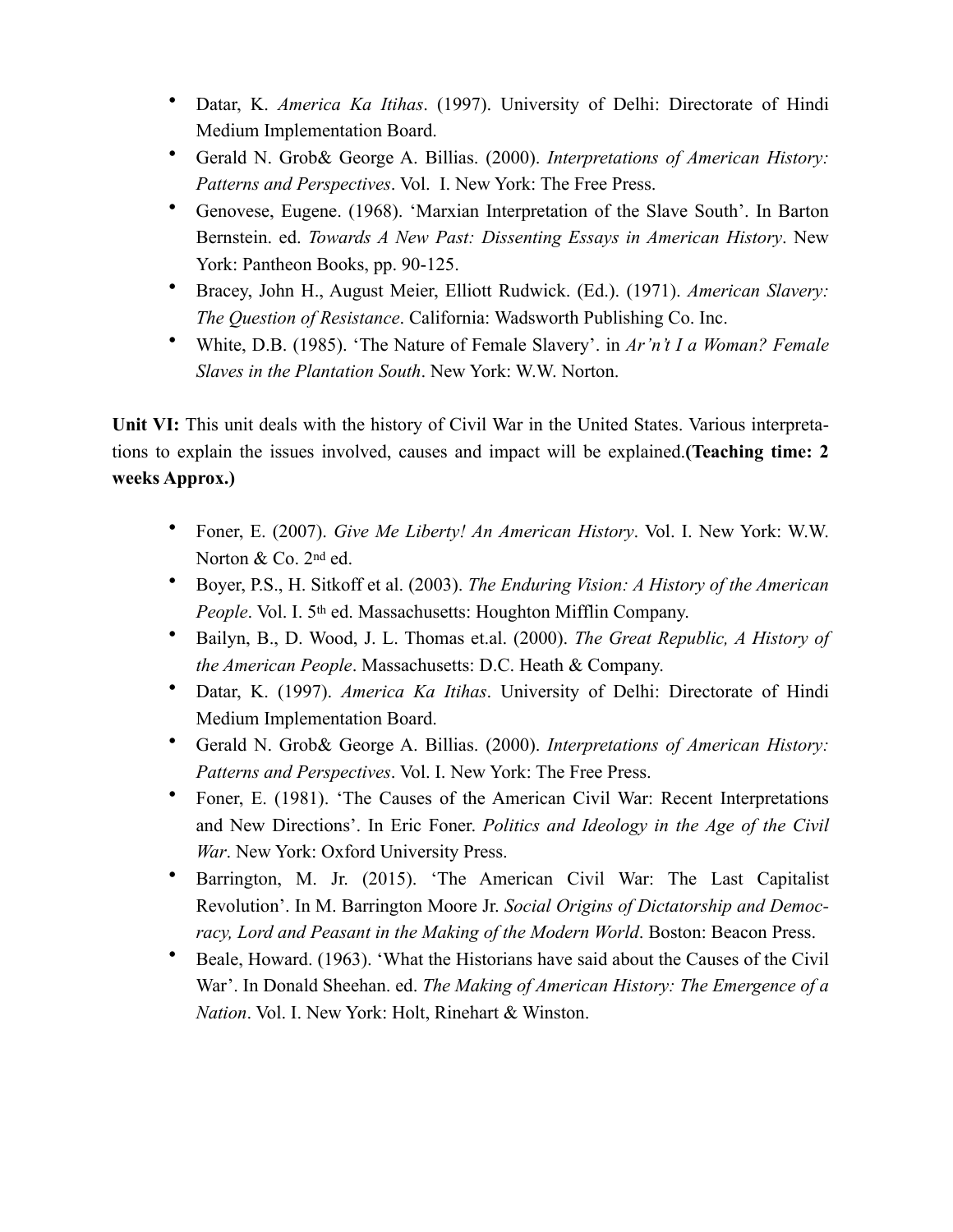- Datar, K. *America Ka Itihas*. (1997). University of Delhi: Directorate of Hindi Medium Implementation Board.
- Gerald N. Grob& George A. Billias. (2000). *Interpretations of American History: Patterns and Perspectives*. Vol. I. New York: The Free Press.
- Genovese, Eugene. (1968). 'Marxian Interpretation of the Slave South'. In Barton Bernstein. ed. *Towards A New Past: Dissenting Essays in American History*. New York: Pantheon Books, pp. 90-125.
- Bracey, John H., August Meier, Elliott Rudwick. (Ed.). (1971). *American Slavery: The Question of Resistance*. California: Wadsworth Publishing Co. Inc.
- White, D.B. (1985). 'The Nature of Female Slavery'. in *Ar'n't I a Woman? Female Slaves in the Plantation South*. New York: W.W. Norton.

**Unit VI:** This unit deals with the history of Civil War in the United States. Various interpretations to explain the issues involved, causes and impact will be explained.**(Teaching time: 2 weeks Approx.)**

- Foner, E. (2007). *Give Me Liberty! An American History*. Vol. I. New York: W.W. Norton & Co. 2nd ed.
- Boyer, P.S., H. Sitkoff et al. (2003). *The Enduring Vision: A History of the American People*. Vol. I. 5th ed. Massachusetts: Houghton Mifflin Company.
- Bailyn, B., D. Wood, J. L. Thomas et.al. (2000). *The Great Republic, A History of the American People*. Massachusetts: D.C. Heath & Company.
- Datar, K. (1997). *America Ka Itihas*. University of Delhi: Directorate of Hindi Medium Implementation Board.
- Gerald N. Grob& George A. Billias. (2000). *Interpretations of American History: Patterns and Perspectives*. Vol. I. New York: The Free Press.
- Foner, E. (1981). 'The Causes of the American Civil War: Recent Interpretations and New Directions'. In Eric Foner. *Politics and Ideology in the Age of the Civil War*. New York: Oxford University Press.
- Barrington, M. Jr. (2015). 'The American Civil War: The Last Capitalist Revolution'. In M. Barrington Moore Jr. *Social Origins of Dictatorship and Democracy, Lord and Peasant in the Making of the Modern World*. Boston: Beacon Press.
- Beale, Howard. (1963). 'What the Historians have said about the Causes of the Civil War'. In Donald Sheehan. ed. *The Making of American History: The Emergence of a Nation*. Vol. I. New York: Holt, Rinehart & Winston.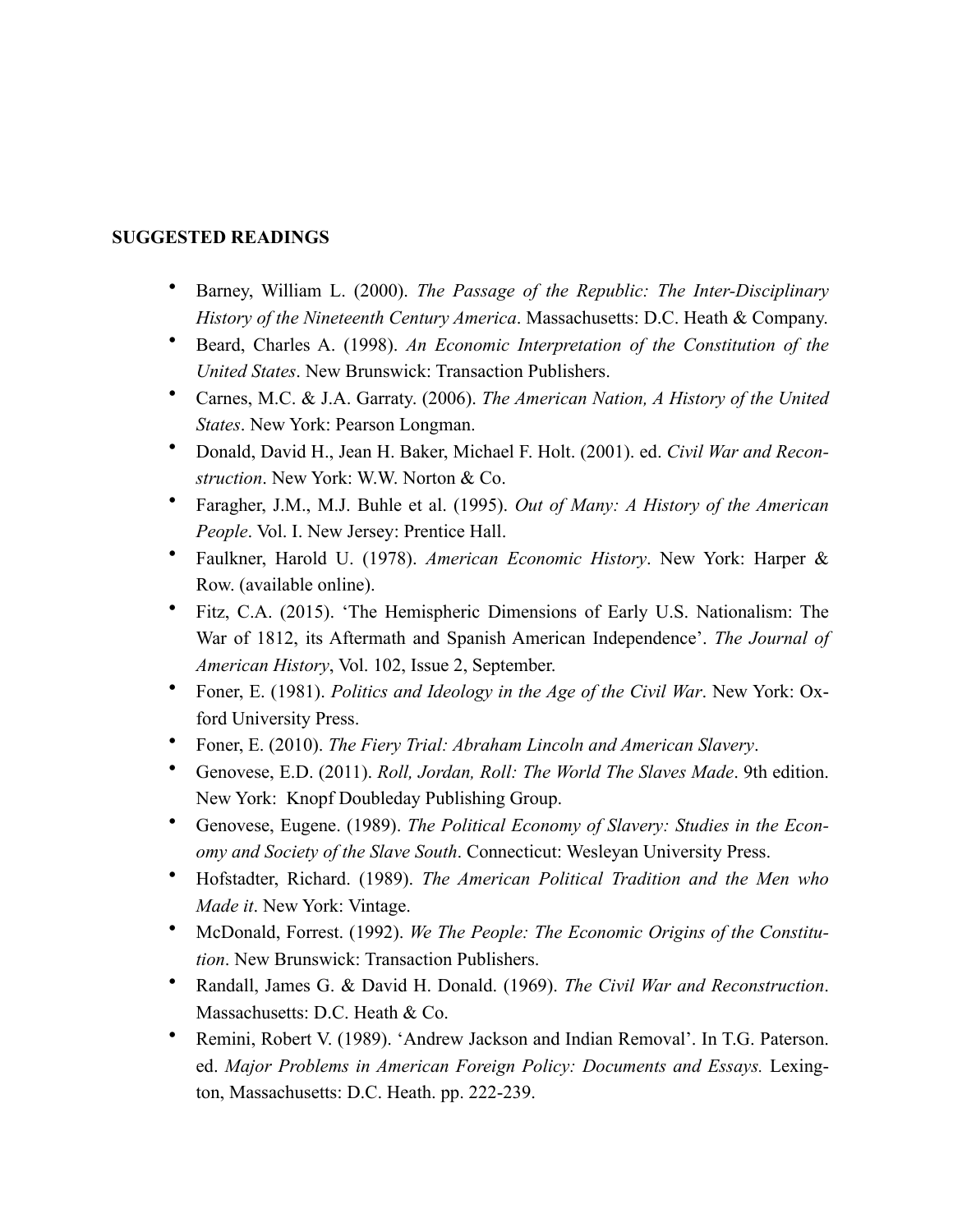## SUGGESTED READINGS

- Barney, William L. (2000). *The Passage of the Republic: The Inter-Disciplinary History of the Nineteenth Century America*. Massachusetts: D.C. Heath & Company.
- Beard, Charles A. (1998). *An Economic Interpretation of the Constitution of the United States*. New Brunswick: Transaction Publishers.
- Carnes, M.C. & J.A. Garraty. (2006). *The American Nation, A History of the United States*. New York: Pearson Longman.
- Donald, David H., Jean H. Baker, Michael F. Holt. (2001). ed. *Civil War and Reconstruction*. New York: W.W. Norton & Co.
- Faragher, J.M., M.J. Buhle et al. (1995). *Out of Many: A History of the American People*. Vol. I. New Jersey: Prentice Hall.
- Faulkner, Harold U. (1978). *American Economic History*. New York: Harper & Row. (available online).
- Fitz, C.A. (2015). 'The Hemispheric Dimensions of Early U.S. Nationalism: The War of 1812, its Aftermath and Spanish American Independence'. *The Journal of American History*, Vol. 102, Issue 2, September.
- Foner, E. (1981). *Politics and Ideology in the Age of the Civil War*. New York: Oxford University Press.
- Foner, E. (2010). *The Fiery Trial: Abraham Lincoln and American Slavery*.
- Genovese, E.D. (2011). *Roll, Jordan, Roll: The World The Slaves Made*. 9th edition. New York: Knopf Doubleday Publishing Group.
- Genovese, Eugene. (1989). *The Political Economy of Slavery: Studies in the Economy and Society of the Slave South*. Connecticut: Wesleyan University Press.
- Hofstadter, Richard. (1989). *The American Political Tradition and the Men who Made it*. New York: Vintage.
- McDonald, Forrest. (1992). *We The People: The Economic Origins of the Constitution*. New Brunswick: Transaction Publishers.
- Randall, James G. & David H. Donald. (1969). *The Civil War and Reconstruction*. Massachusetts: D.C. Heath & Co.
- Remini, Robert V. (1989). 'Andrew Jackson and Indian Removal'. In T.G. Paterson. ed. *Major Problems in American Foreign Policy: Documents and Essays.* Lexington, Massachusetts: D.C. Heath. pp. 222-239.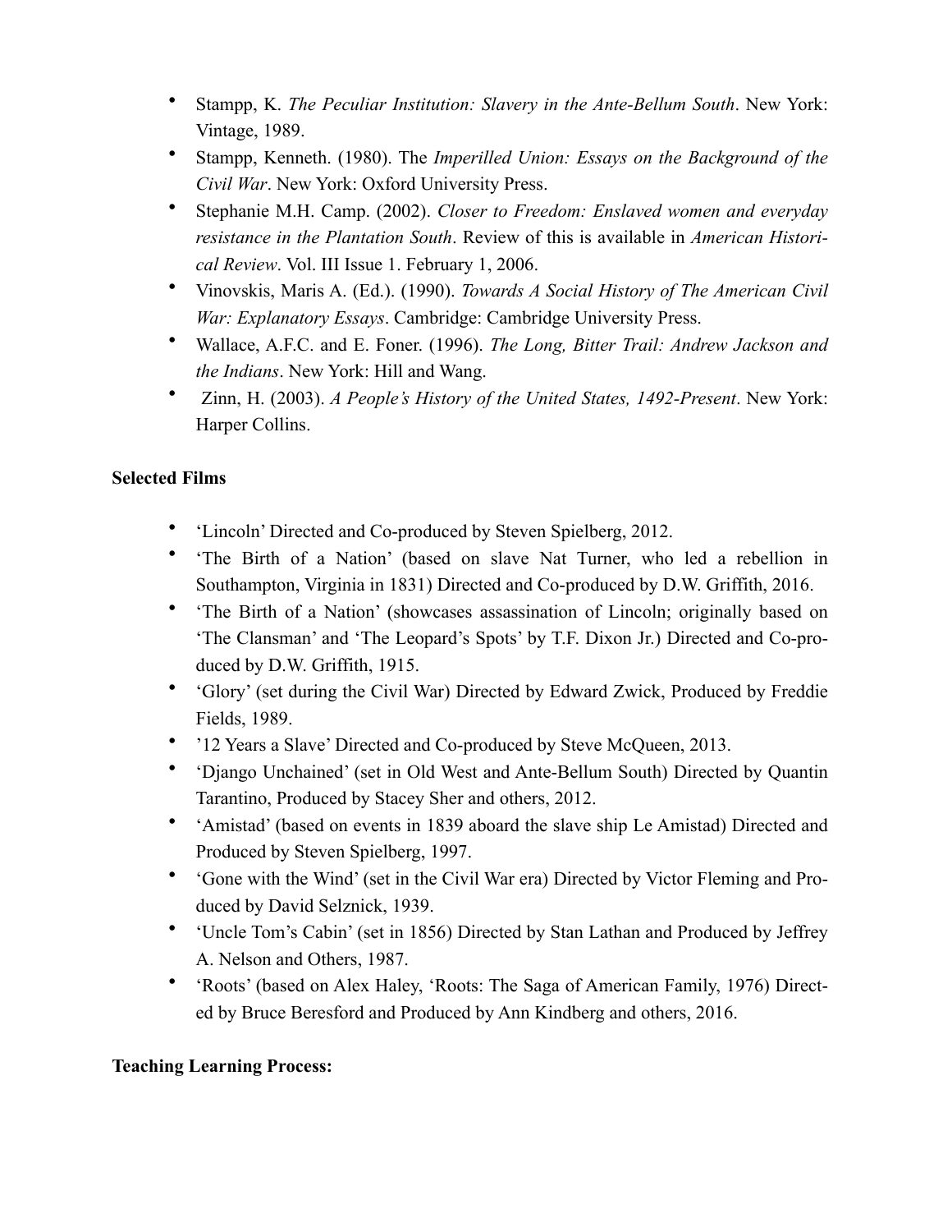- Stampp, K. *The Peculiar Institution: Slavery in the Ante-Bellum South*. New York: Vintage, 1989.
- Stampp, Kenneth. (1980). The *Imperilled Union: Essays on the Background of the Civil War*. New York: Oxford University Press.
- Stephanie M.H. Camp. (2002). *Closer to Freedom: Enslaved women and everyday resistance in the Plantation South*. Review of this is available in *American Historical Review*. Vol. III Issue 1. February 1, 2006.
- Vinovskis, Maris A. (Ed.). (1990). *Towards A Social History of The American Civil War: Explanatory Essays*. Cambridge: Cambridge University Press.
- Wallace, A.F.C. and E. Foner. (1996). *The Long, Bitter Trail: Andrew Jackson and the Indians*. New York: Hill and Wang.
- Zinn, H. (2003). *A People's History of the United States, 1492-Present*. New York: Harper Collins.

**Selected Films**

- 'Lincoln' Directed and Co-produced by Steven Spielberg, 2012.
- 'The Birth of a Nation' (based on slave Nat Turner, who led a rebellion in Southampton, Virginia in 1831) Directed and Co-produced by D.W. Griffith, 2016.
- 'The Birth of a Nation' (showcases assassination of Lincoln; originally based on 'The Clansman' and 'The Leopard's Spots' by T.F. Dixon Jr.) Directed and Co-produced by D.W. Griffith, 1915.
- 'Glory' (set during the Civil War) Directed by Edward Zwick, Produced by Freddie Fields, 1989.
- '12 Years a Slave' Directed and Co-produced by Steve McQueen, 2013.
- 'Django Unchained' (set in Old West and Ante-Bellum South) Directed by Quantin Tarantino, Produced by Stacey Sher and others, 2012.
- 'Amistad' (based on events in 1839 aboard the slave ship Le Amistad) Directed and Produced by Steven Spielberg, 1997.
- 'Gone with the Wind' (set in the Civil War era) Directed by Victor Fleming and Produced by David Selznick, 1939.
- 'Uncle Tom's Cabin' (set in 1856) Directed by Stan Lathan and Produced by Jeffrey A. Nelson and Others, 1987.
- 'Roots' (based on Alex Haley, 'Roots: The Saga of American Family, 1976) Directed by Bruce Beresford and Produced by Ann Kindberg and others, 2016.

**Teaching Learning Process:**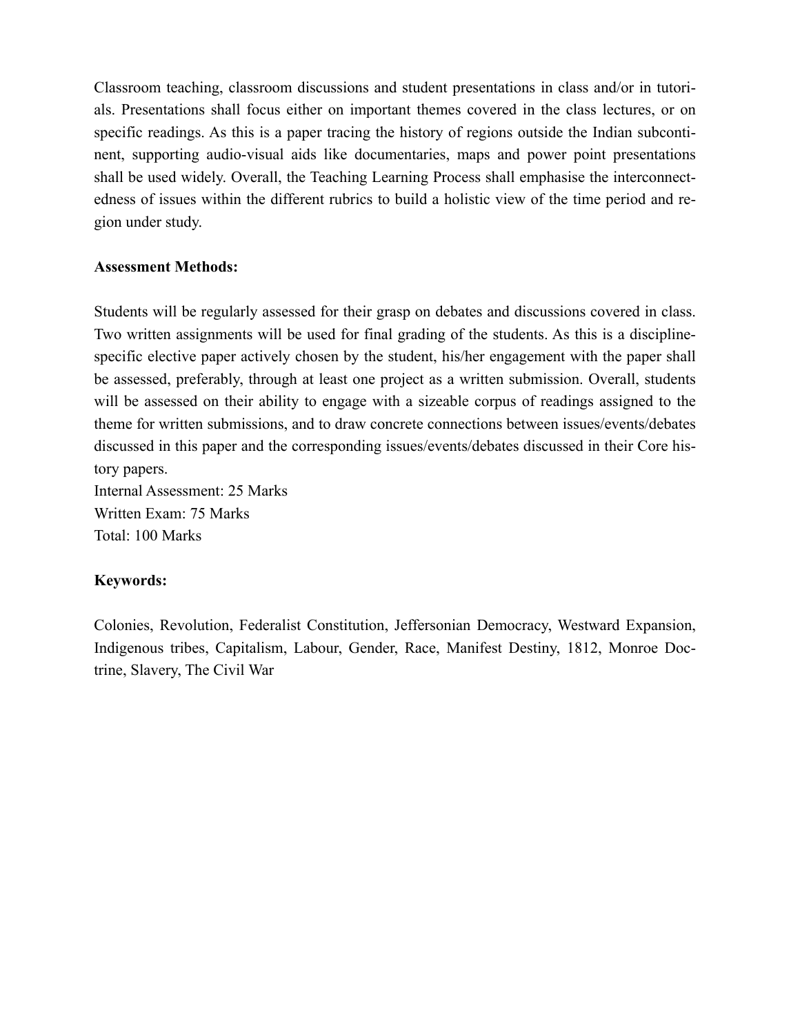Classroom teaching, classroom discussions and student presentations in class and/or in tutorials. Presentations shall focus either on important themes covered in the class lectures, or on specific readings. As this is a paper tracing the history of regions outside the Indian subcontinent, supporting audio-visual aids like documentaries, maps and power point presentations shall be used widely. Overall, the Teaching Learning Process shall emphasise the interconnectedness of issues within the different rubrics to build a holistic view of the time period and region under study.

**Assessment Methods:**

Students will be regularly assessed for their grasp on debates and discussions covered in class. Two written assignments will be used for final grading of the students. As this is a discipline-specific elective paper actively chosen by the student, his/her engagement with the paper shall be assessed, preferably, through at least one project as a written submission. Overall, students will be assessed on their ability to engage with a sizeable corpus of readings assigned to the theme for written submissions, and to draw concrete connections between issues/events/debates discussed in this paper and the corresponding issues/events/debates discussed in their Core history papers.
Internal Assessment: 25 Marks
Written Exam: 75 Marks
Total: 100 Marks

**Keywords:**

Colonies, Revolution, Federalist Constitution, Jeffersonian Democracy, Westward Expansion, Indigenous tribes, Capitalism, Labour, Gender, Race, Manifest Destiny, 1812, Monroe Doctrine, Slavery, The Civil War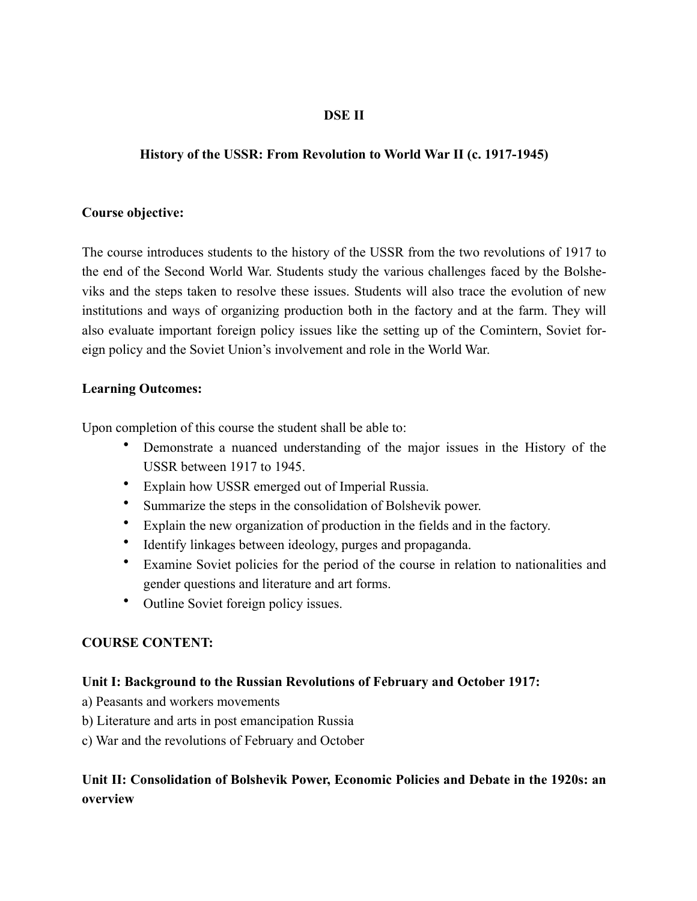## DSE II

## History of the USSR: From Revolution to World War II (c. 1917-1945)

**Course objective:**

The course introduces students to the history of the USSR from the two revolutions of 1917 to the end of the Second World War. Students study the various challenges faced by the Bolsheviks and the steps taken to resolve these issues. Students will also trace the evolution of new institutions and ways of organizing production both in the factory and at the farm. They will also evaluate important foreign policy issues like the setting up of the Comintern, Soviet foreign policy and the Soviet Union's involvement and role in the World War.

**Learning Outcomes:**

Upon completion of this course the student shall be able to:

- Demonstrate a nuanced understanding of the major issues in the History of the USSR between 1917 to 1945.
- Explain how USSR emerged out of Imperial Russia.
- Summarize the steps in the consolidation of Bolshevik power.
- Explain the new organization of production in the fields and in the factory.
- Identify linkages between ideology, purges and propaganda.
- Examine Soviet policies for the period of the course in relation to nationalities and gender questions and literature and art forms.
- Outline Soviet foreign policy issues.

**COURSE CONTENT:**

**Unit I: Background to the Russian Revolutions of February and October 1917:**

a) Peasants and workers movements
b) Literature and arts in post emancipation Russia
c) War and the revolutions of February and October

**Unit II: Consolidation of Bolshevik Power, Economic Policies and Debate in the 1920s: an overview**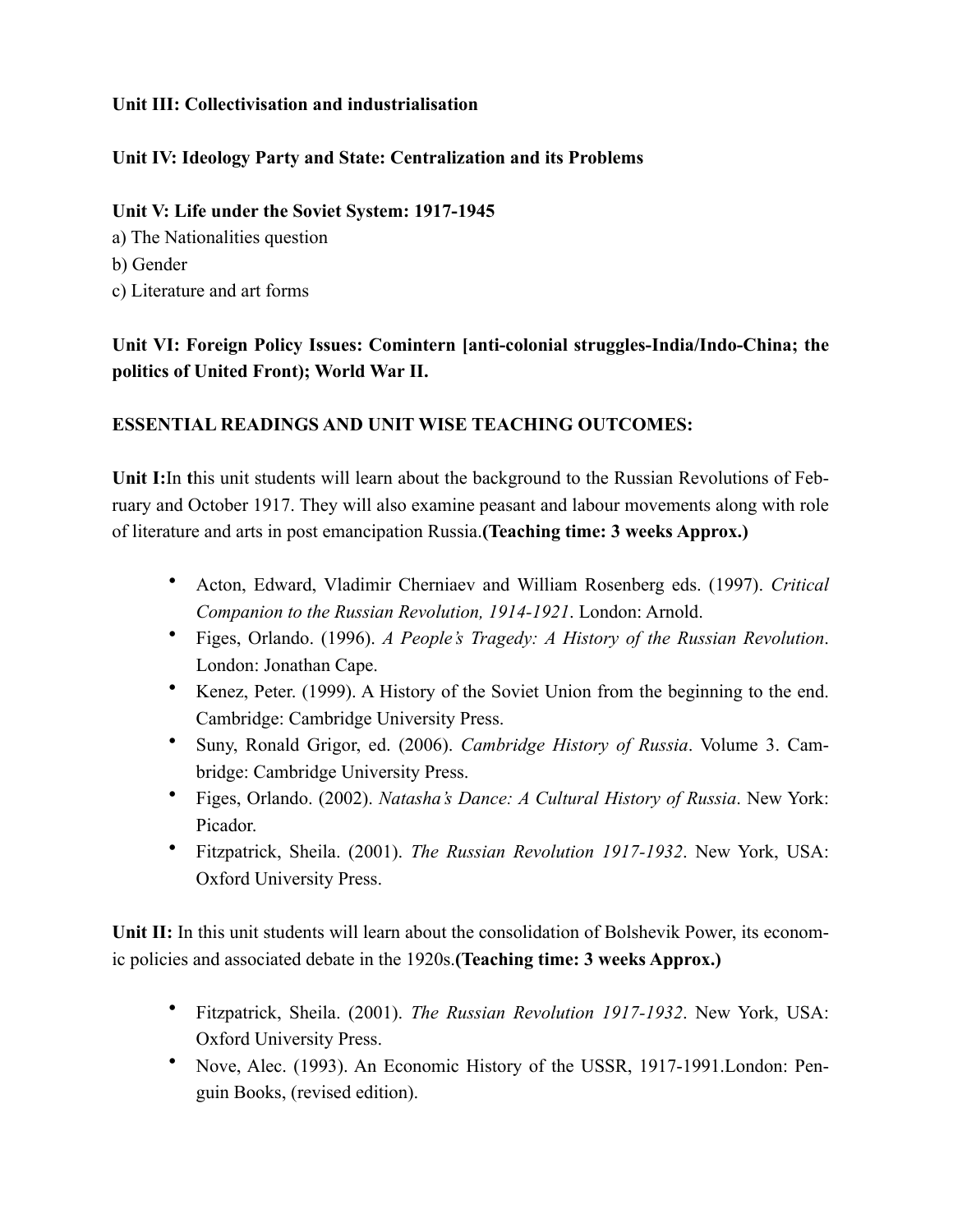**Unit III: Collectivisation and industrialisation**

**Unit IV: Ideology Party and State: Centralization and its Problems**

**Unit V: Life under the Soviet System: 1917-1945**

a) The Nationalities question
b) Gender
c) Literature and art forms

**Unit VI: Foreign Policy Issues: Comintern [anti-colonial struggles-India/Indo-China; the politics of United Front); World War II.**

**ESSENTIAL READINGS AND UNIT WISE TEACHING OUTCOMES:**

**Unit I:** In this unit students will learn about the background to the Russian Revolutions of February and October 1917. They will also examine peasant and labour movements along with role of literature and arts in post emancipation Russia. **(Teaching time: 3 weeks Approx.)**

- Acton, Edward, Vladimir Cherniaev and William Rosenberg eds. (1997). *Critical Companion to the Russian Revolution, 1914-1921*. London: Arnold.
- Figes, Orlando. (1996). *A People's Tragedy: A History of the Russian Revolution*. London: Jonathan Cape.
- Kenez, Peter. (1999). A History of the Soviet Union from the beginning to the end. Cambridge: Cambridge University Press.
- Suny, Ronald Grigor, ed. (2006). *Cambridge History of Russia*. Volume 3. Cambridge: Cambridge University Press.
- Figes, Orlando. (2002). *Natasha's Dance: A Cultural History of Russia*. New York: Picador.
- Fitzpatrick, Sheila. (2001). *The Russian Revolution 1917-1932*. New York, USA: Oxford University Press.

**Unit II:** In this unit students will learn about the consolidation of Bolshevik Power, its economic policies and associated debate in the 1920s. **(Teaching time: 3 weeks Approx.)**

- Fitzpatrick, Sheila. (2001). *The Russian Revolution 1917-1932*. New York, USA: Oxford University Press.
- Nove, Alec. (1993). An Economic History of the USSR, 1917-1991. London: Penguin Books, (revised edition).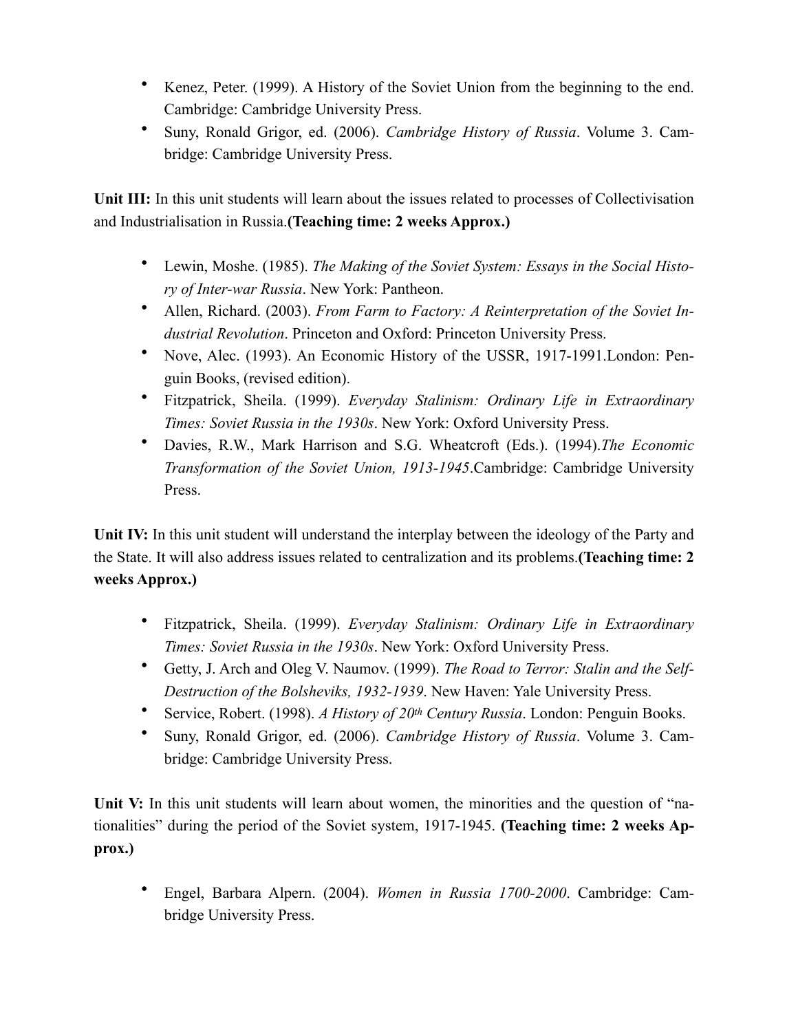- Kenez, Peter. (1999). A History of the Soviet Union from the beginning to the end. Cambridge: Cambridge University Press.
- Suny, Ronald Grigor, ed. (2006). *Cambridge History of Russia*. Volume 3. Cambridge: Cambridge University Press.

**Unit III:** In this unit students will learn about the issues related to processes of Collectivisation and Industrialisation in Russia.**(Teaching time: 2 weeks Approx.)**

- Lewin, Moshe. (1985). *The Making of the Soviet System: Essays in the Social History of Inter-war Russia*. New York: Pantheon.
- Allen, Richard. (2003). *From Farm to Factory: A Reinterpretation of the Soviet Industrial Revolution*. Princeton and Oxford: Princeton University Press.
- Nove, Alec. (1993). An Economic History of the USSR, 1917-1991.London: Penguin Books, (revised edition).
- Fitzpatrick, Sheila. (1999). *Everyday Stalinism: Ordinary Life in Extraordinary Times: Soviet Russia in the 1930s*. New York: Oxford University Press.
- Davies, R.W., Mark Harrison and S.G. Wheatcroft (Eds.). (1994).*The Economic Transformation of the Soviet Union, 1913-1945*.Cambridge: Cambridge University Press.

**Unit IV:** In this unit student will understand the interplay between the ideology of the Party and the State. It will also address issues related to centralization and its problems.**(Teaching time: 2 weeks Approx.)**

- Fitzpatrick, Sheila. (1999). *Everyday Stalinism: Ordinary Life in Extraordinary Times: Soviet Russia in the 1930s*. New York: Oxford University Press.
- Getty, J. Arch and Oleg V. Naumov. (1999). *The Road to Terror: Stalin and the Self-Destruction of the Bolsheviks, 1932-1939*. New Haven: Yale University Press.
- Service, Robert. (1998). *A History of 20th Century Russia*. London: Penguin Books.
- Suny, Ronald Grigor, ed. (2006). *Cambridge History of Russia*. Volume 3. Cambridge: Cambridge University Press.

**Unit V:** In this unit students will learn about women, the minorities and the question of "nationalities" during the period of the Soviet system, 1917-1945. **(Teaching time: 2 weeks Approx.)**

- Engel, Barbara Alpern. (2004). *Women in Russia 1700-2000*. Cambridge: Cambridge University Press.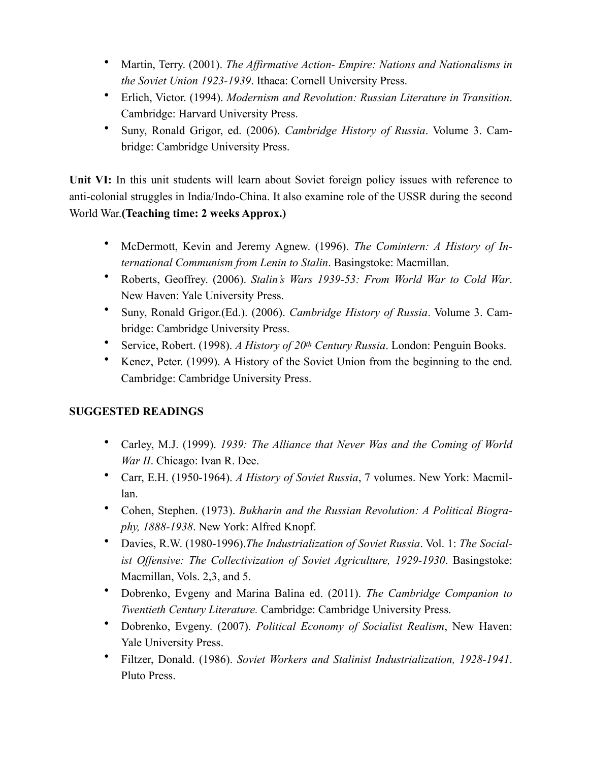- Martin, Terry. (2001). *The Affirmative Action- Empire: Nations and Nationalisms in the Soviet Union 1923-1939*. Ithaca: Cornell University Press.
- Erlich, Victor. (1994). *Modernism and Revolution: Russian Literature in Transition*. Cambridge: Harvard University Press.
- Suny, Ronald Grigor, ed. (2006). *Cambridge History of Russia*. Volume 3. Cambridge: Cambridge University Press.

**Unit VI:** In this unit students will learn about Soviet foreign policy issues with reference to anti-colonial struggles in India/Indo-China. It also examine role of the USSR during the second World War.**(Teaching time: 2 weeks Approx.)**

- McDermott, Kevin and Jeremy Agnew. (1996). *The Comintern: A History of International Communism from Lenin to Stalin*. Basingstoke: Macmillan.
- Roberts, Geoffrey. (2006). *Stalin's Wars 1939-53: From World War to Cold War*. New Haven: Yale University Press.
- Suny, Ronald Grigor.(Ed.). (2006). *Cambridge History of Russia*. Volume 3. Cambridge: Cambridge University Press.
- Service, Robert. (1998). *A History of 20th Century Russia*. London: Penguin Books.
- Kenez, Peter. (1999). A History of the Soviet Union from the beginning to the end. Cambridge: Cambridge University Press.

**SUGGESTED READINGS**

- Carley, M.J. (1999). *1939: The Alliance that Never Was and the Coming of World War II*. Chicago: Ivan R. Dee.
- Carr, E.H. (1950-1964). *A History of Soviet Russia*, 7 volumes. New York: Macmillan.
- Cohen, Stephen. (1973). *Bukharin and the Russian Revolution: A Political Biography, 1888-1938*. New York: Alfred Knopf.
- Davies, R.W. (1980-1996).*The Industrialization of Soviet Russia*. Vol. 1: *The Socialist Offensive: The Collectivization of Soviet Agriculture, 1929-1930*. Basingstoke: Macmillan, Vols. 2,3, and 5.
- Dobrenko, Evgeny and Marina Balina ed. (2011). *The Cambridge Companion to Twentieth Century Literature.* Cambridge: Cambridge University Press.
- Dobrenko, Evgeny. (2007). *Political Economy of Socialist Realism*, New Haven: Yale University Press.
- Filtzer, Donald. (1986). *Soviet Workers and Stalinist Industrialization, 1928-1941*. Pluto Press.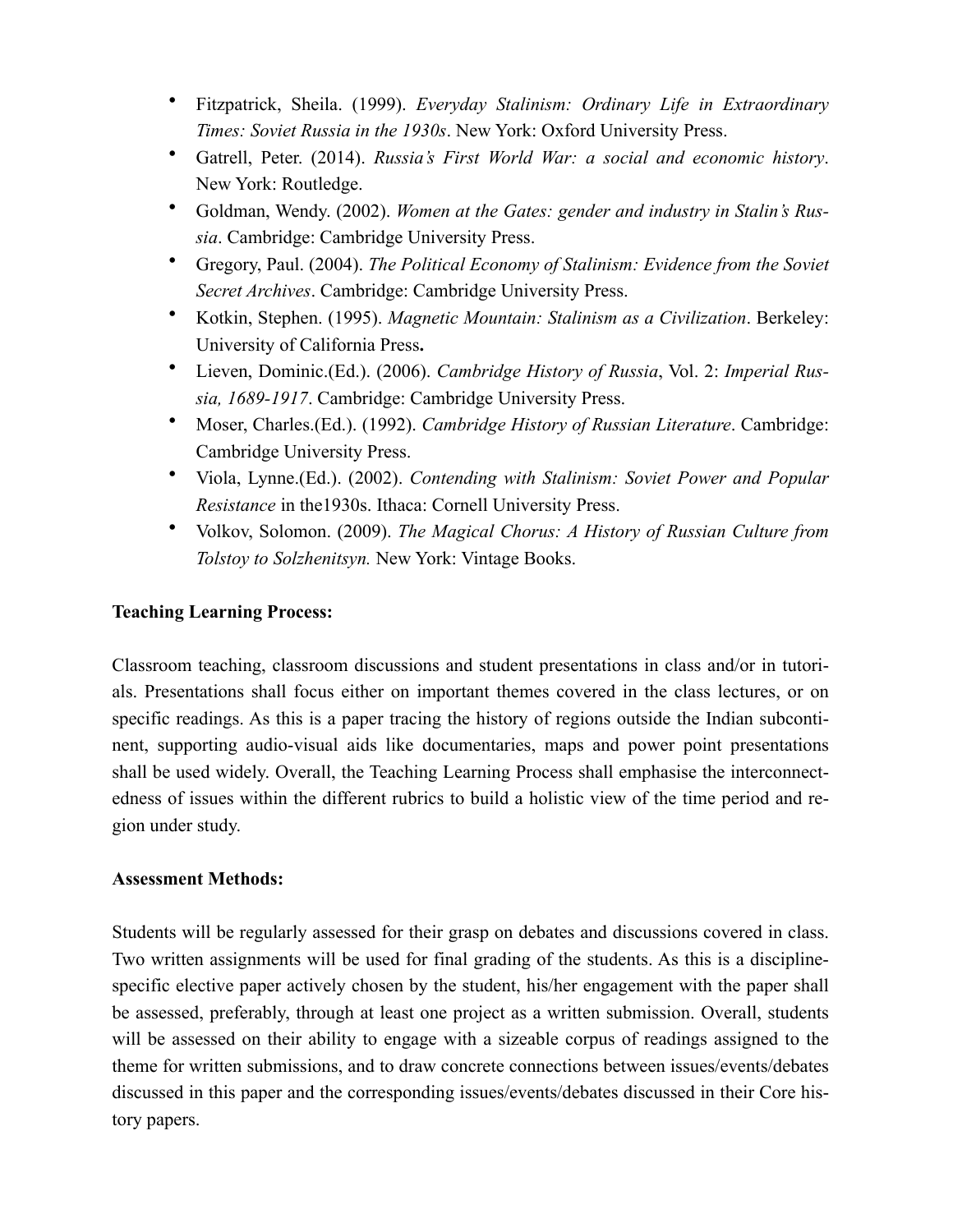- Fitzpatrick, Sheila. (1999). *Everyday Stalinism: Ordinary Life in Extraordinary Times: Soviet Russia in the 1930s*. New York: Oxford University Press.
- Gatrell, Peter. (2014). *Russia's First World War: a social and economic history*. New York: Routledge.
- Goldman, Wendy. (2002). *Women at the Gates: gender and industry in Stalin's Russia*. Cambridge: Cambridge University Press.
- Gregory, Paul. (2004). *The Political Economy of Stalinism: Evidence from the Soviet Secret Archives*. Cambridge: Cambridge University Press.
- Kotkin, Stephen. (1995). *Magnetic Mountain: Stalinism as a Civilization*. Berkeley: University of California Press**.**
- Lieven, Dominic.(Ed.). (2006). *Cambridge History of Russia*, Vol. 2: *Imperial Russia, 1689-1917*. Cambridge: Cambridge University Press.
- Moser, Charles.(Ed.). (1992). *Cambridge History of Russian Literature*. Cambridge: Cambridge University Press.
- Viola, Lynne.(Ed.). (2002). *Contending with Stalinism: Soviet Power and Popular Resistance* in the1930s. Ithaca: Cornell University Press.
- Volkov, Solomon. (2009). *The Magical Chorus: A History of Russian Culture from Tolstoy to Solzhenitsyn.* New York: Vintage Books.

**Teaching Learning Process:**

Classroom teaching, classroom discussions and student presentations in class and/or in tutorials. Presentations shall focus either on important themes covered in the class lectures, or on specific readings. As this is a paper tracing the history of regions outside the Indian subcontinent, supporting audio-visual aids like documentaries, maps and power point presentations shall be used widely. Overall, the Teaching Learning Process shall emphasise the interconnectedness of issues within the different rubrics to build a holistic view of the time period and region under study.

**Assessment Methods:**

Students will be regularly assessed for their grasp on debates and discussions covered in class. Two written assignments will be used for final grading of the students. As this is a discipline-specific elective paper actively chosen by the student, his/her engagement with the paper shall be assessed, preferably, through at least one project as a written submission. Overall, students will be assessed on their ability to engage with a sizeable corpus of readings assigned to the theme for written submissions, and to draw concrete connections between issues/events/debates discussed in this paper and the corresponding issues/events/debates discussed in their Core history papers.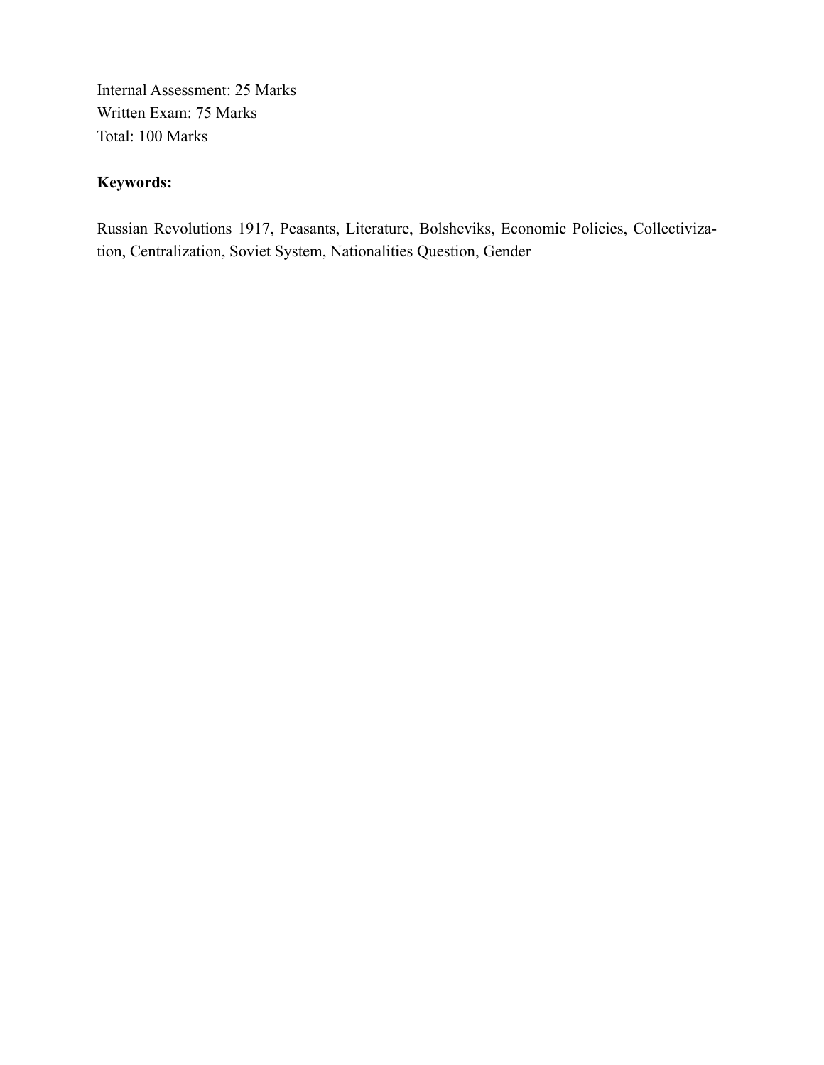Internal Assessment: 25 Marks
Written Exam: 75 Marks
Total: 100 Marks

**Keywords:**

Russian Revolutions 1917, Peasants, Literature, Bolsheviks, Economic Policies, Collectivization, Centralization, Soviet System, Nationalities Question, Gender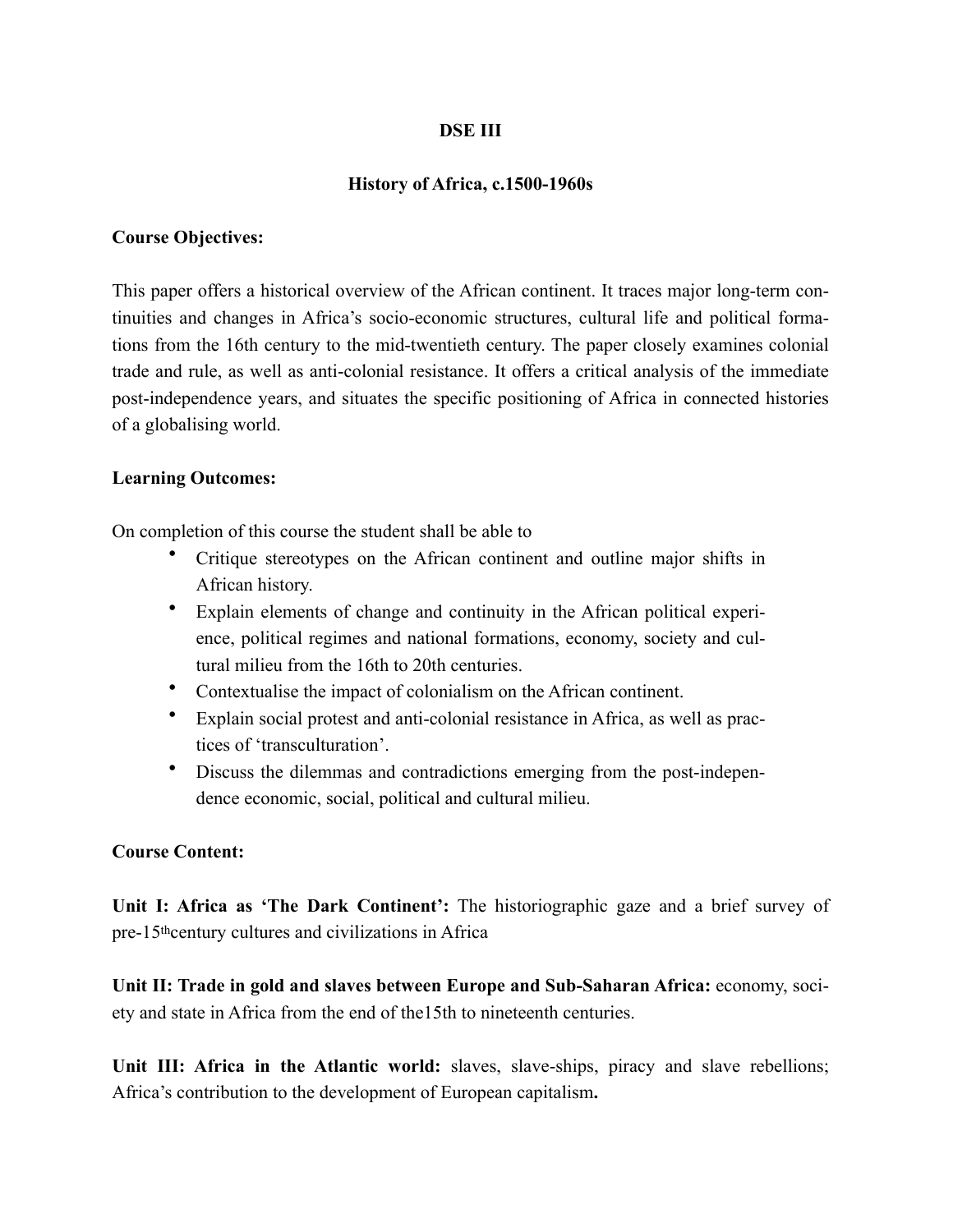**DSE III**

**History of Africa, c.1500-1960s**

**Course Objectives:**

This paper offers a historical overview of the African continent. It traces major long-term continuities and changes in Africa's socio-economic structures, cultural life and political formations from the 16th century to the mid-twentieth century. The paper closely examines colonial trade and rule, as well as anti-colonial resistance. It offers a critical analysis of the immediate post-independence years, and situates the specific positioning of Africa in connected histories of a globalising world.

**Learning Outcomes:**

On completion of this course the student shall be able to

- Critique stereotypes on the African continent and outline major shifts in African history.
- Explain elements of change and continuity in the African political experience, political regimes and national formations, economy, society and cultural milieu from the 16th to 20th centuries.
- Contextualise the impact of colonialism on the African continent.
- Explain social protest and anti-colonial resistance in Africa, as well as practices of 'transculturation'.
- Discuss the dilemmas and contradictions emerging from the post-independence economic, social, political and cultural milieu.

**Course Content:**

**Unit I: Africa as 'The Dark Continent':** The historiographic gaze and a brief survey of pre-15th century cultures and civilizations in Africa

**Unit II: Trade in gold and slaves between Europe and Sub-Saharan Africa:** economy, society and state in Africa from the end of the15th to nineteenth centuries.

**Unit III: Africa in the Atlantic world:** slaves, slave-ships, piracy and slave rebellions; Africa's contribution to the development of European capitalism**.**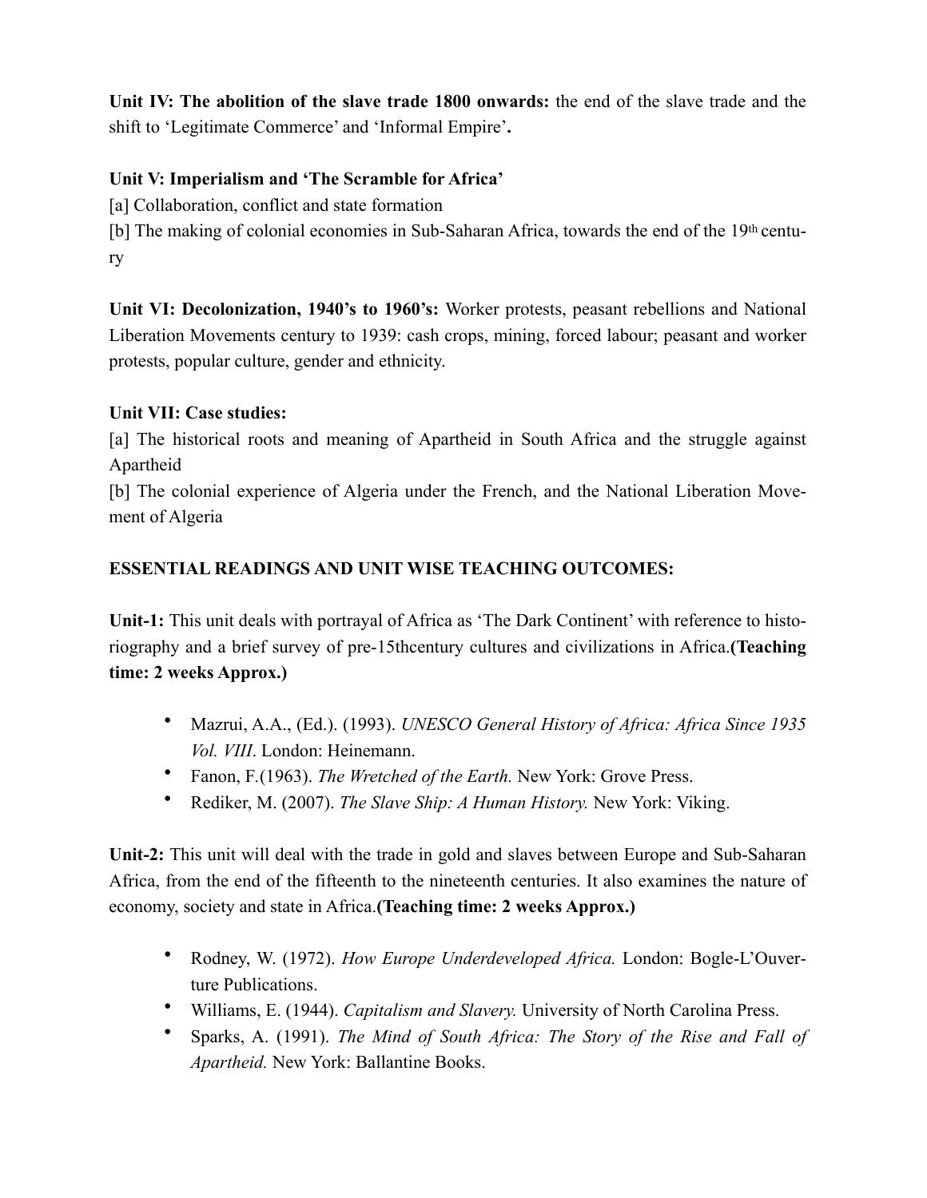**Unit IV: The abolition of the slave trade 1800 onwards:** the end of the slave trade and the shift to 'Legitimate Commerce' and 'Informal Empire'**.**

**Unit V: Imperialism and 'The Scramble for Africa'**

[a] Collaboration, conflict and state formation

[b] The making of colonial economies in Sub-Saharan Africa, towards the end of the 19th century

**Unit VI: Decolonization, 1940's to 1960's:** Worker protests, peasant rebellions and National Liberation Movements century to 1939: cash crops, mining, forced labour; peasant and worker protests, popular culture, gender and ethnicity.

**Unit VII: Case studies:**

[a] The historical roots and meaning of Apartheid in South Africa and the struggle against Apartheid

[b] The colonial experience of Algeria under the French, and the National Liberation Movement of Algeria

**ESSENTIAL READINGS AND UNIT WISE TEACHING OUTCOMES:**

**Unit-1:** This unit deals with portrayal of Africa as 'The Dark Continent' with reference to historiography and a brief survey of pre-15thcentury cultures and civilizations in Africa.**(Teaching time: 2 weeks Approx.)**

- Mazrui, A.A., (Ed.). (1993). *UNESCO General History of Africa: Africa Since 1935 Vol. VIII*. London: Heinemann.
- Fanon, F.(1963). *The Wretched of the Earth.* New York: Grove Press.
- Rediker, M. (2007). *The Slave Ship: A Human History.* New York: Viking.

**Unit-2:** This unit will deal with the trade in gold and slaves between Europe and Sub-Saharan Africa, from the end of the fifteenth to the nineteenth centuries. It also examines the nature of economy, society and state in Africa.**(Teaching time: 2 weeks Approx.)**

- Rodney, W. (1972). *How Europe Underdeveloped Africa.* London: Bogle-L'Ouverture Publications.
- Williams, E. (1944). *Capitalism and Slavery.* University of North Carolina Press.
- Sparks, A. (1991). *The Mind of South Africa: The Story of the Rise and Fall of Apartheid.* New York: Ballantine Books.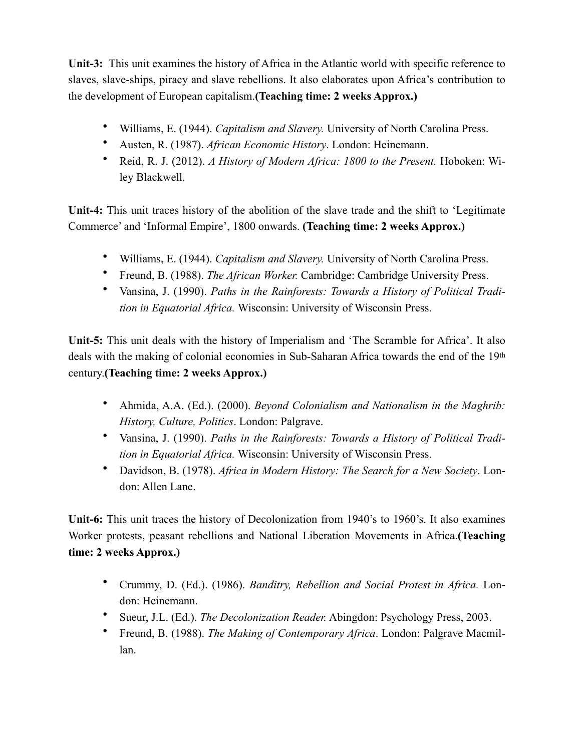**Unit-3:** This unit examines the history of Africa in the Atlantic world with specific reference to slaves, slave-ships, piracy and slave rebellions. It also elaborates upon Africa's contribution to the development of European capitalism.**(Teaching time: 2 weeks Approx.)**

- Williams, E. (1944). *Capitalism and Slavery.* University of North Carolina Press.
- Austen, R. (1987). *African Economic History*. London: Heinemann.
- Reid, R. J. (2012). *A History of Modern Africa: 1800 to the Present.* Hoboken: Wiley Blackwell.

**Unit-4:** This unit traces history of the abolition of the slave trade and the shift to 'Legitimate Commerce' and 'Informal Empire', 1800 onwards. **(Teaching time: 2 weeks Approx.)**

- Williams, E. (1944). *Capitalism and Slavery.* University of North Carolina Press.
- Freund, B. (1988). *The African Worker.* Cambridge: Cambridge University Press.
- Vansina, J. (1990). *Paths in the Rainforests: Towards a History of Political Tradition in Equatorial Africa.* Wisconsin: University of Wisconsin Press.

**Unit-5:** This unit deals with the history of Imperialism and 'The Scramble for Africa'. It also deals with the making of colonial economies in Sub-Saharan Africa towards the end of the 19th century.**(Teaching time: 2 weeks Approx.)**

- Ahmida, A.A. (Ed.). (2000). *Beyond Colonialism and Nationalism in the Maghrib: History, Culture, Politics*. London: Palgrave.
- Vansina, J. (1990). *Paths in the Rainforests: Towards a History of Political Tradition in Equatorial Africa.* Wisconsin: University of Wisconsin Press.
- Davidson, B. (1978). *Africa in Modern History: The Search for a New Society*. London: Allen Lane.

**Unit-6:** This unit traces the history of Decolonization from 1940's to 1960's. It also examines Worker protests, peasant rebellions and National Liberation Movements in Africa.**(Teaching time: 2 weeks Approx.)**

- Crummy, D. (Ed.). (1986). *Banditry, Rebellion and Social Protest in Africa.* London: Heinemann.
- Sueur, J.L. (Ed.). *The Decolonization Reader.* Abingdon: Psychology Press, 2003.
- Freund, B. (1988). *The Making of Contemporary Africa*. London: Palgrave Macmillan.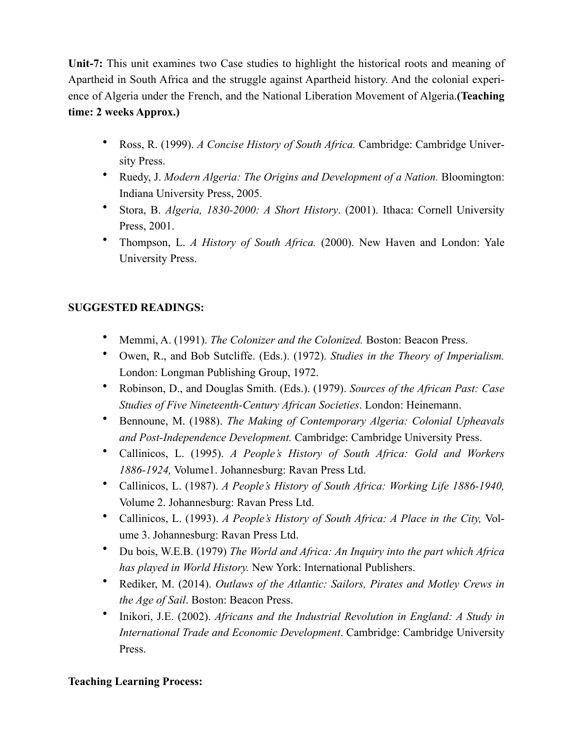**Unit-7:** This unit examines two Case studies to highlight the historical roots and meaning of Apartheid in South Africa and the struggle against Apartheid history. And the colonial experience of Algeria under the French, and the National Liberation Movement of Algeria.**(Teaching time: 2 weeks Approx.)**

- Ross, R. (1999). *A Concise History of South Africa.* Cambridge: Cambridge University Press.
- Ruedy, J. *Modern Algeria: The Origins and Development of a Nation.* Bloomington: Indiana University Press, 2005.
- Stora, B. *Algeria, 1830-2000: A Short History*. (2001). Ithaca: Cornell University Press, 2001.
- Thompson, L. *A History of South Africa.* (2000). New Haven and London: Yale University Press.

**SUGGESTED READINGS:**

- Memmi, A. (1991). *The Colonizer and the Colonized.* Boston: Beacon Press.
- Owen, R., and Bob Sutcliffe. (Eds.). (1972). *Studies in the Theory of Imperialism.* London: Longman Publishing Group, 1972.
- Robinson, D., and Douglas Smith. (Eds.). (1979). *Sources of the African Past: Case Studies of Five Nineteenth-Century African Societies*. London: Heinemann.
- Bennoune, M. (1988). *The Making of Contemporary Algeria: Colonial Upheavals and Post-Independence Development.* Cambridge: Cambridge University Press.
- Callinicos, L. (1995). *A People's History of South Africa: Gold and Workers 1886-1924,* Volume1. Johannesburg: Ravan Press Ltd.
- Callinicos, L. (1987). *A People's History of South Africa: Working Life 1886-1940,* Volume 2. Johannesburg: Ravan Press Ltd.
- Callinicos, L. (1993). *A People's History of South Africa: A Place in the City,* Volume 3. Johannesburg: Ravan Press Ltd.
- Du bois, W.E.B. (1979) *The World and Africa: An Inquiry into the part which Africa has played in World History.* New York: International Publishers.
- Rediker, M. (2014). *Outlaws of the Atlantic: Sailors, Pirates and Motley Crews in the Age of Sail*. Boston: Beacon Press.
- Inikori, J.E. (2002). *Africans and the Industrial Revolution in England: A Study in International Trade and Economic Development*. Cambridge: Cambridge University Press.

**Teaching Learning Process:**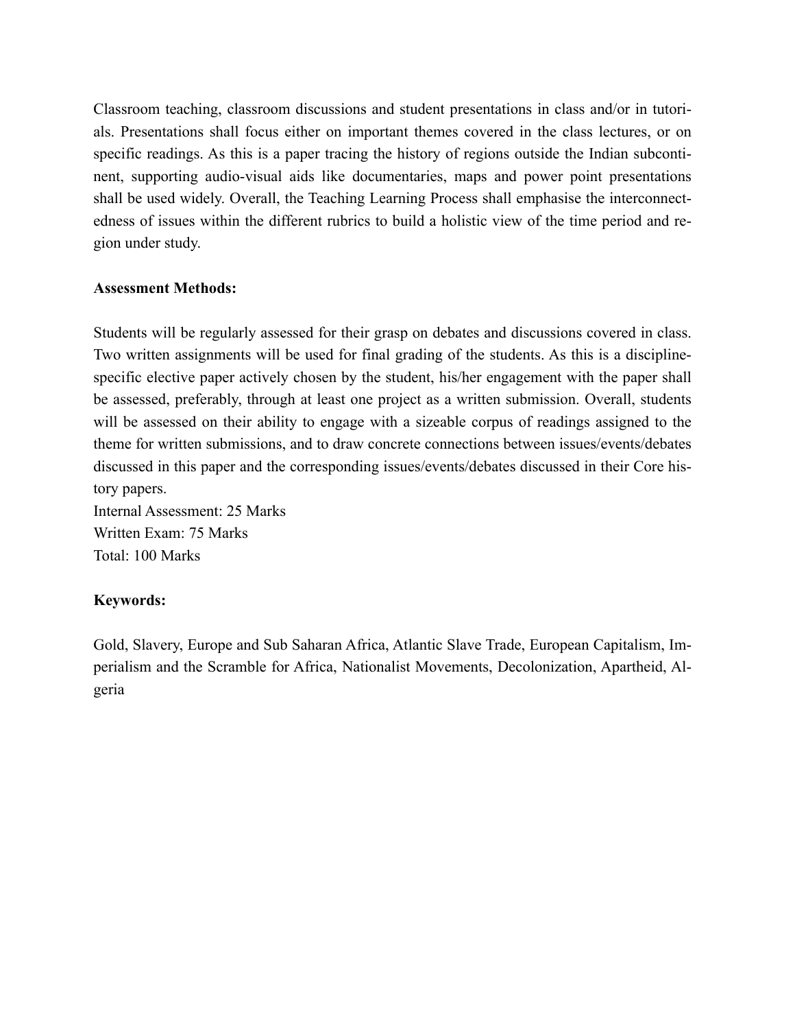Classroom teaching, classroom discussions and student presentations in class and/or in tutorials. Presentations shall focus either on important themes covered in the class lectures, or on specific readings. As this is a paper tracing the history of regions outside the Indian subcontinent, supporting audio-visual aids like documentaries, maps and power point presentations shall be used widely. Overall, the Teaching Learning Process shall emphasise the interconnectedness of issues within the different rubrics to build a holistic view of the time period and region under study.

**Assessment Methods:**

Students will be regularly assessed for their grasp on debates and discussions covered in class. Two written assignments will be used for final grading of the students. As this is a discipline-specific elective paper actively chosen by the student, his/her engagement with the paper shall be assessed, preferably, through at least one project as a written submission. Overall, students will be assessed on their ability to engage with a sizeable corpus of readings assigned to the theme for written submissions, and to draw concrete connections between issues/events/debates discussed in this paper and the corresponding issues/events/debates discussed in their Core history papers.
Internal Assessment: 25 Marks
Written Exam: 75 Marks
Total: 100 Marks

**Keywords:**

Gold, Slavery, Europe and Sub Saharan Africa, Atlantic Slave Trade, European Capitalism, Imperialism and the Scramble for Africa, Nationalist Movements, Decolonization, Apartheid, Algeria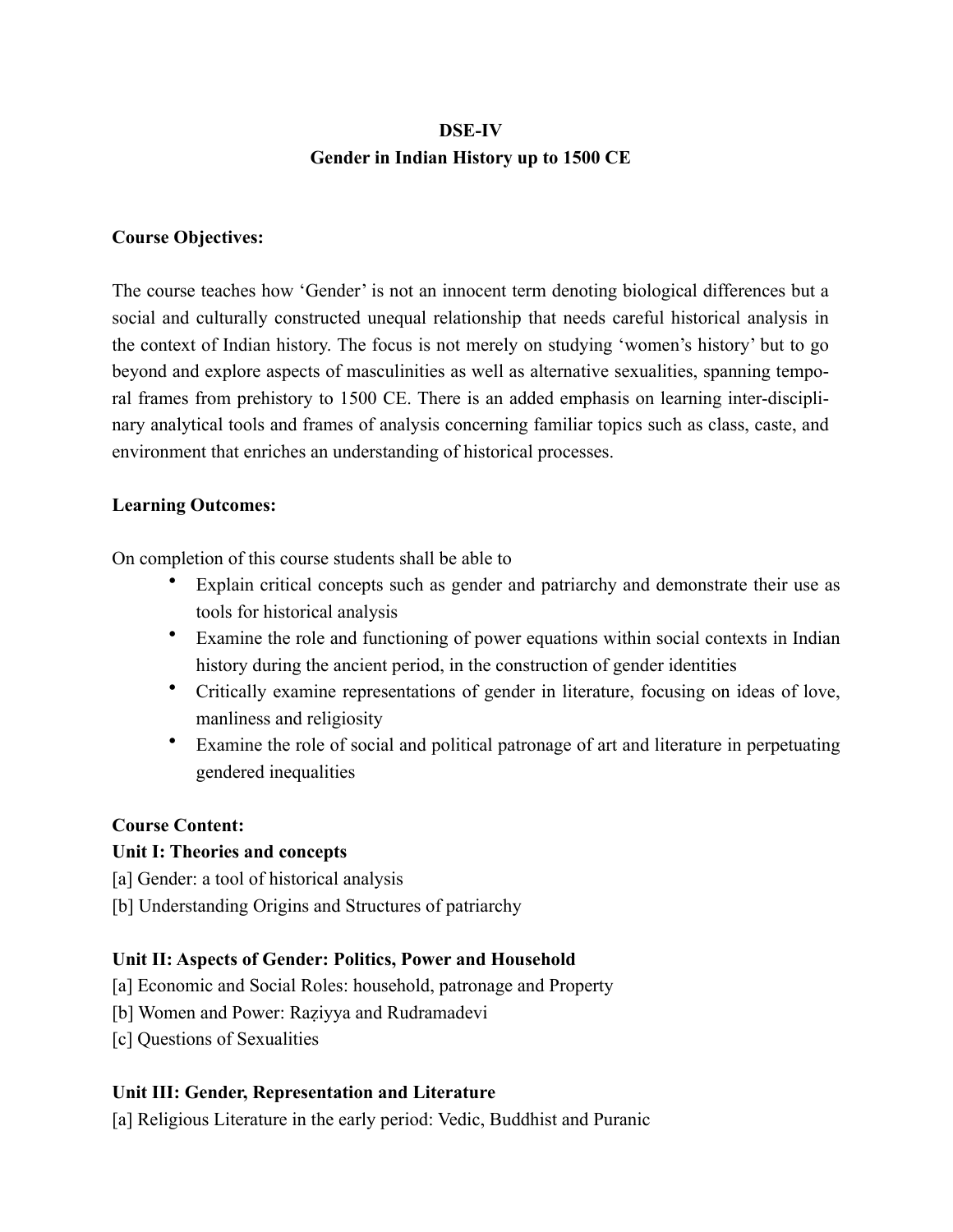**DSE-IV**

**Gender in Indian History up to 1500 CE**

**Course Objectives:**

The course teaches how 'Gender' is not an innocent term denoting biological differences but a social and culturally constructed unequal relationship that needs careful historical analysis in the context of Indian history. The focus is not merely on studying 'women's history' but to go beyond and explore aspects of masculinities as well as alternative sexualities, spanning temporal frames from prehistory to 1500 CE. There is an added emphasis on learning inter-disciplinary analytical tools and frames of analysis concerning familiar topics such as class, caste, and environment that enriches an understanding of historical processes.

**Learning Outcomes:**

On completion of this course students shall be able to

- Explain critical concepts such as gender and patriarchy and demonstrate their use as tools for historical analysis
- Examine the role and functioning of power equations within social contexts in Indian history during the ancient period, in the construction of gender identities
- Critically examine representations of gender in literature, focusing on ideas of love, manliness and religiosity
- Examine the role of social and political patronage of art and literature in perpetuating gendered inequalities

**Course Content:**

**Unit I: Theories and concepts**

[a] Gender: a tool of historical analysis

[b] Understanding Origins and Structures of patriarchy

**Unit II: Aspects of Gender: Politics, Power and Household**

[a] Economic and Social Roles: household, patronage and Property

[b] Women and Power: Raẓiyya and Rudramadevi

[c] Questions of Sexualities

**Unit III: Gender, Representation and Literature**

[a] Religious Literature in the early period: Vedic, Buddhist and Puranic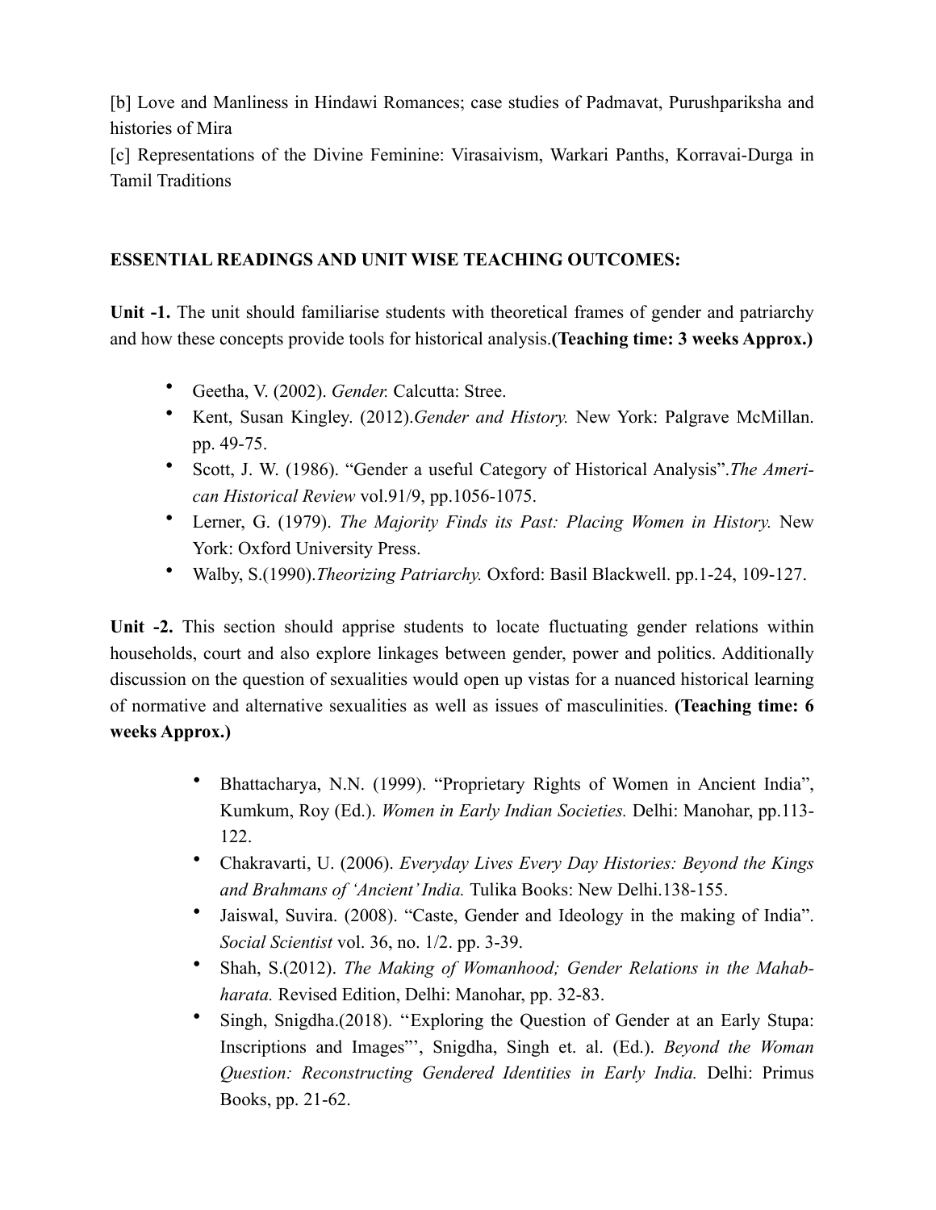[b] Love and Manliness in Hindawi Romances; case studies of Padmavat, Purushpariksha and histories of Mira

[c] Representations of the Divine Feminine: Virasaivism, Warkari Panths, Korravai-Durga in Tamil Traditions

**ESSENTIAL READINGS AND UNIT WISE TEACHING OUTCOMES:**

**Unit -1.** The unit should familiarise students with theoretical frames of gender and patriarchy and how these concepts provide tools for historical analysis.**(Teaching time: 3 weeks Approx.)**

- Geetha, V. (2002). *Gender.* Calcutta: Stree.
- Kent, Susan Kingley. (2012).*Gender and History.* New York: Palgrave McMillan. pp. 49-75.
- Scott, J. W. (1986). "Gender a useful Category of Historical Analysis".*The American Historical Review* vol.91/9, pp.1056-1075.
- Lerner, G. (1979). *The Majority Finds its Past: Placing Women in History.* New York: Oxford University Press.
- Walby, S.(1990).*Theorizing Patriarchy.* Oxford: Basil Blackwell. pp.1-24, 109-127.

**Unit -2.** This section should apprise students to locate fluctuating gender relations within households, court and also explore linkages between gender, power and politics. Additionally discussion on the question of sexualities would open up vistas for a nuanced historical learning of normative and alternative sexualities as well as issues of masculinities. **(Teaching time: 6 weeks Approx.)**

- Bhattacharya, N.N. (1999). "Proprietary Rights of Women in Ancient India", Kumkum, Roy (Ed.). *Women in Early Indian Societies.* Delhi: Manohar, pp.113-122.
- Chakravarti, U. (2006). *Everyday Lives Every Day Histories: Beyond the Kings and Brahmans of 'Ancient' India.* Tulika Books: New Delhi.138-155.
- Jaiswal, Suvira. (2008). "Caste, Gender and Ideology in the making of India". *Social Scientist* vol. 36, no. 1/2. pp. 3-39.
- Shah, S.(2012). *The Making of Womanhood; Gender Relations in the Mahabharata.* Revised Edition, Delhi: Manohar, pp. 32-83.
- Singh, Snigdha.(2018). ''Exploring the Question of Gender at an Early Stupa: Inscriptions and Images"', Snigdha, Singh et. al. (Ed.). *Beyond the Woman Question: Reconstructing Gendered Identities in Early India.* Delhi: Primus Books, pp. 21-62.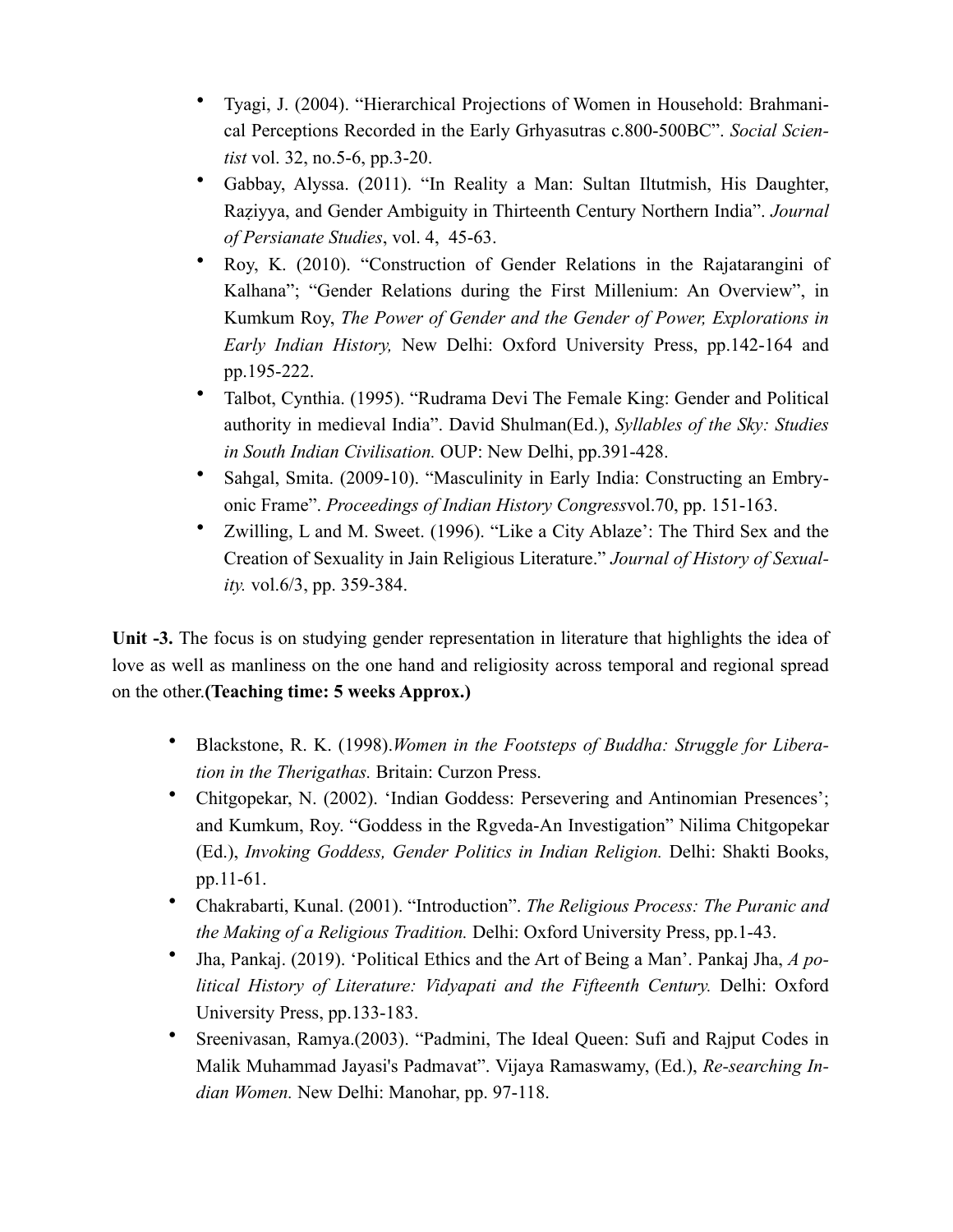- Tyagi, J. (2004). "Hierarchical Projections of Women in Household: Brahmanical Perceptions Recorded in the Early Grhyasutras c.800-500BC". *Social Scientist* vol. 32, no.5-6, pp.3-20.
- Gabbay, Alyssa. (2011). "In Reality a Man: Sultan Iltutmish, His Daughter, Raẓiyya, and Gender Ambiguity in Thirteenth Century Northern India". *Journal of Persianate Studies*, vol. 4, 45-63.
- Roy, K. (2010). "Construction of Gender Relations in the Rajatarangini of Kalhana"; "Gender Relations during the First Millenium: An Overview", in Kumkum Roy, *The Power of Gender and the Gender of Power, Explorations in Early Indian History,* New Delhi: Oxford University Press, pp.142-164 and pp.195-222.
- Talbot, Cynthia. (1995). "Rudrama Devi The Female King: Gender and Political authority in medieval India". David Shulman(Ed.), *Syllables of the Sky: Studies in South Indian Civilisation.* OUP: New Delhi, pp.391-428.
- Sahgal, Smita. (2009-10). "Masculinity in Early India: Constructing an Embryonic Frame". *Proceedings of Indian History Congress*vol.70, pp. 151-163.
- Zwilling, L and M. Sweet. (1996). "Like a City Ablaze': The Third Sex and the Creation of Sexuality in Jain Religious Literature." *Journal of History of Sexuality.* vol.6/3, pp. 359-384.

**Unit -3.** The focus is on studying gender representation in literature that highlights the idea of love as well as manliness on the one hand and religiosity across temporal and regional spread on the other.**(Teaching time: 5 weeks Approx.)**

- Blackstone, R. K. (1998).*Women in the Footsteps of Buddha: Struggle for Liberation in the Therigathas.* Britain: Curzon Press.
- Chitgopekar, N. (2002). 'Indian Goddess: Persevering and Antinomian Presences'; and Kumkum, Roy. "Goddess in the Rgveda-An Investigation" Nilima Chitgopekar (Ed.), *Invoking Goddess, Gender Politics in Indian Religion.* Delhi: Shakti Books, pp.11-61.
- Chakrabarti, Kunal. (2001). "Introduction". *The Religious Process: The Puranic and the Making of a Religious Tradition.* Delhi: Oxford University Press, pp.1-43.
- Jha, Pankaj. (2019). 'Political Ethics and the Art of Being a Man'. Pankaj Jha, *A political History of Literature: Vidyapati and the Fifteenth Century.* Delhi: Oxford University Press, pp.133-183.
- Sreenivasan, Ramya.(2003). "Padmini, The Ideal Queen: Sufi and Rajput Codes in Malik Muhammad Jayasi's Padmavat". Vijaya Ramaswamy, (Ed.), *Re-searching Indian Women.* New Delhi: Manohar, pp. 97-118.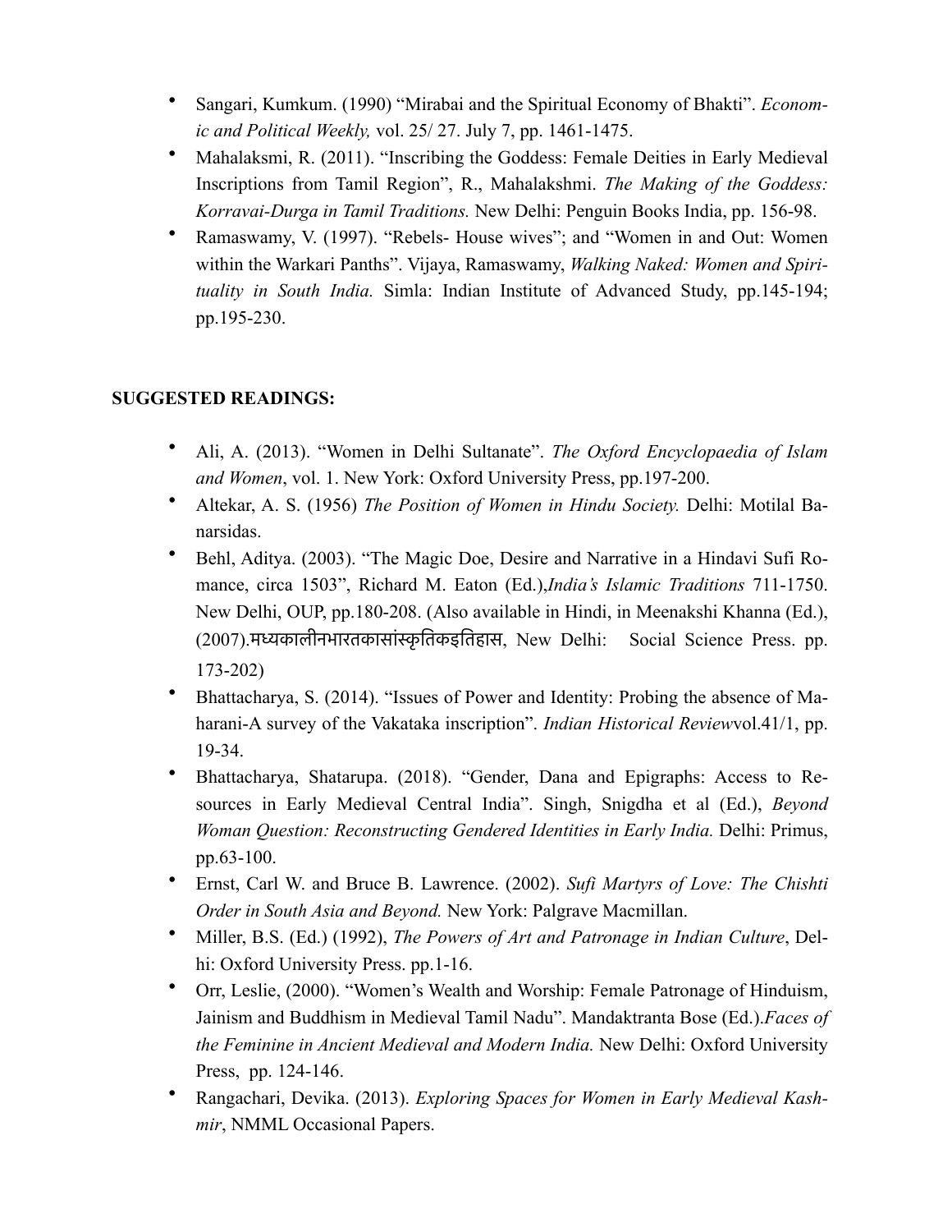- Sangari, Kumkum. (1990) "Mirabai and the Spiritual Economy of Bhakti". *Economic and Political Weekly,* vol. 25/ 27. July 7, pp. 1461-1475.
- Mahalaksmi, R. (2011). "Inscribing the Goddess: Female Deities in Early Medieval Inscriptions from Tamil Region", R., Mahalakshmi. *The Making of the Goddess: Korravai-Durga in Tamil Traditions.* New Delhi: Penguin Books India, pp. 156-98.
- Ramaswamy, V. (1997). "Rebels- House wives"; and "Women in and Out: Women within the Warkari Panths". Vijaya, Ramaswamy, *Walking Naked: Women and Spirituality in South India.* Simla: Indian Institute of Advanced Study, pp.145-194; pp.195-230.

**SUGGESTED READINGS:**

- Ali, A. (2013). "Women in Delhi Sultanate". *The Oxford Encyclopaedia of Islam and Women*, vol. 1. New York: Oxford University Press, pp.197-200.
- Altekar, A. S. (1956) *The Position of Women in Hindu Society.* Delhi: Motilal Banarsidas.
- Behl, Aditya. (2003). "The Magic Doe, Desire and Narrative in a Hindavi Sufi Romance, circa 1503", Richard M. Eaton (Ed.),*India's Islamic Traditions* 711-1750. New Delhi, OUP, pp.180-208. (Also available in Hindi, in Meenakshi Khanna (Ed.), (2007).मध्यकालीनभारतकासांस्कृतिकइतिहास, New Delhi: Social Science Press. pp. 173-202)
- Bhattacharya, S. (2014). "Issues of Power and Identity: Probing the absence of Maharani-A survey of the Vakataka inscription". *Indian Historical Review*vol.41/1, pp. 19-34.
- Bhattacharya, Shatarupa. (2018). "Gender, Dana and Epigraphs: Access to Resources in Early Medieval Central India". Singh, Snigdha et al (Ed.), *Beyond Woman Question: Reconstructing Gendered Identities in Early India.* Delhi: Primus, pp.63-100.
- Ernst, Carl W. and Bruce B. Lawrence. (2002). *Sufi Martyrs of Love: The Chishti Order in South Asia and Beyond.* New York: Palgrave Macmillan.
- Miller, B.S. (Ed.) (1992), *The Powers of Art and Patronage in Indian Culture*, Delhi: Oxford University Press. pp.1-16.
- Orr, Leslie, (2000). "Women's Wealth and Worship: Female Patronage of Hinduism, Jainism and Buddhism in Medieval Tamil Nadu". Mandaktranta Bose (Ed.).*Faces of the Feminine in Ancient Medieval and Modern India.* New Delhi: Oxford University Press, pp. 124-146.
- Rangachari, Devika. (2013). *Exploring Spaces for Women in Early Medieval Kashmir*, NMML Occasional Papers.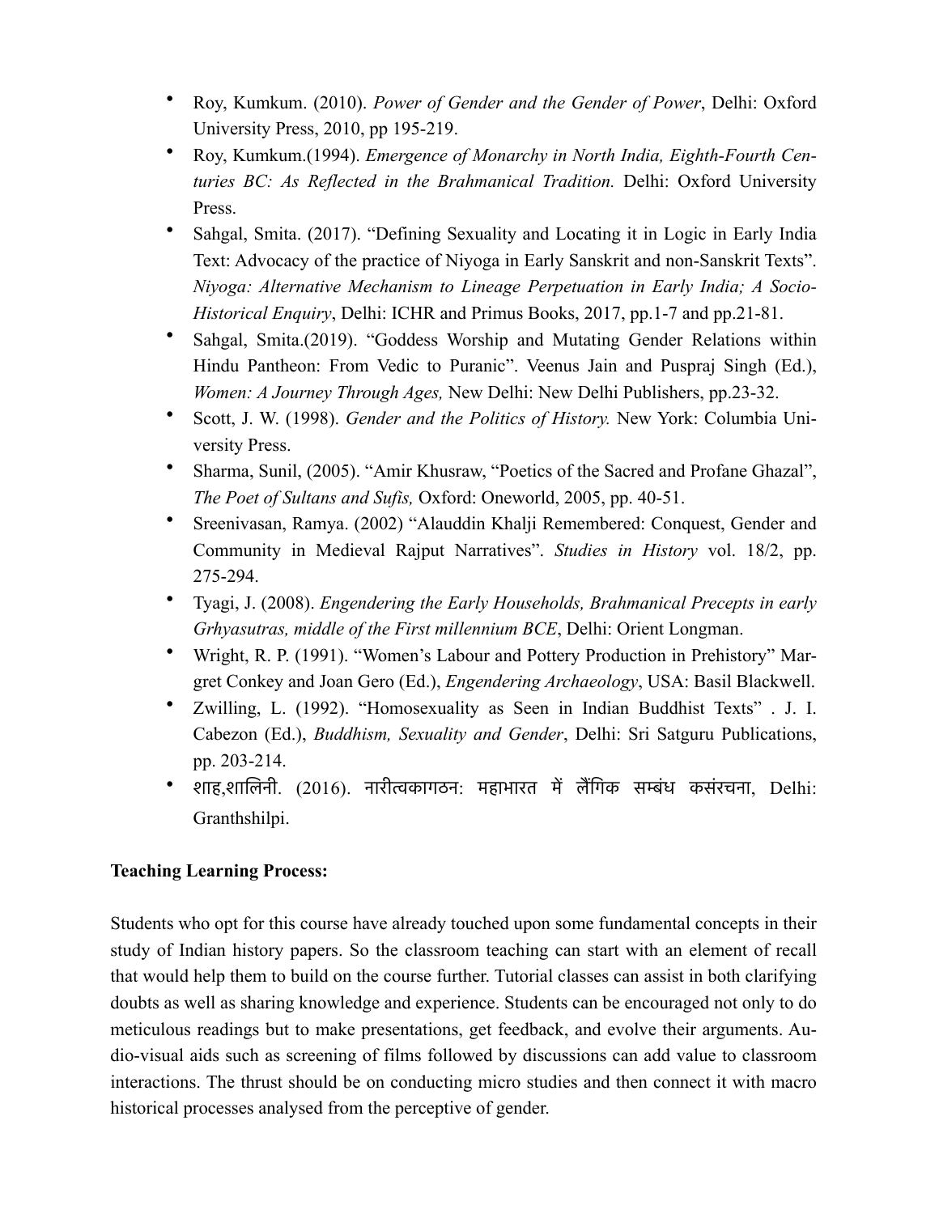- Roy, Kumkum. (2010). *Power of Gender and the Gender of Power*, Delhi: Oxford University Press, 2010, pp 195-219.
- Roy, Kumkum.(1994). *Emergence of Monarchy in North India, Eighth-Fourth Centuries BC: As Reflected in the Brahmanical Tradition.* Delhi: Oxford University Press.
- Sahgal, Smita. (2017). "Defining Sexuality and Locating it in Logic in Early India Text: Advocacy of the practice of Niyoga in Early Sanskrit and non-Sanskrit Texts". *Niyoga: Alternative Mechanism to Lineage Perpetuation in Early India; A Socio-Historical Enquiry*, Delhi: ICHR and Primus Books, 2017, pp.1-7 and pp.21-81.
- Sahgal, Smita.(2019). "Goddess Worship and Mutating Gender Relations within Hindu Pantheon: From Vedic to Puranic". Veenus Jain and Puspraj Singh (Ed.), *Women: A Journey Through Ages,* New Delhi: New Delhi Publishers, pp.23-32.
- Scott, J. W. (1998). *Gender and the Politics of History.* New York: Columbia University Press.
- Sharma, Sunil, (2005). "Amir Khusraw, "Poetics of the Sacred and Profane Ghazal", *The Poet of Sultans and Sufis,* Oxford: Oneworld, 2005, pp. 40-51.
- Sreenivasan, Ramya. (2002) "Alauddin Khalji Remembered: Conquest, Gender and Community in Medieval Rajput Narratives". *Studies in History* vol. 18/2, pp. 275-294.
- Tyagi, J. (2008). *Engendering the Early Households, Brahmanical Precepts in early Grhyasutras, middle of the First millennium BCE*, Delhi: Orient Longman.
- Wright, R. P. (1991). "Women's Labour and Pottery Production in Prehistory" Margret Conkey and Joan Gero (Ed.), *Engendering Archaeology*, USA: Basil Blackwell.
- Zwilling, L. (1992). "Homosexuality as Seen in Indian Buddhist Texts" . J. I. Cabezon (Ed.), *Buddhism, Sexuality and Gender*, Delhi: Sri Satguru Publications, pp. 203-214.
- शाह,शालिनी. (2016). नारीत्वकागठन: महाभारत में लैंगिक सम्बंध कसंरचना, Delhi: Granthshilpi.

**Teaching Learning Process:**

Students who opt for this course have already touched upon some fundamental concepts in their study of Indian history papers. So the classroom teaching can start with an element of recall that would help them to build on the course further. Tutorial classes can assist in both clarifying doubts as well as sharing knowledge and experience. Students can be encouraged not only to do meticulous readings but to make presentations, get feedback, and evolve their arguments. Audio-visual aids such as screening of films followed by discussions can add value to classroom interactions. The thrust should be on conducting micro studies and then connect it with macro historical processes analysed from the perceptive of gender.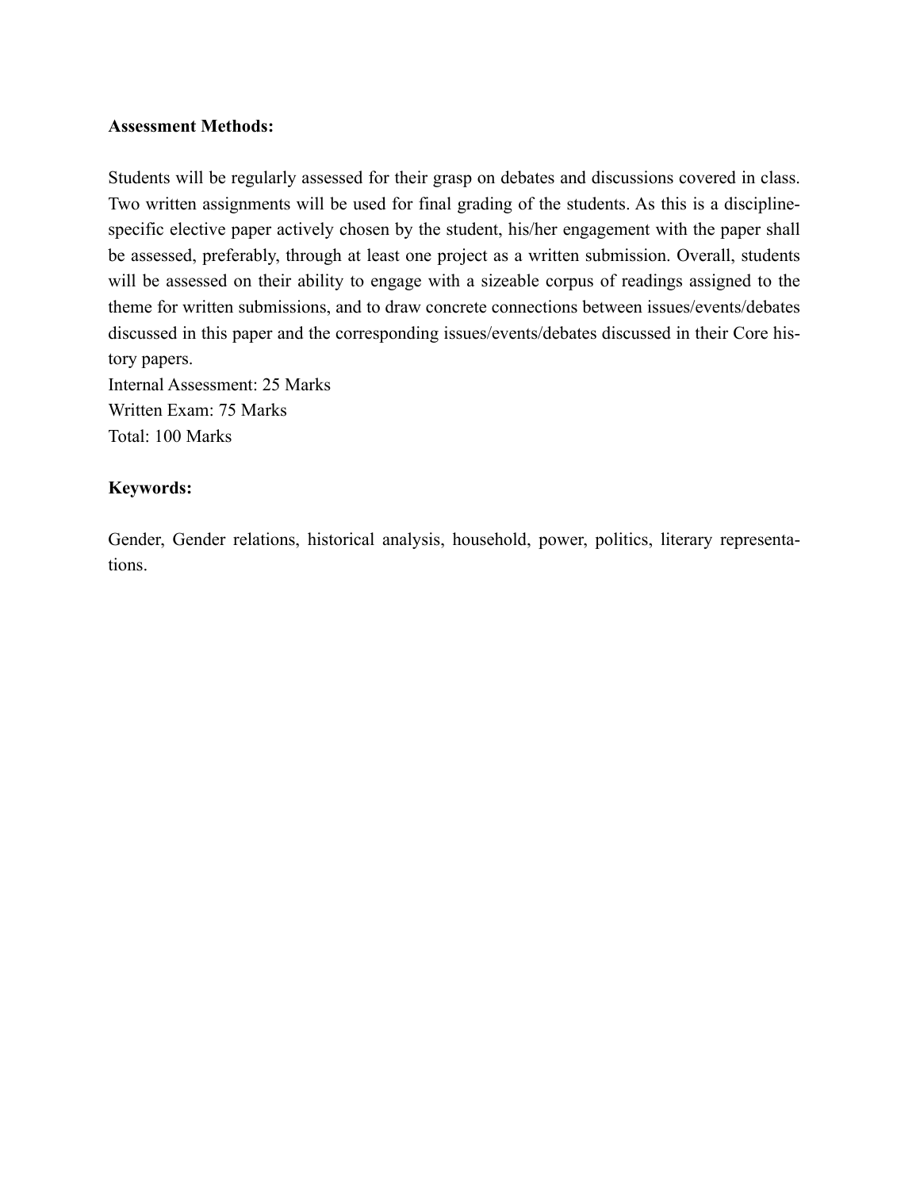**Assessment Methods:**

Students will be regularly assessed for their grasp on debates and discussions covered in class. Two written assignments will be used for final grading of the students. As this is a discipline-specific elective paper actively chosen by the student, his/her engagement with the paper shall be assessed, preferably, through at least one project as a written submission. Overall, students will be assessed on their ability to engage with a sizeable corpus of readings assigned to the theme for written submissions, and to draw concrete connections between issues/events/debates discussed in this paper and the corresponding issues/events/debates discussed in their Core history papers.
Internal Assessment: 25 Marks
Written Exam: 75 Marks
Total: 100 Marks

**Keywords:**

Gender, Gender relations, historical analysis, household, power, politics, literary representations.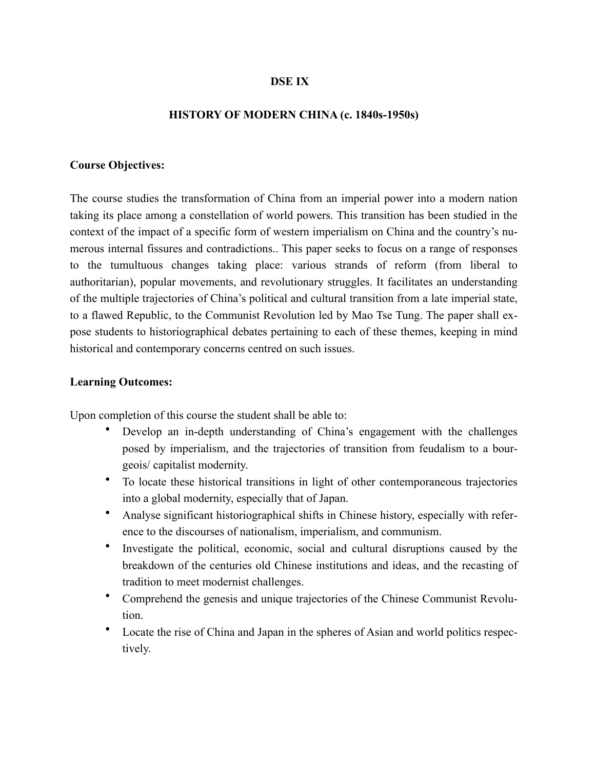**DSE IX**

**HISTORY OF MODERN CHINA (c. 1840s-1950s)**

**Course Objectives:**

The course studies the transformation of China from an imperial power into a modern nation taking its place among a constellation of world powers. This transition has been studied in the context of the impact of a specific form of western imperialism on China and the country's numerous internal fissures and contradictions.. This paper seeks to focus on a range of responses to the tumultuous changes taking place: various strands of reform (from liberal to authoritarian), popular movements, and revolutionary struggles. It facilitates an understanding of the multiple trajectories of China's political and cultural transition from a late imperial state, to a flawed Republic, to the Communist Revolution led by Mao Tse Tung. The paper shall expose students to historiographical debates pertaining to each of these themes, keeping in mind historical and contemporary concerns centred on such issues.

**Learning Outcomes:**

Upon completion of this course the student shall be able to:

- Develop an in-depth understanding of China's engagement with the challenges posed by imperialism, and the trajectories of transition from feudalism to a bourgeois/ capitalist modernity.
- To locate these historical transitions in light of other contemporaneous trajectories into a global modernity, especially that of Japan.
- Analyse significant historiographical shifts in Chinese history, especially with reference to the discourses of nationalism, imperialism, and communism.
- Investigate the political, economic, social and cultural disruptions caused by the breakdown of the centuries old Chinese institutions and ideas, and the recasting of tradition to meet modernist challenges.
- Comprehend the genesis and unique trajectories of the Chinese Communist Revolution.
- Locate the rise of China and Japan in the spheres of Asian and world politics respectively.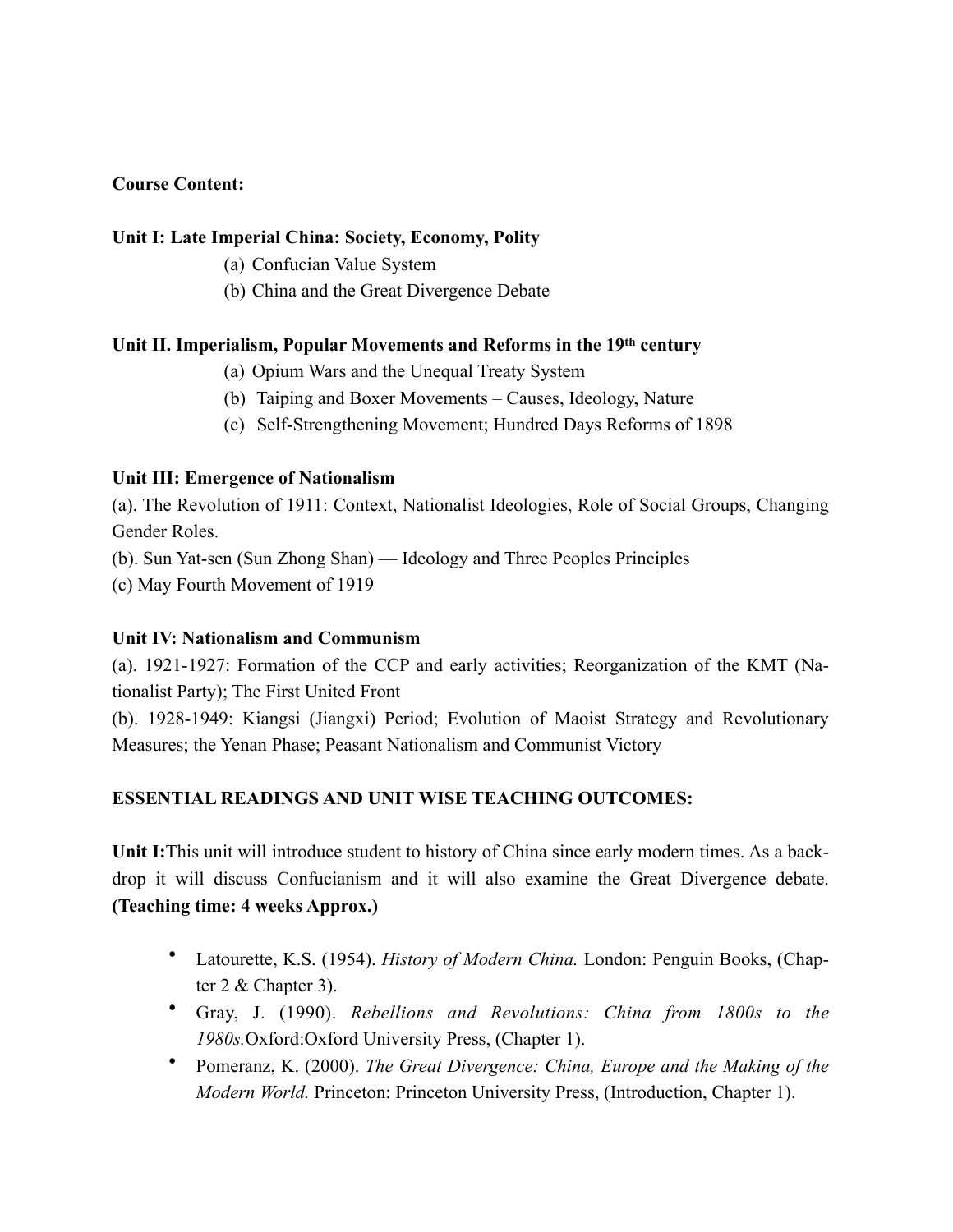**Course Content:**

**Unit I: Late Imperial China: Society, Economy, Polity**

(a) Confucian Value System
(b) China and the Great Divergence Debate

**Unit II. Imperialism, Popular Movements and Reforms in the 19th century**

(a) Opium Wars and the Unequal Treaty System
(b) Taiping and Boxer Movements – Causes, Ideology, Nature
(c) Self-Strengthening Movement; Hundred Days Reforms of 1898

**Unit III: Emergence of Nationalism**

(a). The Revolution of 1911: Context, Nationalist Ideologies, Role of Social Groups, Changing Gender Roles.
(b). Sun Yat-sen (Sun Zhong Shan) — Ideology and Three Peoples Principles
(c) May Fourth Movement of 1919

**Unit IV: Nationalism and Communism**

(a). 1921-1927: Formation of the CCP and early activities; Reorganization of the KMT (Nationalist Party); The First United Front
(b). 1928-1949: Kiangsi (Jiangxi) Period; Evolution of Maoist Strategy and Revolutionary Measures; the Yenan Phase; Peasant Nationalism and Communist Victory

**ESSENTIAL READINGS AND UNIT WISE TEACHING OUTCOMES:**

**Unit I:**This unit will introduce student to history of China since early modern times. As a backdrop it will discuss Confucianism and it will also examine the Great Divergence debate. **(Teaching time: 4 weeks Approx.)**

- Latourette, K.S. (1954). *History of Modern China.* London: Penguin Books, (Chapter 2 & Chapter 3).
- Gray, J. (1990). *Rebellions and Revolutions: China from 1800s to the 1980s.*Oxford:Oxford University Press, (Chapter 1).
- Pomeranz, K. (2000). *The Great Divergence: China, Europe and the Making of the Modern World.* Princeton: Princeton University Press, (Introduction, Chapter 1).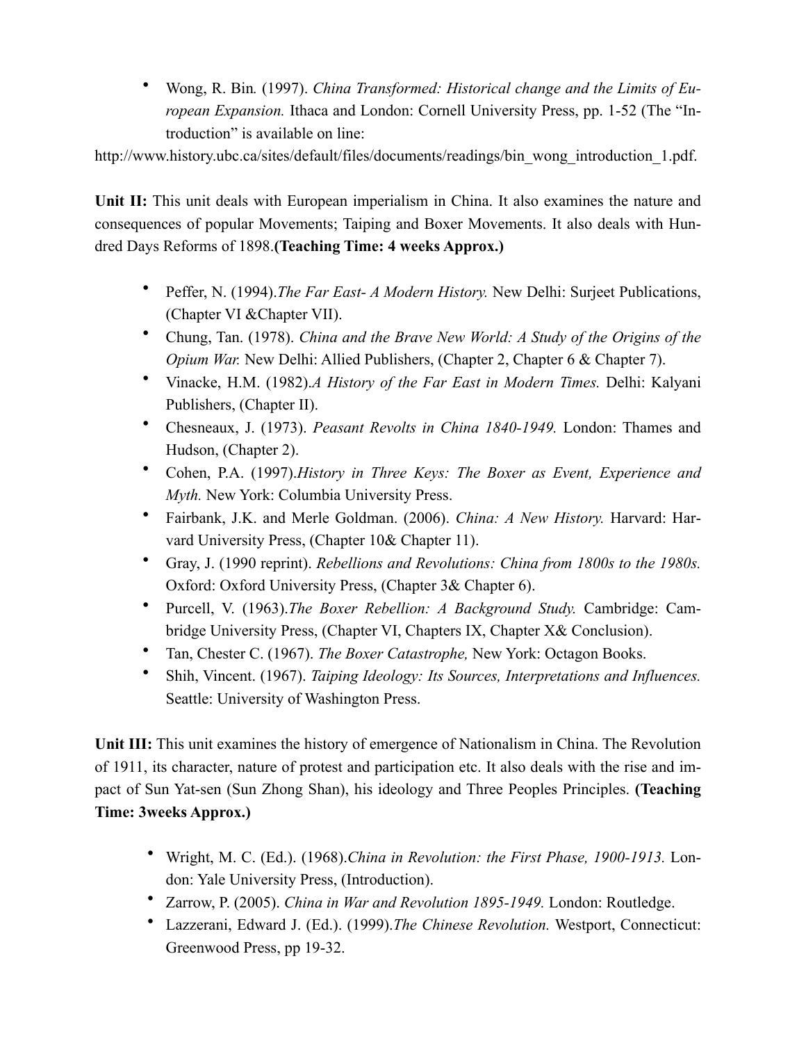- Wong, R. Bin. (1997). *China Transformed: Historical change and the Limits of European Expansion.* Ithaca and London: Cornell University Press, pp. 1-52 (The "Introduction" is available on line:

http://www.history.ubc.ca/sites/default/files/documents/readings/bin_wong_introduction_1.pdf.

**Unit II:** This unit deals with European imperialism in China. It also examines the nature and consequences of popular Movements; Taiping and Boxer Movements. It also deals with Hundred Days Reforms of 1898.**(Teaching Time: 4 weeks Approx.)**

- Peffer, N. (1994).*The Far East- A Modern History.* New Delhi: Surjeet Publications, (Chapter VI &Chapter VII).
- Chung, Tan. (1978). *China and the Brave New World: A Study of the Origins of the Opium War.* New Delhi: Allied Publishers, (Chapter 2, Chapter 6 & Chapter 7).
- Vinacke, H.M. (1982).*A History of the Far East in Modern Times.* Delhi: Kalyani Publishers, (Chapter II).
- Chesneaux, J. (1973). *Peasant Revolts in China 1840-1949.* London: Thames and Hudson, (Chapter 2).
- Cohen, P.A. (1997).*History in Three Keys: The Boxer as Event, Experience and Myth.* New York: Columbia University Press.
- Fairbank, J.K. and Merle Goldman. (2006). *China: A New History.* Harvard: Harvard University Press, (Chapter 10& Chapter 11).
- Gray, J. (1990 reprint). *Rebellions and Revolutions: China from 1800s to the 1980s.* Oxford: Oxford University Press, (Chapter 3& Chapter 6).
- Purcell, V. (1963).*The Boxer Rebellion: A Background Study.* Cambridge: Cambridge University Press, (Chapter VI, Chapters IX, Chapter X& Conclusion).
- Tan, Chester C. (1967). *The Boxer Catastrophe,* New York: Octagon Books.
- Shih, Vincent. (1967). *Taiping Ideology: Its Sources, Interpretations and Influences.* Seattle: University of Washington Press.

**Unit III:** This unit examines the history of emergence of Nationalism in China. The Revolution of 1911, its character, nature of protest and participation etc. It also deals with the rise and impact of Sun Yat-sen (Sun Zhong Shan), his ideology and Three Peoples Principles. **(Teaching Time: 3weeks Approx.)**

- Wright, M. C. (Ed.). (1968).*China in Revolution: the First Phase, 1900-1913.* London: Yale University Press, (Introduction).
- Zarrow, P. (2005). *China in War and Revolution 1895-1949.* London: Routledge.
- Lazzerani, Edward J. (Ed.). (1999).*The Chinese Revolution.* Westport, Connecticut: Greenwood Press, pp 19-32.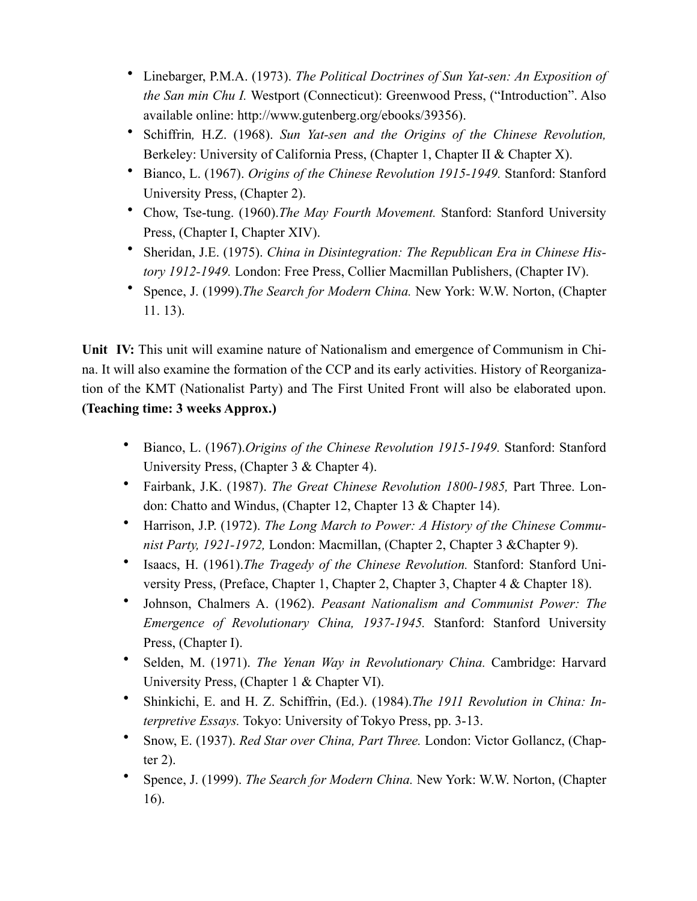- Linebarger, P.M.A. (1973). *The Political Doctrines of Sun Yat-sen: An Exposition of the San min Chu I.* Westport (Connecticut): Greenwood Press, ("Introduction". Also available online: http://www.gutenberg.org/ebooks/39356).
- Schiffrin, H.Z. (1968). *Sun Yat-sen and the Origins of the Chinese Revolution,* Berkeley: University of California Press, (Chapter 1, Chapter II & Chapter X).
- Bianco, L. (1967). *Origins of the Chinese Revolution 1915-1949.* Stanford: Stanford University Press, (Chapter 2).
- Chow, Tse-tung. (1960).*The May Fourth Movement.* Stanford: Stanford University Press, (Chapter I, Chapter XIV).
- Sheridan, J.E. (1975). *China in Disintegration: The Republican Era in Chinese History 1912-1949.* London: Free Press, Collier Macmillan Publishers, (Chapter IV).
- Spence, J. (1999).*The Search for Modern China.* New York: W.W. Norton, (Chapter 11. 13).

**Unit IV:** This unit will examine nature of Nationalism and emergence of Communism in China. It will also examine the formation of the CCP and its early activities. History of Reorganization of the KMT (Nationalist Party) and The First United Front will also be elaborated upon. **(Teaching time: 3 weeks Approx.)**

- Bianco, L. (1967).*Origins of the Chinese Revolution 1915-1949.* Stanford: Stanford University Press, (Chapter 3 & Chapter 4).
- Fairbank, J.K. (1987). *The Great Chinese Revolution 1800-1985,* Part Three. London: Chatto and Windus, (Chapter 12, Chapter 13 & Chapter 14).
- Harrison, J.P. (1972). *The Long March to Power: A History of the Chinese Communist Party, 1921-1972,* London: Macmillan, (Chapter 2, Chapter 3 &Chapter 9).
- Isaacs, H. (1961).*The Tragedy of the Chinese Revolution.* Stanford: Stanford University Press, (Preface, Chapter 1, Chapter 2, Chapter 3, Chapter 4 & Chapter 18).
- Johnson, Chalmers A. (1962). *Peasant Nationalism and Communist Power: The Emergence of Revolutionary China, 1937-1945.* Stanford: Stanford University Press, (Chapter I).
- Selden, M. (1971). *The Yenan Way in Revolutionary China.* Cambridge: Harvard University Press, (Chapter 1 & Chapter VI).
- Shinkichi, E. and H. Z. Schiffrin, (Ed.). (1984).*The 1911 Revolution in China: Interpretive Essays.* Tokyo: University of Tokyo Press, pp. 3-13.
- Snow, E. (1937). *Red Star over China, Part Three.* London: Victor Gollancz, (Chapter 2).
- Spence, J. (1999). *The Search for Modern China.* New York: W.W. Norton, (Chapter 16).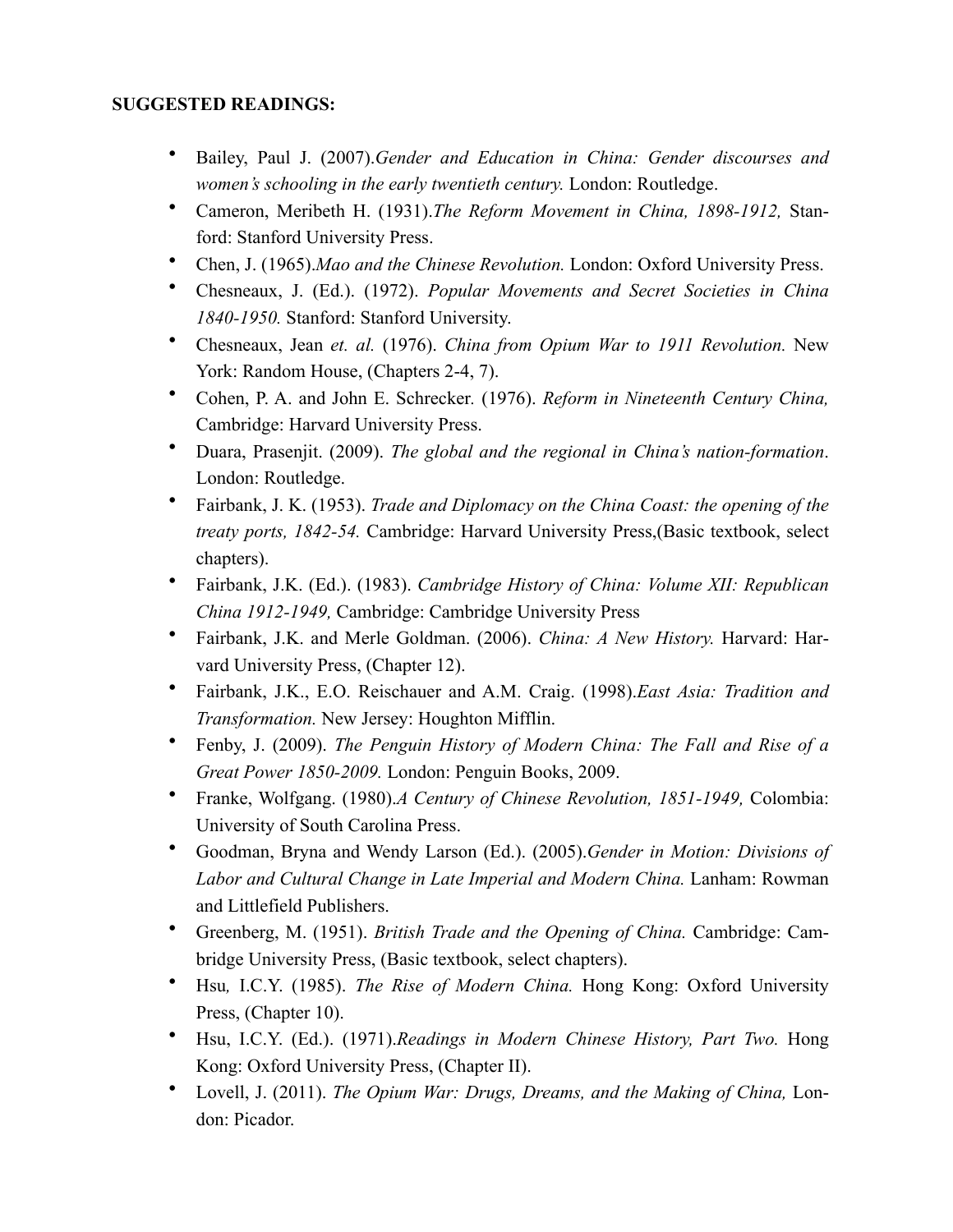**SUGGESTED READINGS:**

- Bailey, Paul J. (2007).*Gender and Education in China: Gender discourses and women's schooling in the early twentieth century.* London: Routledge.
- Cameron, Meribeth H. (1931).*The Reform Movement in China, 1898-1912,* Stanford: Stanford University Press.
- Chen, J. (1965).*Mao and the Chinese Revolution.* London: Oxford University Press.
- Chesneaux, J. (Ed.). (1972). *Popular Movements and Secret Societies in China 1840-1950.* Stanford: Stanford University.
- Chesneaux, Jean *et. al.* (1976). *China from Opium War to 1911 Revolution.* New York: Random House, (Chapters 2-4, 7).
- Cohen, P. A. and John E. Schrecker. (1976). *Reform in Nineteenth Century China,* Cambridge: Harvard University Press.
- Duara, Prasenjit. (2009). *The global and the regional in China's nation-formation*. London: Routledge.
- Fairbank, J. K. (1953). *Trade and Diplomacy on the China Coast: the opening of the treaty ports, 1842-54.* Cambridge: Harvard University Press,(Basic textbook, select chapters).
- Fairbank, J.K. (Ed.). (1983). *Cambridge History of China: Volume XII: Republican China 1912-1949,* Cambridge: Cambridge University Press
- Fairbank, J.K. and Merle Goldman. (2006). *China: A New History.* Harvard: Harvard University Press, (Chapter 12).
- Fairbank, J.K., E.O. Reischauer and A.M. Craig. (1998).*East Asia: Tradition and Transformation.* New Jersey: Houghton Mifflin.
- Fenby, J. (2009). *The Penguin History of Modern China: The Fall and Rise of a Great Power 1850-2009.* London: Penguin Books, 2009.
- Franke, Wolfgang. (1980).*A Century of Chinese Revolution, 1851-1949,* Colombia: University of South Carolina Press.
- Goodman, Bryna and Wendy Larson (Ed.). (2005).*Gender in Motion: Divisions of Labor and Cultural Change in Late Imperial and Modern China.* Lanham: Rowman and Littlefield Publishers.
- Greenberg, M. (1951). *British Trade and the Opening of China.* Cambridge: Cambridge University Press, (Basic textbook, select chapters).
- Hsu, I.C.Y. (1985). *The Rise of Modern China.* Hong Kong: Oxford University Press, (Chapter 10).
- Hsu, I.C.Y. (Ed.). (1971).*Readings in Modern Chinese History, Part Two.* Hong Kong: Oxford University Press, (Chapter II).
- Lovell, J. (2011). *The Opium War: Drugs, Dreams, and the Making of China,* London: Picador.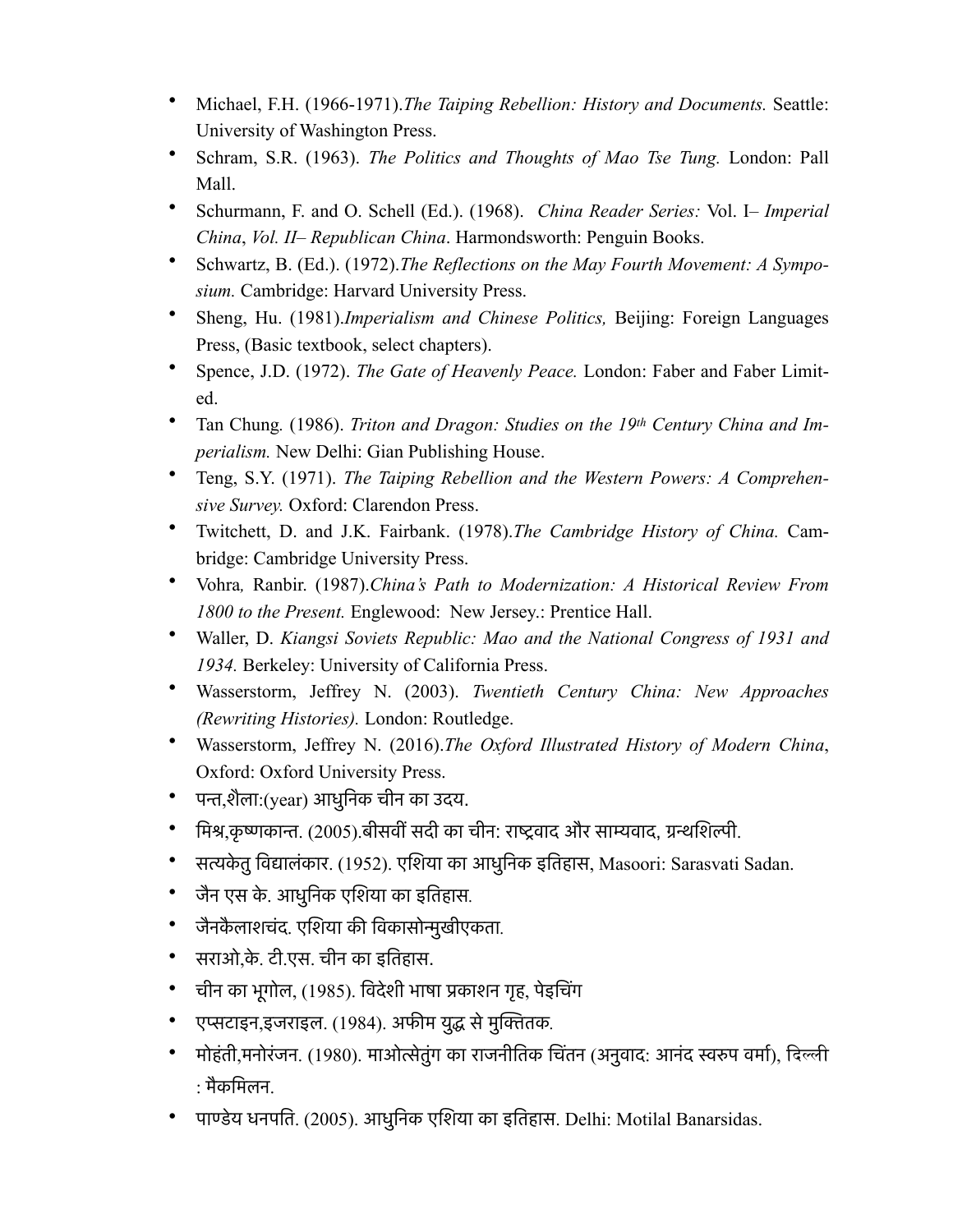- Michael, F.H. (1966-1971).*The Taiping Rebellion: History and Documents.* Seattle: University of Washington Press.
- Schram, S.R. (1963). *The Politics and Thoughts of Mao Tse Tung.* London: Pall Mall.
- Schurmann, F. and O. Schell (Ed.). (1968). *China Reader Series:* Vol. I– *Imperial China*, *Vol. II– Republican China*. Harmondsworth: Penguin Books.
- Schwartz, B. (Ed.). (1972).*The Reflections on the May Fourth Movement: A Symposium.* Cambridge: Harvard University Press.
- Sheng, Hu. (1981).*Imperialism and Chinese Politics,* Beijing: Foreign Languages Press, (Basic textbook, select chapters).
- Spence, J.D. (1972). *The Gate of Heavenly Peace.* London: Faber and Faber Limited.
- Tan Chung. (1986). *Triton and Dragon: Studies on the 19th Century China and Imperialism.* New Delhi: Gian Publishing House.
- Teng, S.Y. (1971). *The Taiping Rebellion and the Western Powers: A Comprehensive Survey.* Oxford: Clarendon Press.
- Twitchett, D. and J.K. Fairbank. (1978).*The Cambridge History of China.* Cambridge: Cambridge University Press.
- Vohra*,* Ranbir. (1987).*China's Path to Modernization: A Historical Review From 1800 to the Present.* Englewood: New Jersey.: Prentice Hall.
- Waller, D. *Kiangsi Soviets Republic: Mao and the National Congress of 1931 and 1934.* Berkeley: University of California Press.
- Wasserstorm, Jeffrey N. (2003). *Twentieth Century China: New Approaches (Rewriting Histories).* London: Routledge.
- Wasserstorm, Jeffrey N. (2016).*The Oxford Illustrated History of Modern China*, Oxford: Oxford University Press.
- पन्त,शैला:(year) आधुनिक चीन का उदय.
- मिश्र,कृष्णकान्त. (2005).बीसवीं सदी का चीन: राष्ट्रवाद और साम्यवाद, ग्रन्थशिल्पी.
- सत्यकेतु विद्यालंकार. (1952). एशिया का आधुनिक इतिहास, Masoori: Sarasvati Sadan.
- जैन एस के. आधुनिक एशिया का इतिहास.
- जैनकैलाशचंद. एशिया की विकासोन्मुखीएकता.
- सराओ,के. टी.एस. चीन का इतिहास.
- चीन का भूगोल, (1985). विदेशी भाषा प्रकाशन गृह, पेइचिंग
- एप्सटाइन,इजराइल. (1984). अफीम युद्ध से मुक्तितक.
- मोहंती,मनोरंजन. (1980). माओत्सेतुंग का राजनीतिक चिंतन (अनुवाद: आनंद स्वरुप वर्मा), दिल्ली : मैकमिलन.
- पाण्डेय धनपति. (2005). आधुनिक एशिया का इतिहास. Delhi: Motilal Banarsidas.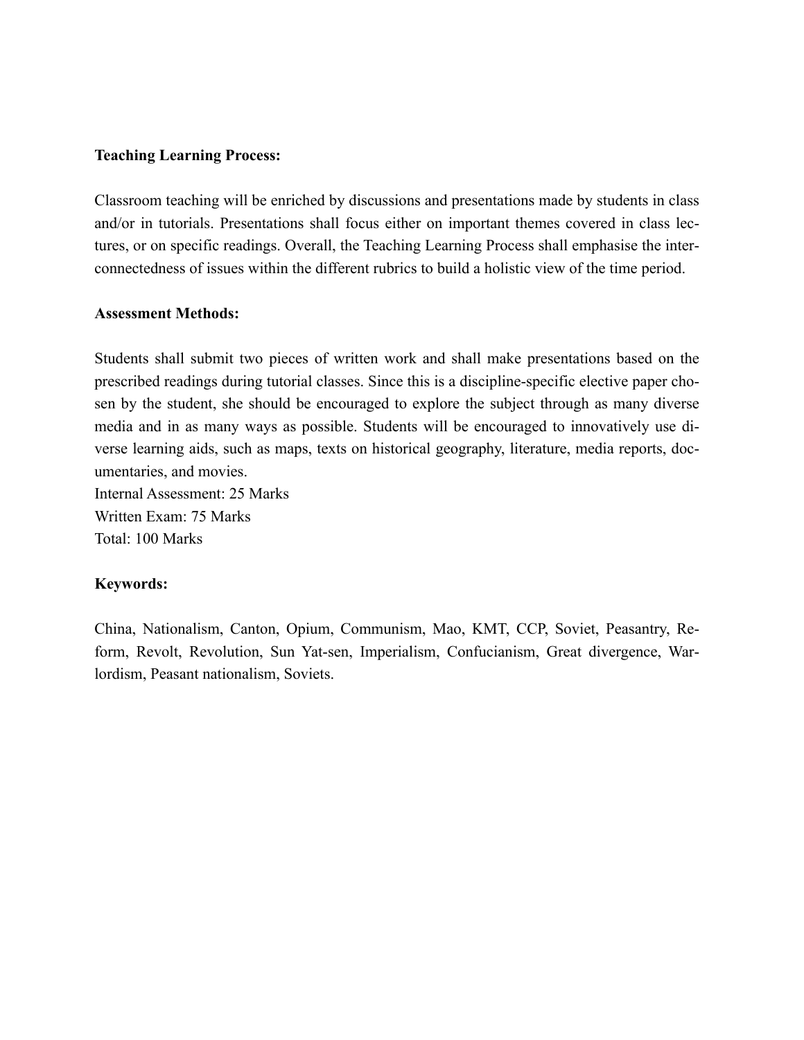**Teaching Learning Process:**

Classroom teaching will be enriched by discussions and presentations made by students in class and/or in tutorials. Presentations shall focus either on important themes covered in class lectures, or on specific readings. Overall, the Teaching Learning Process shall emphasise the interconnectedness of issues within the different rubrics to build a holistic view of the time period.

**Assessment Methods:**

Students shall submit two pieces of written work and shall make presentations based on the prescribed readings during tutorial classes. Since this is a discipline-specific elective paper chosen by the student, she should be encouraged to explore the subject through as many diverse media and in as many ways as possible. Students will be encouraged to innovatively use diverse learning aids, such as maps, texts on historical geography, literature, media reports, documentaries, and movies.
Internal Assessment: 25 Marks
Written Exam: 75 Marks
Total: 100 Marks

**Keywords:**

China, Nationalism, Canton, Opium, Communism, Mao, KMT, CCP, Soviet, Peasantry, Reform, Revolt, Revolution, Sun Yat-sen, Imperialism, Confucianism, Great divergence, Warlordism, Peasant nationalism, Soviets.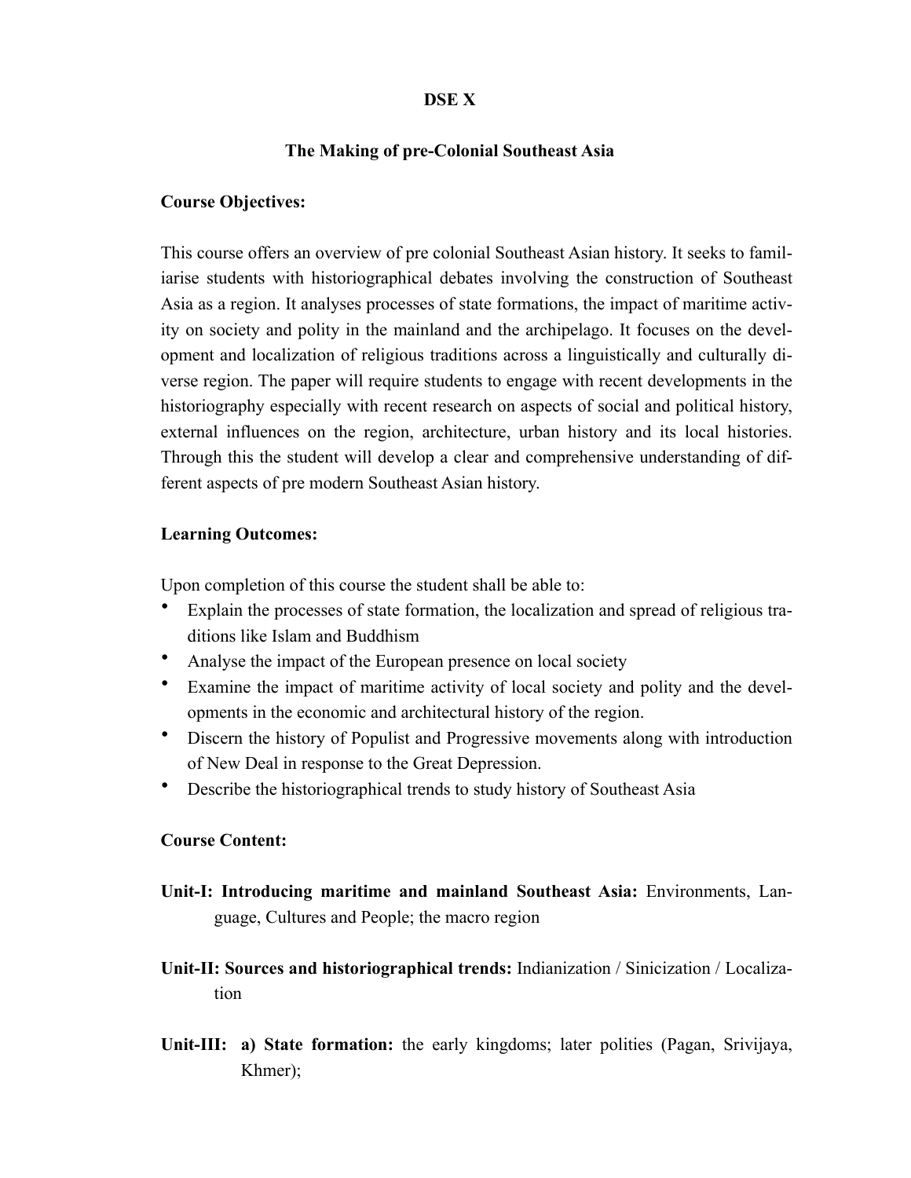## DSE X

### The Making of pre-Colonial Southeast Asia

**Course Objectives:**

This course offers an overview of pre colonial Southeast Asian history. It seeks to familiarise students with historiographical debates involving the construction of Southeast Asia as a region. It analyses processes of state formations, the impact of maritime activity on society and polity in the mainland and the archipelago. It focuses on the development and localization of religious traditions across a linguistically and culturally diverse region. The paper will require students to engage with recent developments in the historiography especially with recent research on aspects of social and political history, external influences on the region, architecture, urban history and its local histories. Through this the student will develop a clear and comprehensive understanding of different aspects of pre modern Southeast Asian history.

**Learning Outcomes:**

Upon completion of this course the student shall be able to:

- Explain the processes of state formation, the localization and spread of religious traditions like Islam and Buddhism
- Analyse the impact of the European presence on local society
- Examine the impact of maritime activity of local society and polity and the developments in the economic and architectural history of the region.
- Discern the history of Populist and Progressive movements along with introduction of New Deal in response to the Great Depression.
- Describe the historiographical trends to study history of Southeast Asia

**Course Content:**

**Unit-I: Introducing maritime and mainland Southeast Asia:** Environments, Language, Cultures and People; the macro region

**Unit-II: Sources and historiographical trends:** Indianization / Sinicization / Localization

**Unit-III: a) State formation:** the early kingdoms; later polities (Pagan, Srivijaya, Khmer);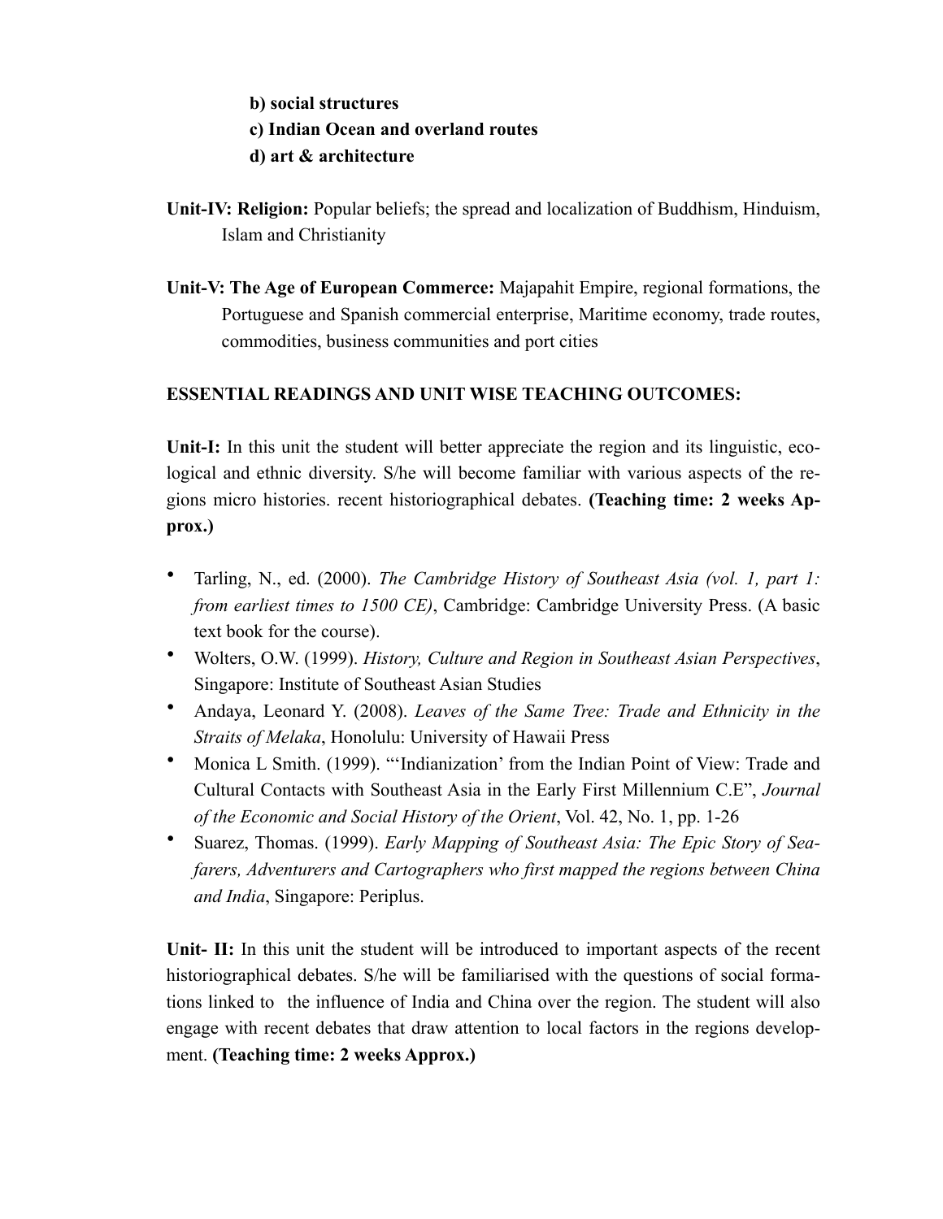**b) social structures**

**c) Indian Ocean and overland routes**

**d) art & architecture**

**Unit-IV: Religion:** Popular beliefs; the spread and localization of Buddhism, Hinduism, Islam and Christianity

**Unit-V: The Age of European Commerce:** Majapahit Empire, regional formations, the Portuguese and Spanish commercial enterprise, Maritime economy, trade routes, commodities, business communities and port cities

**ESSENTIAL READINGS AND UNIT WISE TEACHING OUTCOMES:**

**Unit-I:** In this unit the student will better appreciate the region and its linguistic, ecological and ethnic diversity. S/he will become familiar with various aspects of the regions micro histories. recent historiographical debates. **(Teaching time: 2 weeks Approx.)**

- Tarling, N., ed. (2000). *The Cambridge History of Southeast Asia (vol. 1, part 1: from earliest times to 1500 CE)*, Cambridge: Cambridge University Press. (A basic text book for the course).
- Wolters, O.W. (1999). *History, Culture and Region in Southeast Asian Perspectives*, Singapore: Institute of Southeast Asian Studies
- Andaya, Leonard Y. (2008). *Leaves of the Same Tree: Trade and Ethnicity in the Straits of Melaka*, Honolulu: University of Hawaii Press
- Monica L Smith. (1999). "'Indianization' from the Indian Point of View: Trade and Cultural Contacts with Southeast Asia in the Early First Millennium C.E", *Journal of the Economic and Social History of the Orient*, Vol. 42, No. 1, pp. 1-26
- Suarez, Thomas. (1999). *Early Mapping of Southeast Asia: The Epic Story of Seafarers, Adventurers and Cartographers who first mapped the regions between China and India*, Singapore: Periplus.

**Unit- II:** In this unit the student will be introduced to important aspects of the recent historiographical debates. S/he will be familiarised with the questions of social formations linked to the influence of India and China over the region. The student will also engage with recent debates that draw attention to local factors in the regions development. **(Teaching time: 2 weeks Approx.)**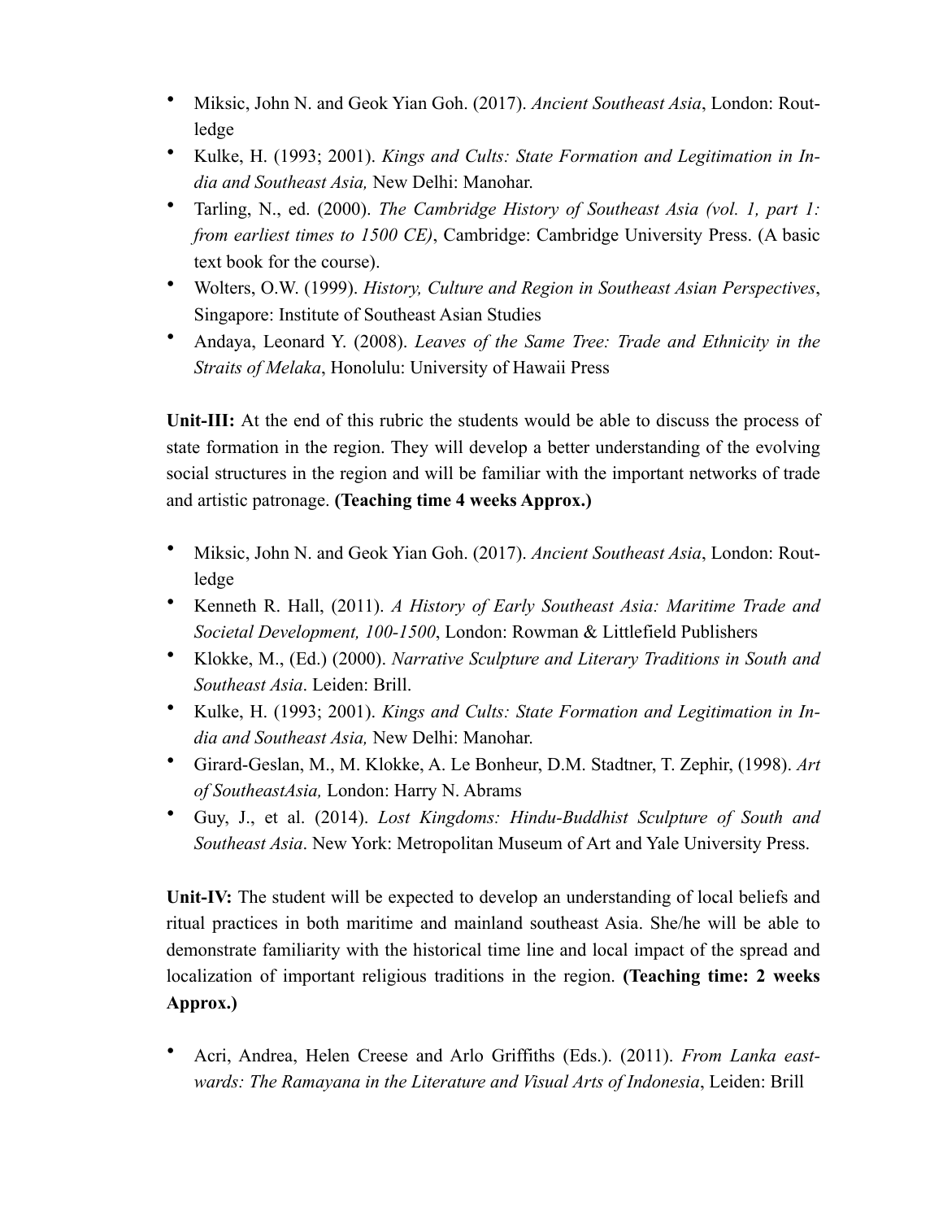- Miksic, John N. and Geok Yian Goh. (2017). *Ancient Southeast Asia*, London: Routledge
- Kulke, H. (1993; 2001). *Kings and Cults: State Formation and Legitimation in India and Southeast Asia,* New Delhi: Manohar.
- Tarling, N., ed. (2000). *The Cambridge History of Southeast Asia (vol. 1, part 1: from earliest times to 1500 CE)*, Cambridge: Cambridge University Press. (A basic text book for the course).
- Wolters, O.W. (1999). *History, Culture and Region in Southeast Asian Perspectives*, Singapore: Institute of Southeast Asian Studies
- Andaya, Leonard Y. (2008). *Leaves of the Same Tree: Trade and Ethnicity in the Straits of Melaka*, Honolulu: University of Hawaii Press

**Unit-III:** At the end of this rubric the students would be able to discuss the process of state formation in the region. They will develop a better understanding of the evolving social structures in the region and will be familiar with the important networks of trade and artistic patronage. **(Teaching time 4 weeks Approx.)**

- Miksic, John N. and Geok Yian Goh. (2017). *Ancient Southeast Asia*, London: Routledge
- Kenneth R. Hall, (2011). *A History of Early Southeast Asia: Maritime Trade and Societal Development, 100-1500*, London: Rowman & Littlefield Publishers
- Klokke, M., (Ed.) (2000). *Narrative Sculpture and Literary Traditions in South and Southeast Asia*. Leiden: Brill.
- Kulke, H. (1993; 2001). *Kings and Cults: State Formation and Legitimation in India and Southeast Asia,* New Delhi: Manohar.
- Girard-Geslan, M., M. Klokke, A. Le Bonheur, D.M. Stadtner, T. Zephir, (1998). *Art of SoutheastAsia,* London: Harry N. Abrams
- Guy, J., et al. (2014). *Lost Kingdoms: Hindu-Buddhist Sculpture of South and Southeast Asia*. New York: Metropolitan Museum of Art and Yale University Press.

**Unit-IV:** The student will be expected to develop an understanding of local beliefs and ritual practices in both maritime and mainland southeast Asia. She/he will be able to demonstrate familiarity with the historical time line and local impact of the spread and localization of important religious traditions in the region. **(Teaching time: 2 weeks Approx.)**

- Acri, Andrea, Helen Creese and Arlo Griffiths (Eds.). (2011). *From Lanka eastwards: The Ramayana in the Literature and Visual Arts of Indonesia*, Leiden: Brill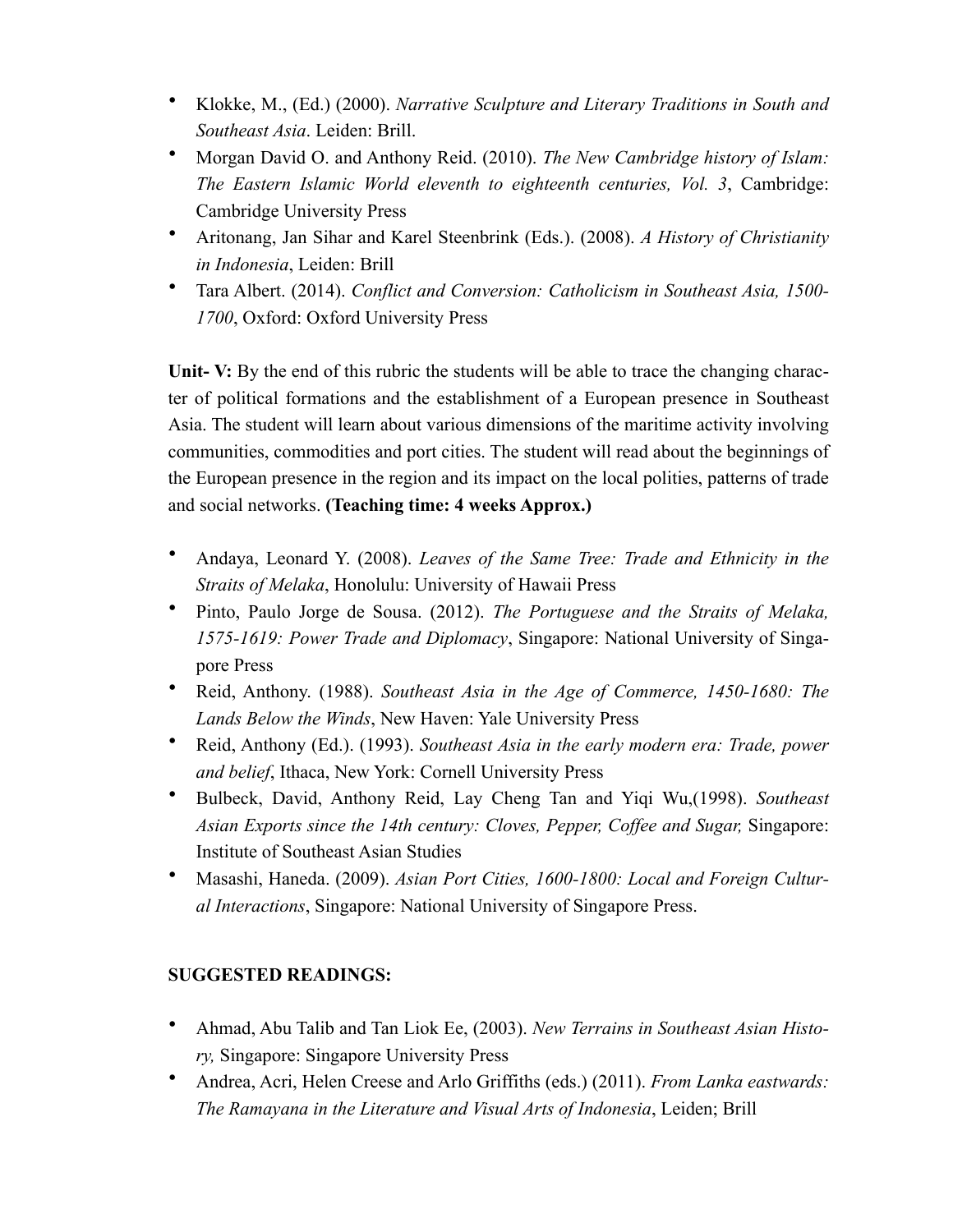- Klokke, M., (Ed.) (2000). *Narrative Sculpture and Literary Traditions in South and Southeast Asia*. Leiden: Brill.
- Morgan David O. and Anthony Reid. (2010). *The New Cambridge history of Islam: The Eastern Islamic World eleventh to eighteenth centuries, Vol. 3*, Cambridge: Cambridge University Press
- Aritonang, Jan Sihar and Karel Steenbrink (Eds.). (2008). *A History of Christianity in Indonesia*, Leiden: Brill
- Tara Albert. (2014). *Conflict and Conversion: Catholicism in Southeast Asia, 1500-1700*, Oxford: Oxford University Press

**Unit- V:** By the end of this rubric the students will be able to trace the changing character of political formations and the establishment of a European presence in Southeast Asia. The student will learn about various dimensions of the maritime activity involving communities, commodities and port cities. The student will read about the beginnings of the European presence in the region and its impact on the local polities, patterns of trade and social networks. **(Teaching time: 4 weeks Approx.)**

- Andaya, Leonard Y. (2008). *Leaves of the Same Tree: Trade and Ethnicity in the Straits of Melaka*, Honolulu: University of Hawaii Press
- Pinto, Paulo Jorge de Sousa. (2012). *The Portuguese and the Straits of Melaka, 1575-1619: Power Trade and Diplomacy*, Singapore: National University of Singapore Press
- Reid, Anthony. (1988). *Southeast Asia in the Age of Commerce, 1450-1680: The Lands Below the Winds*, New Haven: Yale University Press
- Reid, Anthony (Ed.). (1993). *Southeast Asia in the early modern era: Trade, power and belief*, Ithaca, New York: Cornell University Press
- Bulbeck, David, Anthony Reid, Lay Cheng Tan and Yiqi Wu,(1998). *Southeast Asian Exports since the 14th century: Cloves, Pepper, Coffee and Sugar,* Singapore: Institute of Southeast Asian Studies
- Masashi, Haneda. (2009). *Asian Port Cities, 1600-1800: Local and Foreign Cultural Interactions*, Singapore: National University of Singapore Press.

## SUGGESTED READINGS:

- Ahmad, Abu Talib and Tan Liok Ee, (2003). *New Terrains in Southeast Asian History,* Singapore: Singapore University Press
- Andrea, Acri, Helen Creese and Arlo Griffiths (eds.) (2011). *From Lanka eastwards: The Ramayana in the Literature and Visual Arts of Indonesia*, Leiden; Brill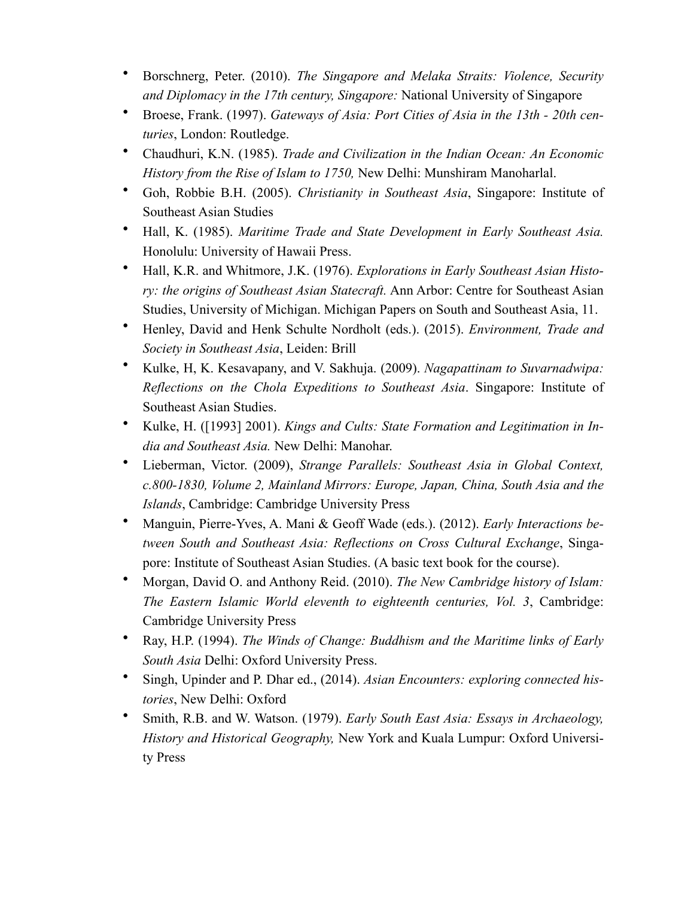- Borschnerg, Peter. (2010). *The Singapore and Melaka Straits: Violence, Security and Diplomacy in the 17th century, Singapore:* National University of Singapore
- Broese, Frank. (1997). *Gateways of Asia: Port Cities of Asia in the 13th - 20th centuries*, London: Routledge.
- Chaudhuri, K.N. (1985). *Trade and Civilization in the Indian Ocean: An Economic History from the Rise of Islam to 1750,* New Delhi: Munshiram Manoharlal.
- Goh, Robbie B.H. (2005). *Christianity in Southeast Asia*, Singapore: Institute of Southeast Asian Studies
- Hall, K. (1985). *Maritime Trade and State Development in Early Southeast Asia.* Honolulu: University of Hawaii Press.
- Hall, K.R. and Whitmore, J.K. (1976). *Explorations in Early Southeast Asian History: the origins of Southeast Asian Statecraft.* Ann Arbor: Centre for Southeast Asian Studies, University of Michigan. Michigan Papers on South and Southeast Asia, 11.
- Henley, David and Henk Schulte Nordholt (eds.). (2015). *Environment, Trade and Society in Southeast Asia*, Leiden: Brill
- Kulke, H, K. Kesavapany, and V. Sakhuja. (2009). *Nagapattinam to Suvarnadwipa: Reflections on the Chola Expeditions to Southeast Asia*. Singapore: Institute of Southeast Asian Studies.
- Kulke, H. ([1993] 2001). *Kings and Cults: State Formation and Legitimation in India and Southeast Asia.* New Delhi: Manohar.
- Lieberman, Victor. (2009), *Strange Parallels: Southeast Asia in Global Context, c.800-1830, Volume 2, Mainland Mirrors: Europe, Japan, China, South Asia and the Islands*, Cambridge: Cambridge University Press
- Manguin, Pierre-Yves, A. Mani & Geoff Wade (eds.). (2012). *Early Interactions between South and Southeast Asia: Reflections on Cross Cultural Exchange*, Singapore: Institute of Southeast Asian Studies. (A basic text book for the course).
- Morgan, David O. and Anthony Reid. (2010). *The New Cambridge history of Islam: The Eastern Islamic World eleventh to eighteenth centuries, Vol. 3*, Cambridge: Cambridge University Press
- Ray, H.P. (1994). *The Winds of Change: Buddhism and the Maritime links of Early South Asia* Delhi: Oxford University Press.
- Singh, Upinder and P. Dhar ed., (2014). *Asian Encounters: exploring connected histories*, New Delhi: Oxford
- Smith, R.B. and W. Watson. (1979). *Early South East Asia: Essays in Archaeology, History and Historical Geography,* New York and Kuala Lumpur: Oxford University Press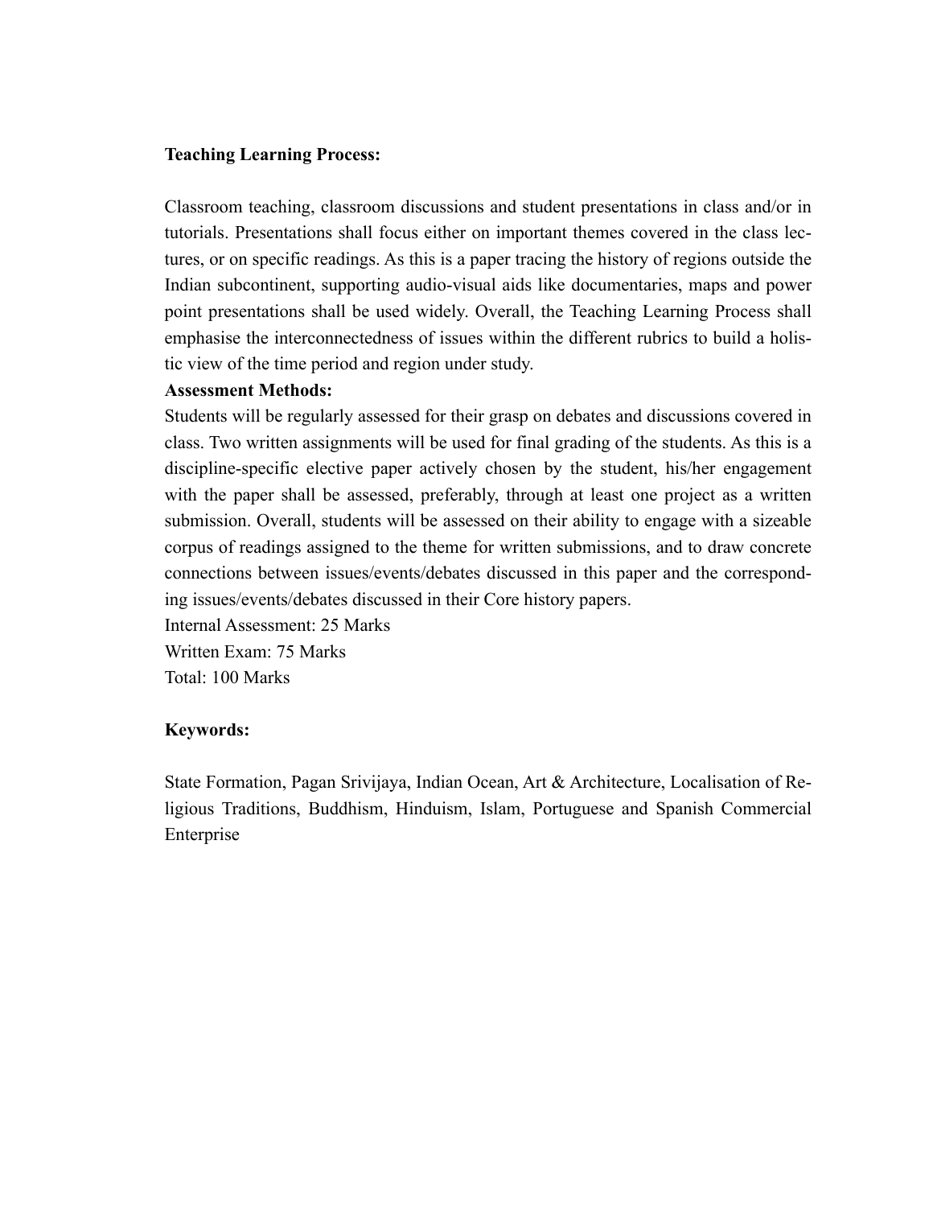**Teaching Learning Process:**

Classroom teaching, classroom discussions and student presentations in class and/or in tutorials. Presentations shall focus either on important themes covered in the class lectures, or on specific readings. As this is a paper tracing the history of regions outside the Indian subcontinent, supporting audio-visual aids like documentaries, maps and power point presentations shall be used widely. Overall, the Teaching Learning Process shall emphasise the interconnectedness of issues within the different rubrics to build a holistic view of the time period and region under study.

**Assessment Methods:**

Students will be regularly assessed for their grasp on debates and discussions covered in class. Two written assignments will be used for final grading of the students. As this is a discipline-specific elective paper actively chosen by the student, his/her engagement with the paper shall be assessed, preferably, through at least one project as a written submission. Overall, students will be assessed on their ability to engage with a sizeable corpus of readings assigned to the theme for written submissions, and to draw concrete connections between issues/events/debates discussed in this paper and the corresponding issues/events/debates discussed in their Core history papers.

Internal Assessment: 25 Marks
Written Exam: 75 Marks
Total: 100 Marks

**Keywords:**

State Formation, Pagan Srivijaya, Indian Ocean, Art & Architecture, Localisation of Religious Traditions, Buddhism, Hinduism, Islam, Portuguese and Spanish Commercial Enterprise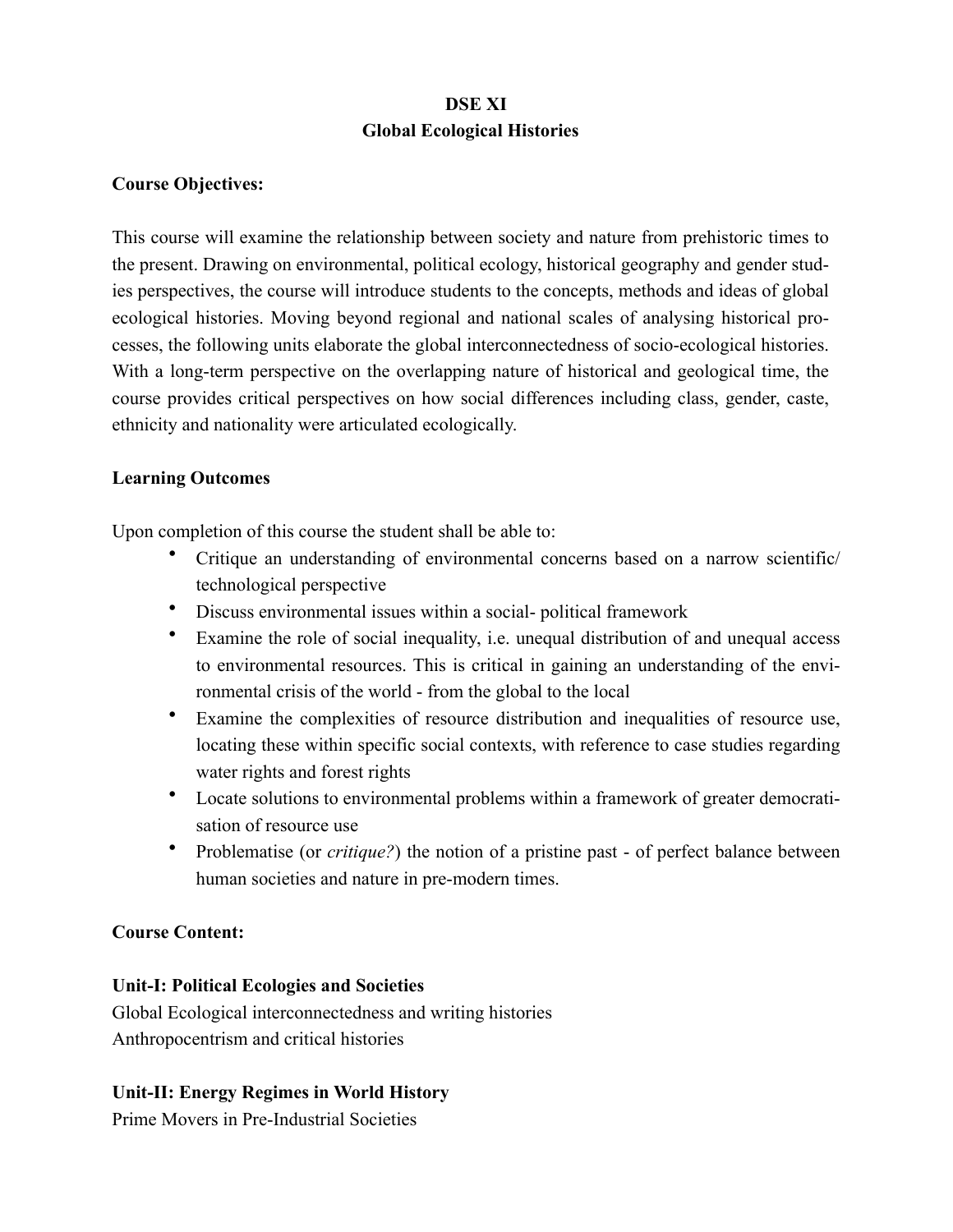**DSE XI**

**Global Ecological Histories**

**Course Objectives:**

This course will examine the relationship between society and nature from prehistoric times to the present. Drawing on environmental, political ecology, historical geography and gender studies perspectives, the course will introduce students to the concepts, methods and ideas of global ecological histories. Moving beyond regional and national scales of analysing historical processes, the following units elaborate the global interconnectedness of socio-ecological histories. With a long-term perspective on the overlapping nature of historical and geological time, the course provides critical perspectives on how social differences including class, gender, caste, ethnicity and nationality were articulated ecologically.

**Learning Outcomes**

Upon completion of this course the student shall be able to:

- Critique an understanding of environmental concerns based on a narrow scientific/ technological perspective
- Discuss environmental issues within a social- political framework
- Examine the role of social inequality, i.e. unequal distribution of and unequal access to environmental resources. This is critical in gaining an understanding of the environmental crisis of the world - from the global to the local
- Examine the complexities of resource distribution and inequalities of resource use, locating these within specific social contexts, with reference to case studies regarding water rights and forest rights
- Locate solutions to environmental problems within a framework of greater democratisation of resource use
- Problematise (or *critique?*) the notion of a pristine past - of perfect balance between human societies and nature in pre-modern times.

**Course Content:**

**Unit-I: Political Ecologies and Societies**

Global Ecological interconnectedness and writing histories

Anthropocentrism and critical histories

**Unit-II: Energy Regimes in World History**

Prime Movers in Pre-Industrial Societies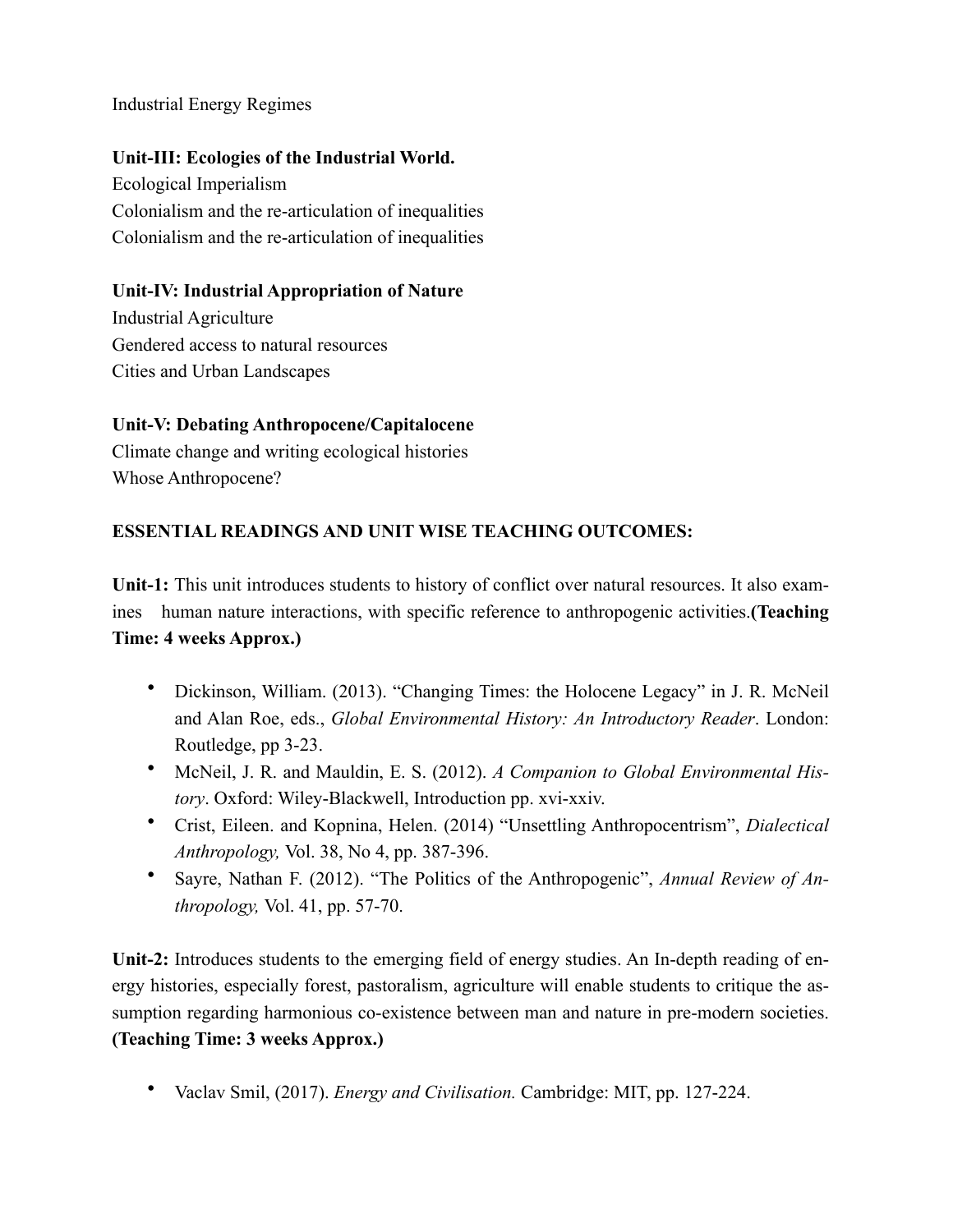Industrial Energy Regimes

**Unit-III: Ecologies of the Industrial World.**

Ecological Imperialism

Colonialism and the re-articulation of inequalities

Colonialism and the re-articulation of inequalities

**Unit-IV: Industrial Appropriation of Nature**

Industrial Agriculture

Gendered access to natural resources

Cities and Urban Landscapes

**Unit-V: Debating Anthropocene/Capitalocene**

Climate change and writing ecological histories

Whose Anthropocene?

**ESSENTIAL READINGS AND UNIT WISE TEACHING OUTCOMES:**

**Unit-1:** This unit introduces students to history of conflict over natural resources. It also examines human nature interactions, with specific reference to anthropogenic activities.**(Teaching Time: 4 weeks Approx.)**

- Dickinson, William. (2013). "Changing Times: the Holocene Legacy" in J. R. McNeil and Alan Roe, eds., *Global Environmental History: An Introductory Reader*. London: Routledge, pp 3-23.
- McNeil, J. R. and Mauldin, E. S. (2012). *A Companion to Global Environmental History*. Oxford: Wiley-Blackwell, Introduction pp. xvi-xxiv.
- Crist, Eileen. and Kopnina, Helen. (2014) "Unsettling Anthropocentrism", *Dialectical Anthropology,* Vol. 38, No 4, pp. 387-396.
- Sayre, Nathan F. (2012). "The Politics of the Anthropogenic", *Annual Review of Anthropology,* Vol. 41, pp. 57-70.

**Unit-2:** Introduces students to the emerging field of energy studies. An In-depth reading of energy histories, especially forest, pastoralism, agriculture will enable students to critique the assumption regarding harmonious co-existence between man and nature in pre-modern societies. **(Teaching Time: 3 weeks Approx.)**

- Vaclav Smil, (2017). *Energy and Civilisation.* Cambridge: MIT, pp. 127-224.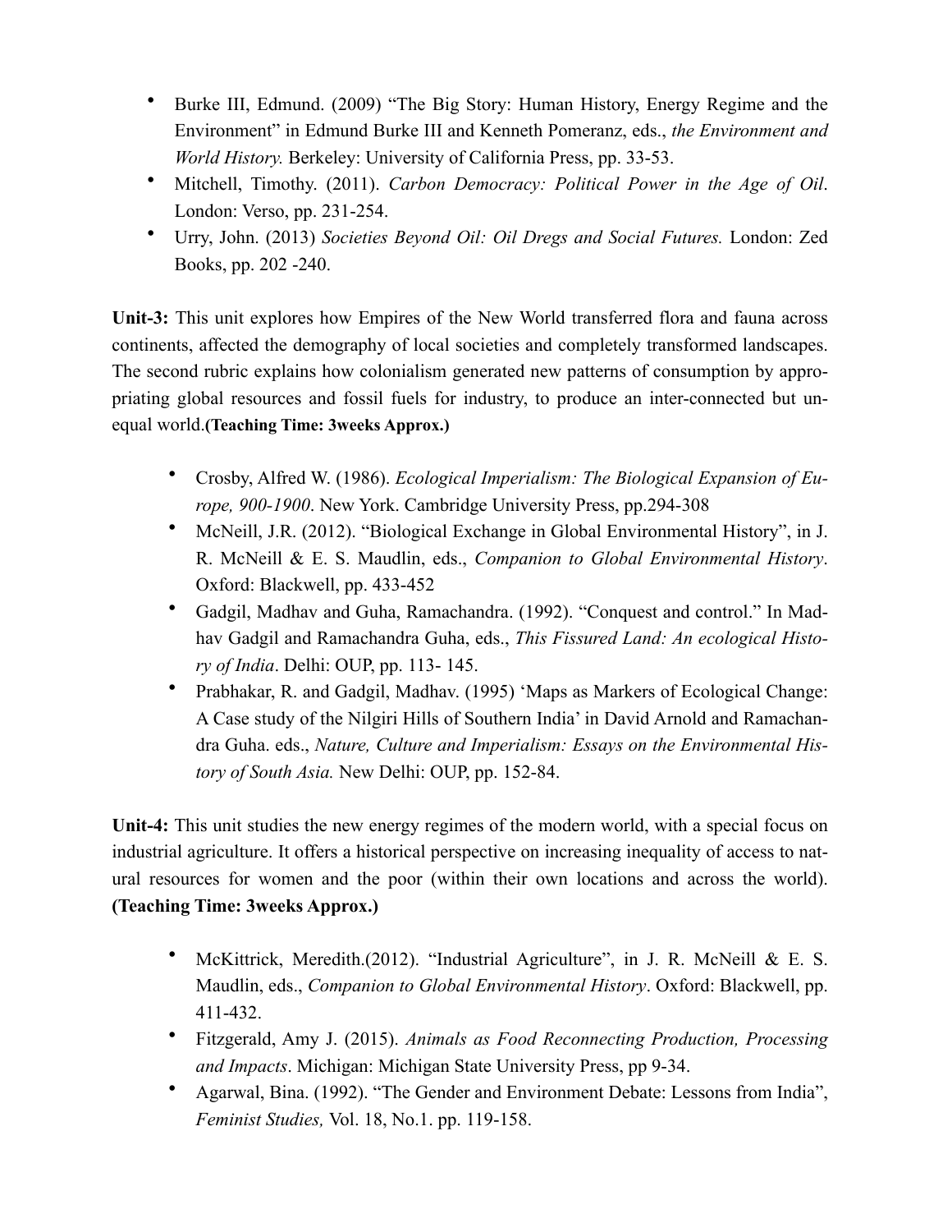- Burke III, Edmund. (2009) "The Big Story: Human History, Energy Regime and the Environment" in Edmund Burke III and Kenneth Pomeranz, eds., *the Environment and World History.* Berkeley: University of California Press, pp. 33-53.
- Mitchell, Timothy. (2011). *Carbon Democracy: Political Power in the Age of Oil*. London: Verso, pp. 231-254.
- Urry, John. (2013) *Societies Beyond Oil: Oil Dregs and Social Futures.* London: Zed Books, pp. 202 -240.

**Unit-3:** This unit explores how Empires of the New World transferred flora and fauna across continents, affected the demography of local societies and completely transformed landscapes. The second rubric explains how colonialism generated new patterns of consumption by appropriating global resources and fossil fuels for industry, to produce an inter-connected but unequal world.**(Teaching Time: 3weeks Approx.)**

- Crosby, Alfred W. (1986). *Ecological Imperialism: The Biological Expansion of Europe, 900-1900*. New York. Cambridge University Press, pp.294-308
- McNeill, J.R. (2012). "Biological Exchange in Global Environmental History", in J. R. McNeill & E. S. Maudlin, eds., *Companion to Global Environmental History*. Oxford: Blackwell, pp. 433-452
- Gadgil, Madhav and Guha, Ramachandra. (1992). "Conquest and control." In Madhav Gadgil and Ramachandra Guha, eds., *This Fissured Land: An ecological History of India*. Delhi: OUP, pp. 113- 145.
- Prabhakar, R. and Gadgil, Madhav. (1995) 'Maps as Markers of Ecological Change: A Case study of the Nilgiri Hills of Southern India' in David Arnold and Ramachandra Guha. eds., *Nature, Culture and Imperialism: Essays on the Environmental History of South Asia.* New Delhi: OUP, pp. 152-84.

**Unit-4:** This unit studies the new energy regimes of the modern world, with a special focus on industrial agriculture. It offers a historical perspective on increasing inequality of access to natural resources for women and the poor (within their own locations and across the world). **(Teaching Time: 3weeks Approx.)**

- McKittrick, Meredith.(2012). "Industrial Agriculture", in J. R. McNeill & E. S. Maudlin, eds., *Companion to Global Environmental History*. Oxford: Blackwell, pp. 411-432.
- Fitzgerald, Amy J. (2015). *Animals as Food Reconnecting Production, Processing and Impacts*. Michigan: Michigan State University Press, pp 9-34.
- Agarwal, Bina. (1992). "The Gender and Environment Debate: Lessons from India", *Feminist Studies,* Vol. 18, No.1. pp. 119-158.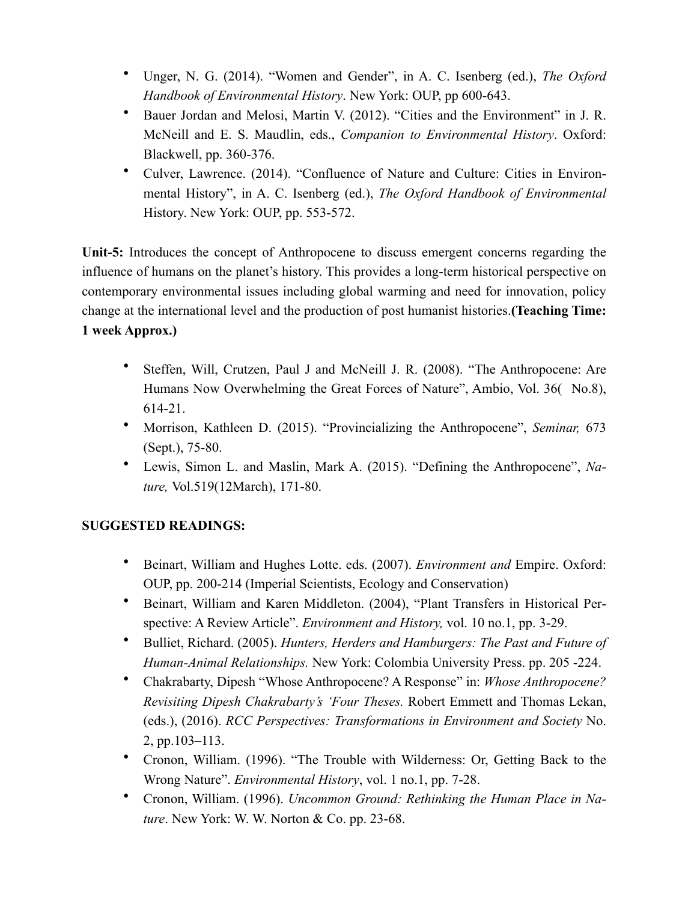- Unger, N. G. (2014). "Women and Gender", in A. C. Isenberg (ed.), *The Oxford Handbook of Environmental History*. New York: OUP, pp 600-643.
- Bauer Jordan and Melosi, Martin V. (2012). "Cities and the Environment" in J. R. McNeill and E. S. Maudlin, eds., *Companion to Environmental History*. Oxford: Blackwell, pp. 360-376.
- Culver, Lawrence. (2014). "Confluence of Nature and Culture: Cities in Environmental History", in A. C. Isenberg (ed.), *The Oxford Handbook of Environmental* History. New York: OUP, pp. 553-572.

**Unit-5:** Introduces the concept of Anthropocene to discuss emergent concerns regarding the influence of humans on the planet's history. This provides a long-term historical perspective on contemporary environmental issues including global warming and need for innovation, policy change at the international level and the production of post humanist histories.**(Teaching Time: 1 week Approx.)**

- Steffen, Will, Crutzen, Paul J and McNeill J. R. (2008). "The Anthropocene: Are Humans Now Overwhelming the Great Forces of Nature", Ambio, Vol. 36( No.8), 614-21.
- Morrison, Kathleen D. (2015). "Provincializing the Anthropocene", *Seminar,* 673 (Sept.), 75-80.
- Lewis, Simon L. and Maslin, Mark A. (2015). "Defining the Anthropocene", *Nature,* Vol.519(12March), 171-80.

**SUGGESTED READINGS:**

- Beinart, William and Hughes Lotte. eds. (2007). *Environment and* Empire. Oxford: OUP, pp. 200-214 (Imperial Scientists, Ecology and Conservation)
- Beinart, William and Karen Middleton. (2004), "Plant Transfers in Historical Perspective: A Review Article". *Environment and History,* vol. 10 no.1, pp. 3-29.
- Bulliet, Richard. (2005). *Hunters, Herders and Hamburgers: The Past and Future of Human-Animal Relationships.* New York: Colombia University Press. pp. 205 -224.
- Chakrabarty, Dipesh "Whose Anthropocene? A Response" in: *Whose Anthropocene? Revisiting Dipesh Chakrabarty's 'Four Theses.* Robert Emmett and Thomas Lekan, (eds.), (2016). *RCC Perspectives: Transformations in Environment and Society* No. 2, pp.103–113.
- Cronon, William. (1996). "The Trouble with Wilderness: Or, Getting Back to the Wrong Nature". *Environmental History*, vol. 1 no.1, pp. 7-28.
- Cronon, William. (1996). *Uncommon Ground: Rethinking the Human Place in Nature*. New York: W. W. Norton & Co. pp. 23-68.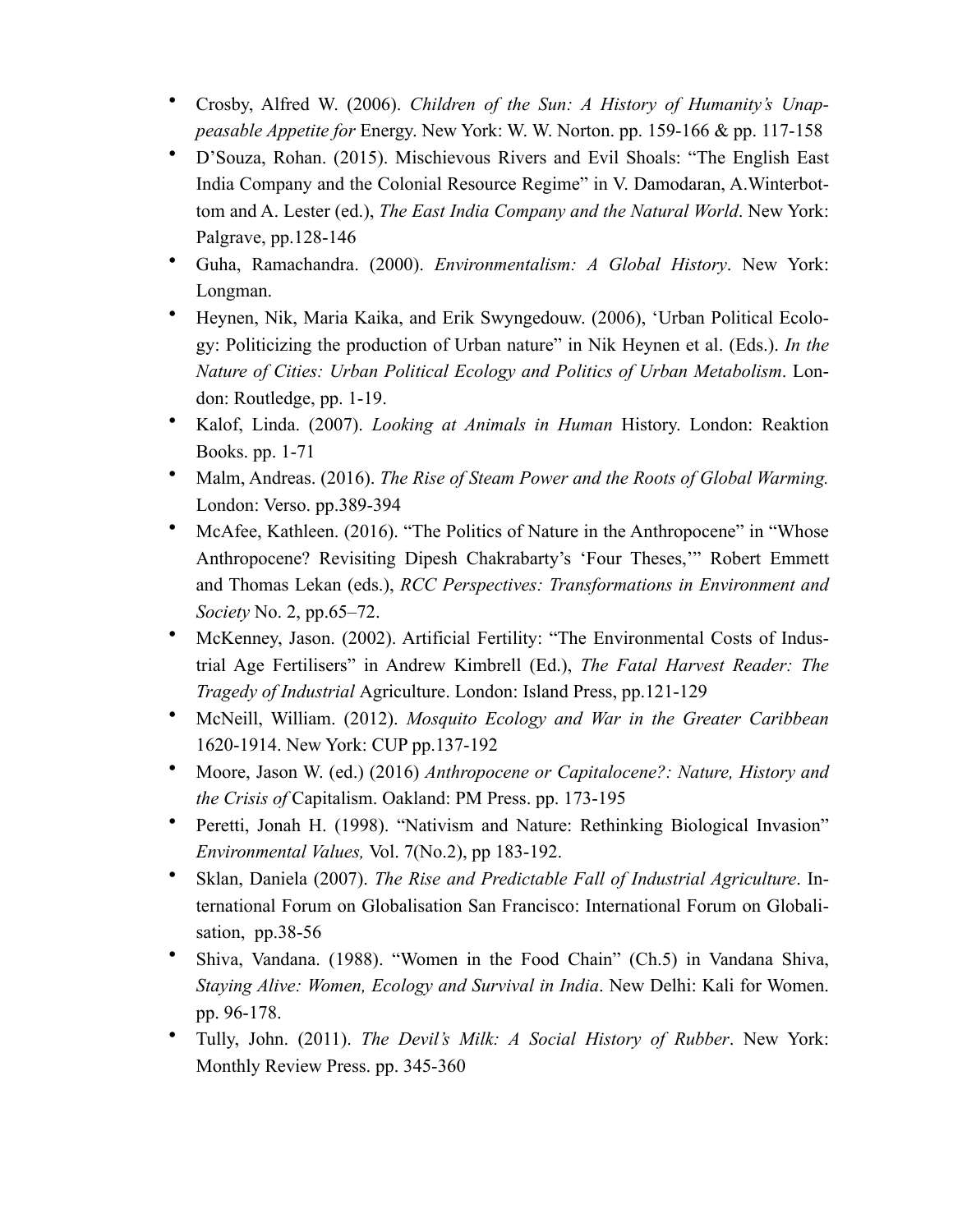- Crosby, Alfred W. (2006). *Children of the Sun: A History of Humanity's Unappeasable Appetite for* Energy. New York: W. W. Norton. pp. 159-166 & pp. 117-158
- D'Souza, Rohan. (2015). Mischievous Rivers and Evil Shoals: "The English East India Company and the Colonial Resource Regime" in V. Damodaran, A.Winterbottom and A. Lester (ed.), *The East India Company and the Natural World*. New York: Palgrave, pp.128-146
- Guha, Ramachandra. (2000). *Environmentalism: A Global History*. New York: Longman.
- Heynen, Nik, Maria Kaika, and Erik Swyngedouw. (2006), 'Urban Political Ecology: Politicizing the production of Urban nature" in Nik Heynen et al. (Eds.). *In the Nature of Cities: Urban Political Ecology and Politics of Urban Metabolism*. London: Routledge, pp. 1-19.
- Kalof, Linda. (2007). *Looking at Animals in Human* History. London: Reaktion Books. pp. 1-71
- Malm, Andreas. (2016). *The Rise of Steam Power and the Roots of Global Warming.* London: Verso. pp.389-394
- McAfee, Kathleen. (2016). "The Politics of Nature in the Anthropocene" in "Whose Anthropocene? Revisiting Dipesh Chakrabarty's 'Four Theses,'" Robert Emmett and Thomas Lekan (eds.), *RCC Perspectives: Transformations in Environment and Society* No. 2, pp.65–72.
- McKenney, Jason. (2002). Artificial Fertility: "The Environmental Costs of Industrial Age Fertilisers" in Andrew Kimbrell (Ed.), *The Fatal Harvest Reader: The Tragedy of Industrial* Agriculture. London: Island Press, pp.121-129
- McNeill, William. (2012). *Mosquito Ecology and War in the Greater Caribbean* 1620-1914. New York: CUP pp.137-192
- Moore, Jason W. (ed.) (2016) *Anthropocene or Capitalocene?: Nature, History and the Crisis of* Capitalism. Oakland: PM Press. pp. 173-195
- Peretti, Jonah H. (1998). "Nativism and Nature: Rethinking Biological Invasion" *Environmental Values,* Vol. 7(No.2), pp 183-192.
- Sklan, Daniela (2007). *The Rise and Predictable Fall of Industrial Agriculture*. International Forum on Globalisation San Francisco: International Forum on Globalisation, pp.38-56
- Shiva, Vandana. (1988). "Women in the Food Chain" (Ch.5) in Vandana Shiva, *Staying Alive: Women, Ecology and Survival in India*. New Delhi: Kali for Women. pp. 96-178.
- Tully, John. (2011). *The Devil's Milk: A Social History of Rubber*. New York: Monthly Review Press. pp. 345-360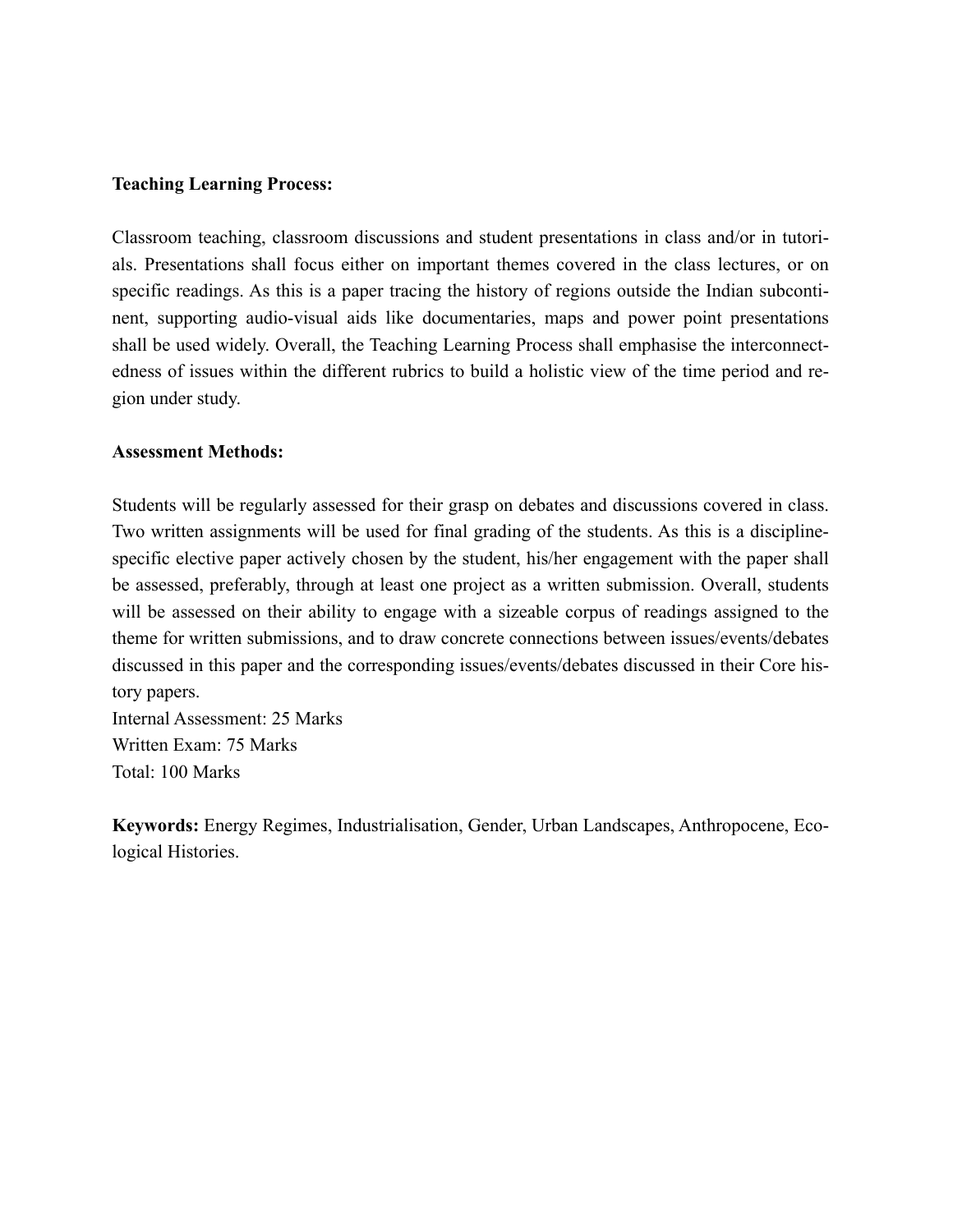**Teaching Learning Process:**

Classroom teaching, classroom discussions and student presentations in class and/or in tutorials. Presentations shall focus either on important themes covered in the class lectures, or on specific readings. As this is a paper tracing the history of regions outside the Indian subcontinent, supporting audio-visual aids like documentaries, maps and power point presentations shall be used widely. Overall, the Teaching Learning Process shall emphasise the interconnectedness of issues within the different rubrics to build a holistic view of the time period and region under study.

**Assessment Methods:**

Students will be regularly assessed for their grasp on debates and discussions covered in class. Two written assignments will be used for final grading of the students. As this is a discipline-specific elective paper actively chosen by the student, his/her engagement with the paper shall be assessed, preferably, through at least one project as a written submission. Overall, students will be assessed on their ability to engage with a sizeable corpus of readings assigned to the theme for written submissions, and to draw concrete connections between issues/events/debates discussed in this paper and the corresponding issues/events/debates discussed in their Core history papers.
Internal Assessment: 25 Marks
Written Exam: 75 Marks
Total: 100 Marks

**Keywords:** Energy Regimes, Industrialisation, Gender, Urban Landscapes, Anthropocene, Ecological Histories.